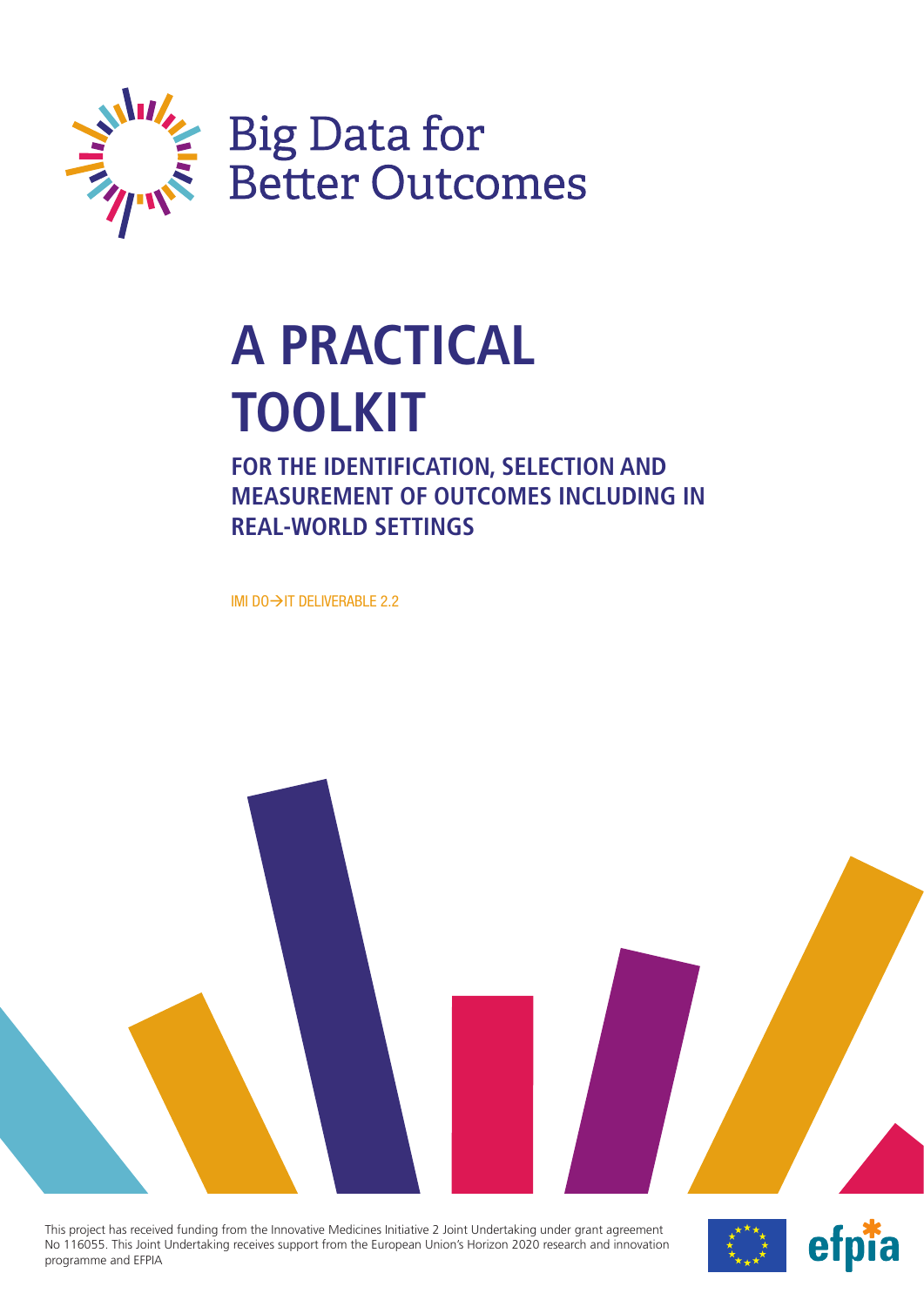Big Data for Better Outcomes

# A PRACTICAL TOOLKIT

## FOR THE IDENTIFICATION, SELECTION AND MEASUREMENT OF OUTCOMES INCLUDING IN REAL-WORLD SETTINGS

IMI DO→IT DELIVERABLE 2.2

This project has received funding from the Innovative Medicines Initiative 2 Joint Undertaking under grant agreement No 116055. This Joint Undertaking receives support from the European Union's Horizon 2020 research and innovation programme and EFPIA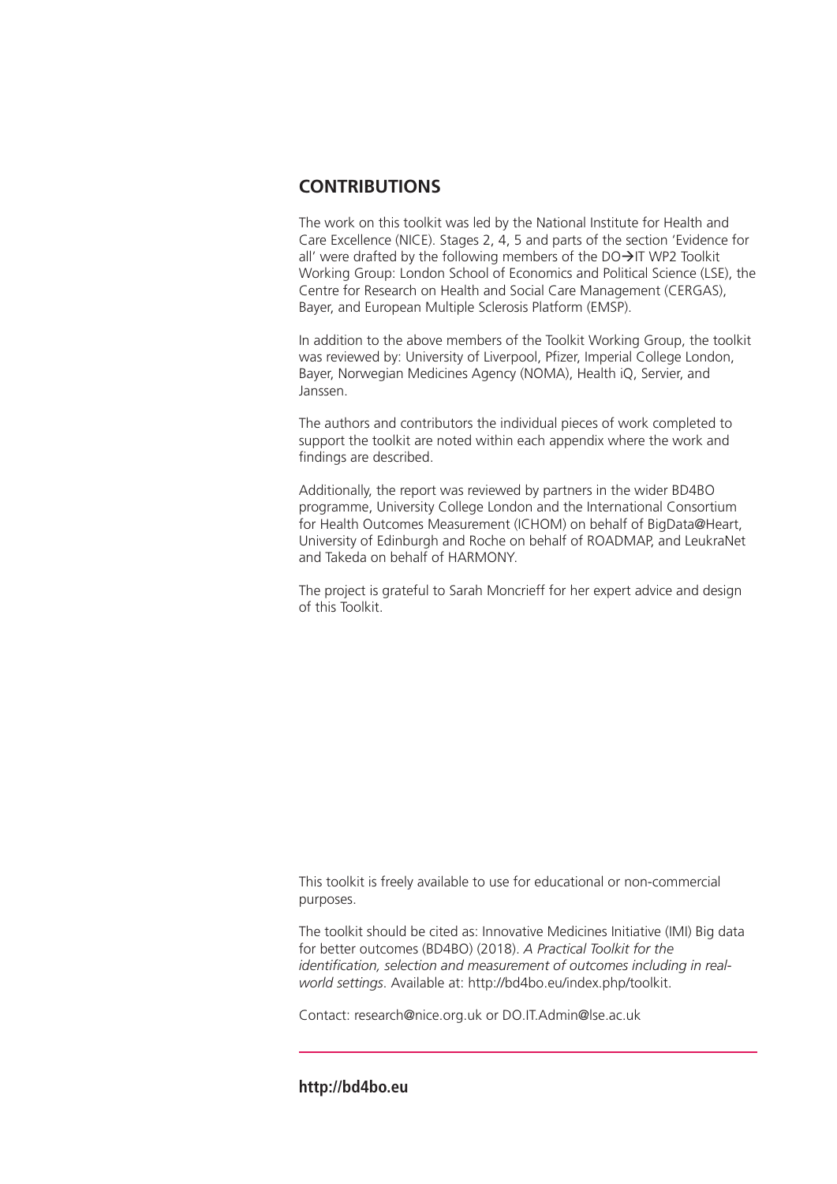## CONTRIBUTIONS

The work on this toolkit was led by the National Institute for Health and Care Excellence (NICE). Stages 2, 4, 5 and parts of the section 'Evidence for all' were drafted by the following members of the DO→IT WP2 Toolkit Working Group: London School of Economics and Political Science (LSE), the Centre for Research on Health and Social Care Management (CERGAS), Bayer, and European Multiple Sclerosis Platform (EMSP).

In addition to the above members of the Toolkit Working Group, the toolkit was reviewed by: University of Liverpool, Pfizer, Imperial College London, Bayer, Norwegian Medicines Agency (NOMA), Health iQ, Servier, and Janssen.

The authors and contributors the individual pieces of work completed to support the toolkit are noted within each appendix where the work and findings are described.

Additionally, the report was reviewed by partners in the wider BD4BO programme, University College London and the International Consortium for Health Outcomes Measurement (ICHOM) on behalf of BigData@Heart, University of Edinburgh and Roche on behalf of ROADMAP, and LeukraNet and Takeda on behalf of HARMONY.

The project is grateful to Sarah Moncrieff for her expert advice and design of this Toolkit.

This toolkit is freely available to use for educational or non-commercial purposes.

The toolkit should be cited as: Innovative Medicines Initiative (IMI) Big data for better outcomes (BD4BO) (2018). *A Practical Toolkit for the identification, selection and measurement of outcomes including in real-world settings*. Available at: http://bd4bo.eu/index.php/toolkit.

Contact: research@nice.org.uk or DO.IT.Admin@lse.ac.uk

**http://bd4bo.eu**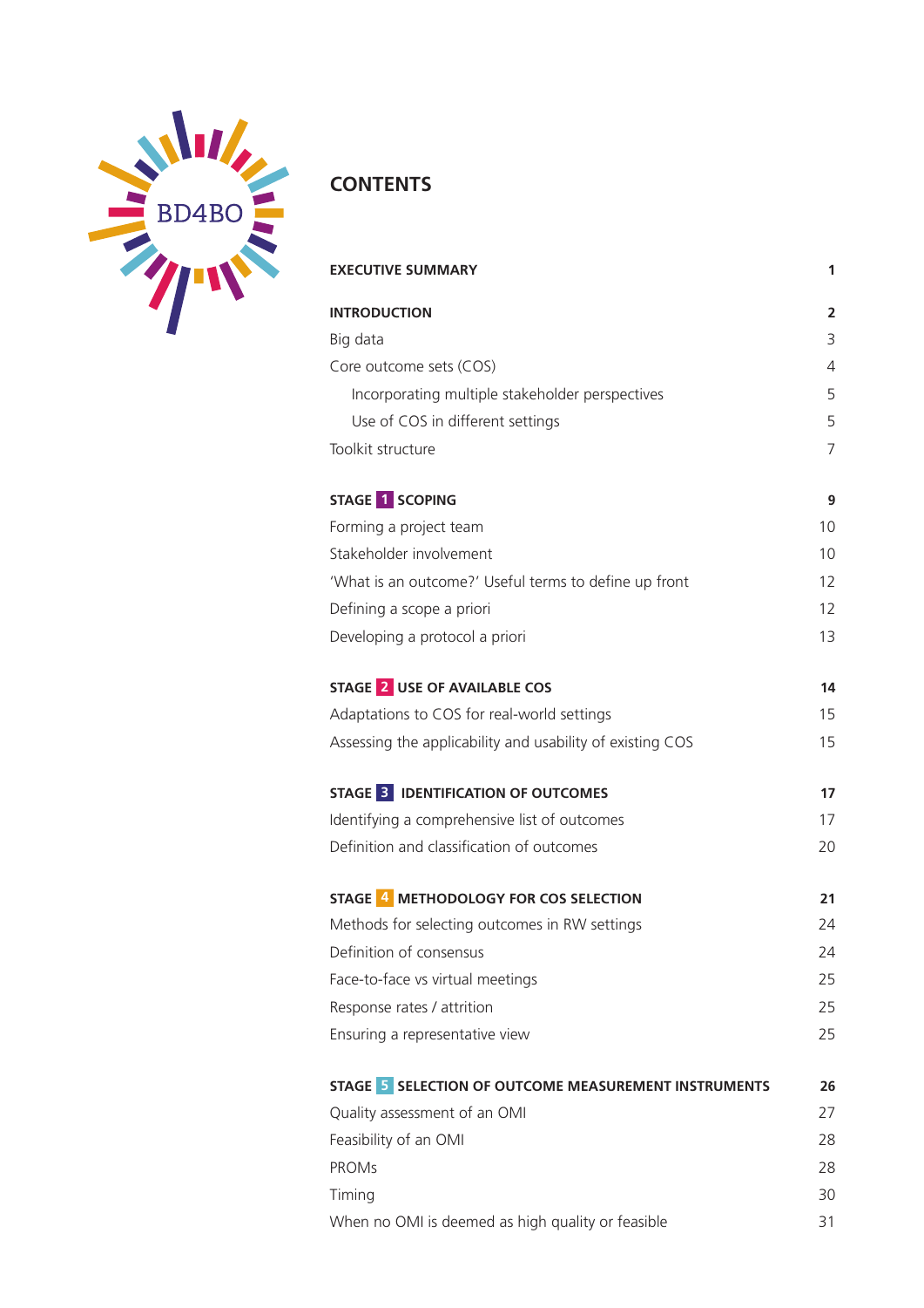BD4BO

# CONTENTS

| | |
|---|---|
| **EXECUTIVE SUMMARY** | **1** |
| **INTRODUCTION** | **2** |
| Big data | 3 |
| Core outcome sets (COS) | 4 |
| Incorporating multiple stakeholder perspectives | 5 |
| Use of COS in different settings | 5 |
| Toolkit structure | 7 |
| **STAGE 1 SCOPING** | **9** |
| Forming a project team | 10 |
| Stakeholder involvement | 10 |
| 'What is an outcome?' Useful terms to define up front | 12 |
| Defining a scope a priori | 12 |
| Developing a protocol a priori | 13 |
| **STAGE 2 USE OF AVAILABLE COS** | **14** |
| Adaptations to COS for real-world settings | 15 |
| Assessing the applicability and usability of existing COS | 15 |
| **STAGE 3 IDENTIFICATION OF OUTCOMES** | **17** |
| Identifying a comprehensive list of outcomes | 17 |
| Definition and classification of outcomes | 20 |
| **STAGE 4 METHODOLOGY FOR COS SELECTION** | **21** |
| Methods for selecting outcomes in RW settings | 24 |
| Definition of consensus | 24 |
| Face-to-face vs virtual meetings | 25 |
| Response rates / attrition | 25 |
| Ensuring a representative view | 25 |
| **STAGE 5 SELECTION OF OUTCOME MEASUREMENT INSTRUMENTS** | **26** |
| Quality assessment of an OMI | 27 |
| Feasibility of an OMI | 28 |
| PROMs | 28 |
| Timing | 30 |
| When no OMI is deemed as high quality or feasible | 31 |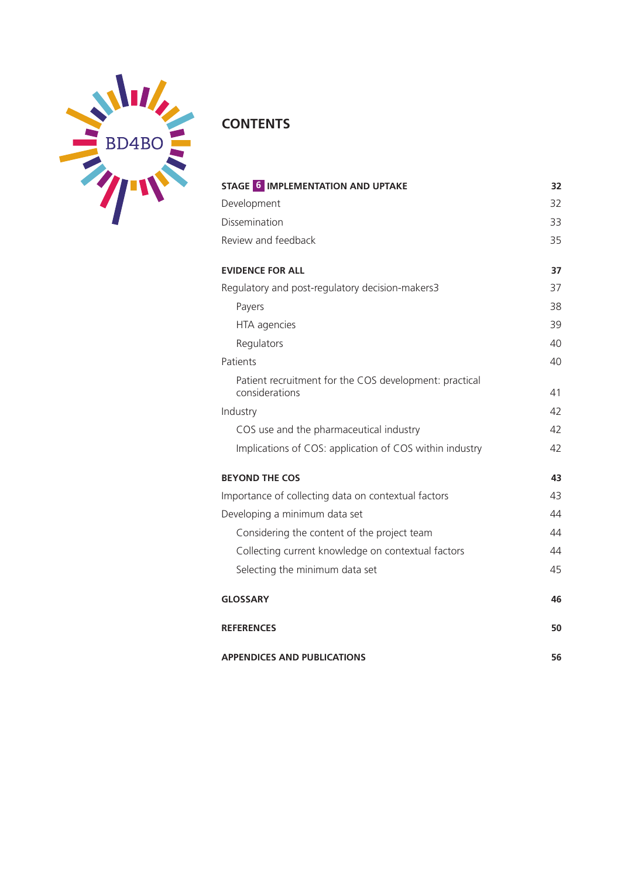## CONTENTS

| | |
|---|---|
| **STAGE 6 IMPLEMENTATION AND UPTAKE** | **32** |
| Development | 32 |
| Dissemination | 33 |
| Review and feedback | 35 |
| **EVIDENCE FOR ALL** | **37** |
| Regulatory and post-regulatory decision-makers3 | 37 |
| Payers | 38 |
| HTA agencies | 39 |
| Regulators | 40 |
| Patients | 40 |
| Patient recruitment for the COS development: practical considerations | 41 |
| Industry | 42 |
| COS use and the pharmaceutical industry | 42 |
| Implications of COS: application of COS within industry | 42 |
| **BEYOND THE COS** | **43** |
| Importance of collecting data on contextual factors | 43 |
| Developing a minimum data set | 44 |
| Considering the content of the project team | 44 |
| Collecting current knowledge on contextual factors | 44 |
| Selecting the minimum data set | 45 |
| **GLOSSARY** | **46** |
| **REFERENCES** | **50** |
| **APPENDICES AND PUBLICATIONS** | **56** |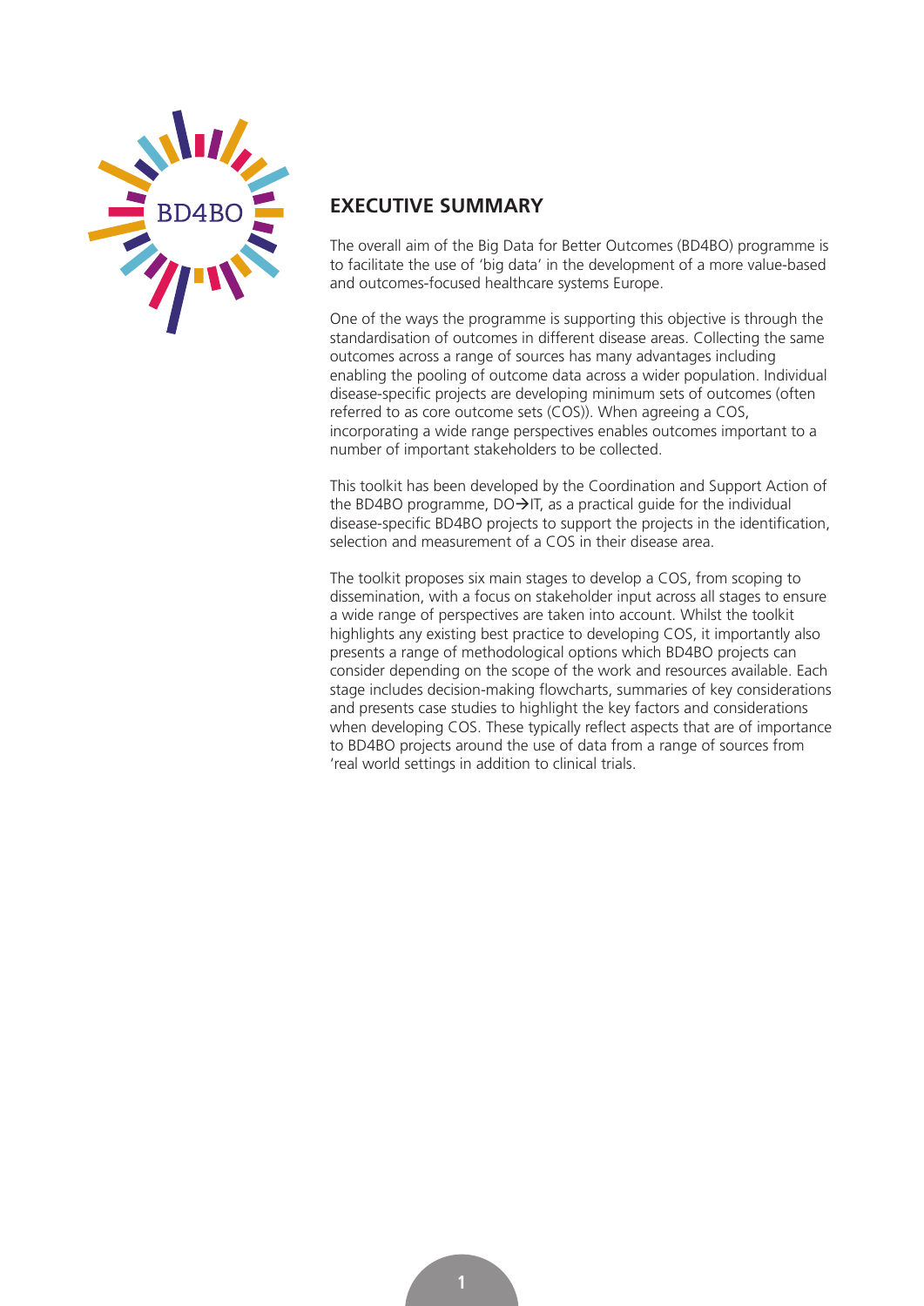## EXECUTIVE SUMMARY

The overall aim of the Big Data for Better Outcomes (BD4BO) programme is to facilitate the use of 'big data' in the development of a more value-based and outcomes-focused healthcare systems Europe.

One of the ways the programme is supporting this objective is through the standardisation of outcomes in different disease areas. Collecting the same outcomes across a range of sources has many advantages including enabling the pooling of outcome data across a wider population. Individual disease-specific projects are developing minimum sets of outcomes (often referred to as core outcome sets (COS)). When agreeing a COS, incorporating a wide range perspectives enables outcomes important to a number of important stakeholders to be collected.

This toolkit has been developed by the Coordination and Support Action of the BD4BO programme, DO→IT, as a practical guide for the individual disease-specific BD4BO projects to support the projects in the identification, selection and measurement of a COS in their disease area.

The toolkit proposes six main stages to develop a COS, from scoping to dissemination, with a focus on stakeholder input across all stages to ensure a wide range of perspectives are taken into account. Whilst the toolkit highlights any existing best practice to developing COS, it importantly also presents a range of methodological options which BD4BO projects can consider depending on the scope of the work and resources available. Each stage includes decision-making flowcharts, summaries of key considerations and presents case studies to highlight the key factors and considerations when developing COS. These typically reflect aspects that are of importance to BD4BO projects around the use of data from a range of sources from 'real world settings in addition to clinical trials.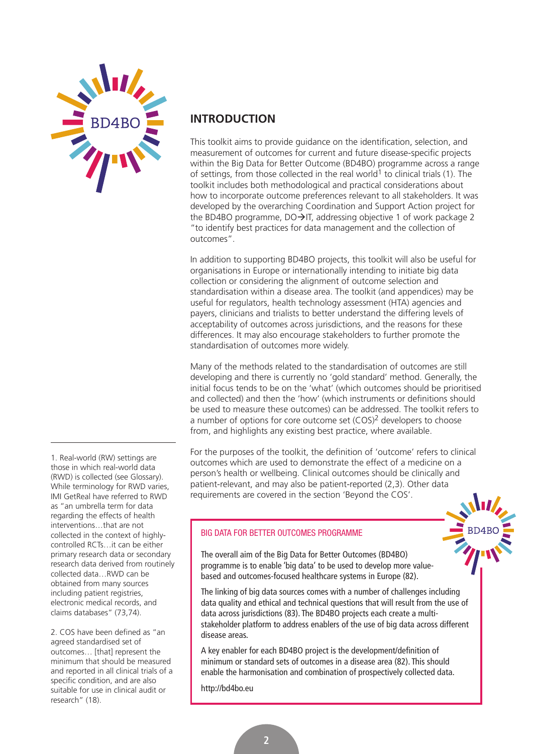## INTRODUCTION

This toolkit aims to provide guidance on the identification, selection, and measurement of outcomes for current and future disease-specific projects within the Big Data for Better Outcome (BD4BO) programme across a range of settings, from those collected in the real world[1] to clinical trials (1). The toolkit includes both methodological and practical considerations about how to incorporate outcome preferences relevant to all stakeholders. It was developed by the overarching Coordination and Support Action project for the BD4BO programme, DO→IT, addressing objective 1 of work package 2 "to identify best practices for data management and the collection of outcomes".

In addition to supporting BD4BO projects, this toolkit will also be useful for organisations in Europe or internationally intending to initiate big data collection or considering the alignment of outcome selection and standardisation within a disease area. The toolkit (and appendices) may be useful for regulators, health technology assessment (HTA) agencies and payers, clinicians and trialists to better understand the differing levels of acceptability of outcomes across jurisdictions, and the reasons for these differences. It may also encourage stakeholders to further promote the standardisation of outcomes more widely.

Many of the methods related to the standardisation of outcomes are still developing and there is currently no 'gold standard' method. Generally, the initial focus tends to be on the 'what' (which outcomes should be prioritised and collected) and then the 'how' (which instruments or definitions should be used to measure these outcomes) can be addressed. The toolkit refers to a number of options for core outcome set (COS)[2] developers to choose from, and highlights any existing best practice, where available.

For the purposes of the toolkit, the definition of 'outcome' refers to clinical outcomes which are used to demonstrate the effect of a medicine on a person's health or wellbeing. Clinical outcomes should be clinically and patient-relevant, and may also be patient-reported (2,3). Other data requirements are covered in the section 'Beyond the COS'.

> **BIG DATA FOR BETTER OUTCOMES PROGRAMME**
>
> The overall aim of the Big Data for Better Outcomes (BD4BO) programme is to enable 'big data' to be used to develop more value-based and outcomes-focused healthcare systems in Europe (82).
>
> The linking of big data sources comes with a number of challenges including data quality and ethical and technical questions that will result from the use of data across jurisdictions (83). The BD4BO projects each create a multi-stakeholder platform to address enablers of the use of big data across different disease areas.
>
> A key enabler for each BD4BO project is the development/definition of minimum or standard sets of outcomes in a disease area (82). This should enable the harmonisation and combination of prospectively collected data.
>
> http://bd4bo.eu

---

1. Real-world (RW) settings are those in which real-world data (RWD) is collected (see Glossary). While terminology for RWD varies, IMI GetReal have referred to RWD as "an umbrella term for data regarding the effects of health interventions…that are not collected in the context of highly-controlled RCTs…it can be either primary research data or secondary research data derived from routinely collected data…RWD can be obtained from many sources including patient registries, electronic medical records, and claims databases" (73,74).

2. COS have been defined as "an agreed standardised set of outcomes… [that] represent the minimum that should be measured and reported in all clinical trials of a specific condition, and are also suitable for use in clinical audit or research" (18).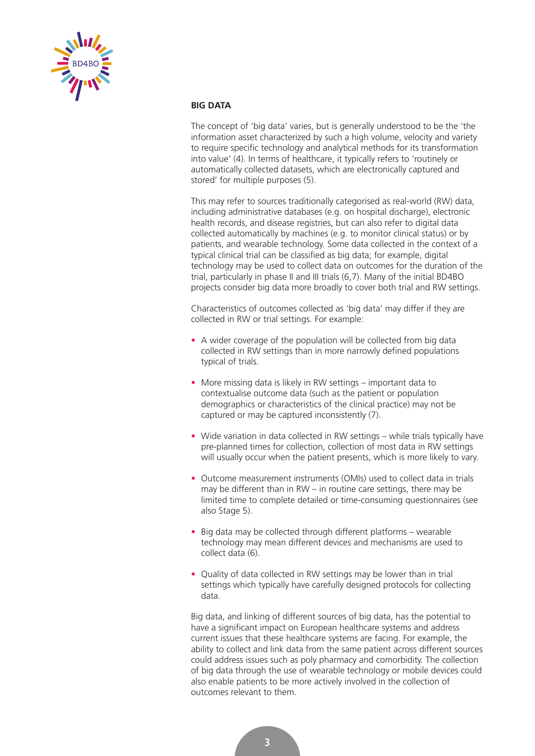## BIG DATA

The concept of 'big data' varies, but is generally understood to be the 'the information asset characterized by such a high volume, velocity and variety to require specific technology and analytical methods for its transformation into value' (4). In terms of healthcare, it typically refers to 'routinely or automatically collected datasets, which are electronically captured and stored' for multiple purposes (5).

This may refer to sources traditionally categorised as real-world (RW) data, including administrative databases (e.g. on hospital discharge), electronic health records, and disease registries, but can also refer to digital data collected automatically by machines (e.g. to monitor clinical status) or by patients, and wearable technology. Some data collected in the context of a typical clinical trial can be classified as big data; for example, digital technology may be used to collect data on outcomes for the duration of the trial, particularly in phase II and III trials (6,7). Many of the initial BD4BO projects consider big data more broadly to cover both trial and RW settings.

Characteristics of outcomes collected as 'big data' may differ if they are collected in RW or trial settings. For example:

- A wider coverage of the population will be collected from big data collected in RW settings than in more narrowly defined populations typical of trials.
- More missing data is likely in RW settings – important data to contextualise outcome data (such as the patient or population demographics or characteristics of the clinical practice) may not be captured or may be captured inconsistently (7).
- Wide variation in data collected in RW settings – while trials typically have pre-planned times for collection, collection of most data in RW settings will usually occur when the patient presents, which is more likely to vary.
- Outcome measurement instruments (OMIs) used to collect data in trials may be different than in RW – in routine care settings, there may be limited time to complete detailed or time-consuming questionnaires (see also Stage 5).
- Big data may be collected through different platforms – wearable technology may mean different devices and mechanisms are used to collect data (6).
- Quality of data collected in RW settings may be lower than in trial settings which typically have carefully designed protocols for collecting data.

Big data, and linking of different sources of big data, has the potential to have a significant impact on European healthcare systems and address current issues that these healthcare systems are facing. For example, the ability to collect and link data from the same patient across different sources could address issues such as poly pharmacy and comorbidity. The collection of big data through the use of wearable technology or mobile devices could also enable patients to be more actively involved in the collection of outcomes relevant to them.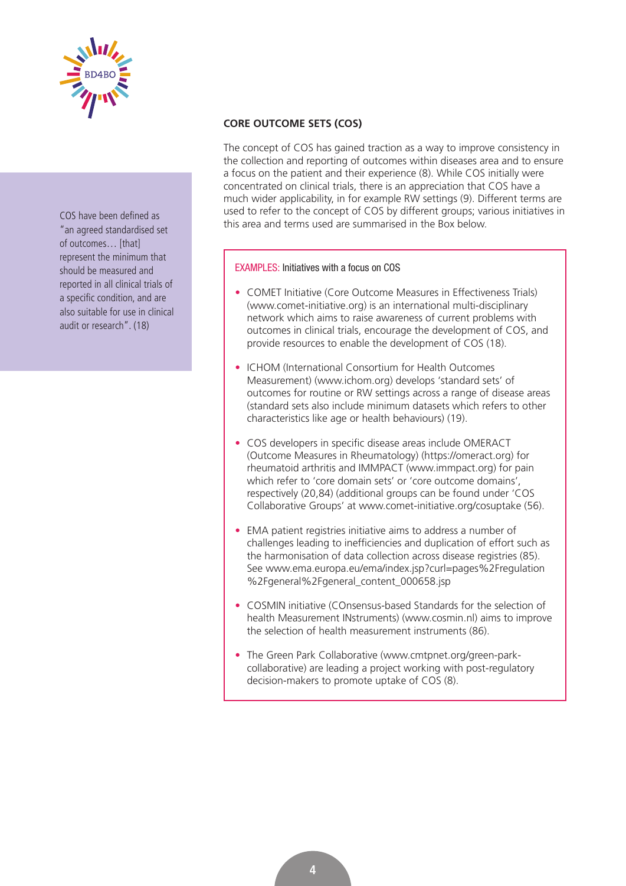## CORE OUTCOME SETS (COS)

The concept of COS has gained traction as a way to improve consistency in the collection and reporting of outcomes within diseases area and to ensure a focus on the patient and their experience (8). While COS initially were concentrated on clinical trials, there is an appreciation that COS have a much wider applicability, in for example RW settings (9). Different terms are used to refer to the concept of COS by different groups; various initiatives in this area and terms used are summarised in the Box below.

COS have been defined as "an agreed standardised set of outcomes… [that] represent the minimum that should be measured and reported in all clinical trials of a specific condition, and are also suitable for use in clinical audit or research". (18)

**EXAMPLES:** Initiatives with a focus on COS

- COMET Initiative (Core Outcome Measures in Effectiveness Trials) (www.comet-initiative.org) is an international multi-disciplinary network which aims to raise awareness of current problems with outcomes in clinical trials, encourage the development of COS, and provide resources to enable the development of COS (18).
- ICHOM (International Consortium for Health Outcomes Measurement) (www.ichom.org) develops 'standard sets' of outcomes for routine or RW settings across a range of disease areas (standard sets also include minimum datasets which refers to other characteristics like age or health behaviours) (19).
- COS developers in specific disease areas include OMERACT (Outcome Measures in Rheumatology) (https://omeract.org) for rheumatoid arthritis and IMMPACT (www.immpact.org) for pain which refer to 'core domain sets' or 'core outcome domains', respectively (20,84) (additional groups can be found under 'COS Collaborative Groups' at www.comet-initiative.org/cosuptake (56).
- EMA patient registries initiative aims to address a number of challenges leading to inefficiencies and duplication of effort such as the harmonisation of data collection across disease registries (85). See www.ema.europa.eu/ema/index.jsp?curl=pages%2Fregulation%2Fgeneral%2Fgeneral_content_000658.jsp
- COSMIN initiative (COnsensus-based Standards for the selection of health Measurement INstruments) (www.cosmin.nl) aims to improve the selection of health measurement instruments (86).
- The Green Park Collaborative (www.cmtpnet.org/green-park-collaborative) are leading a project working with post-regulatory decision-makers to promote uptake of COS (8).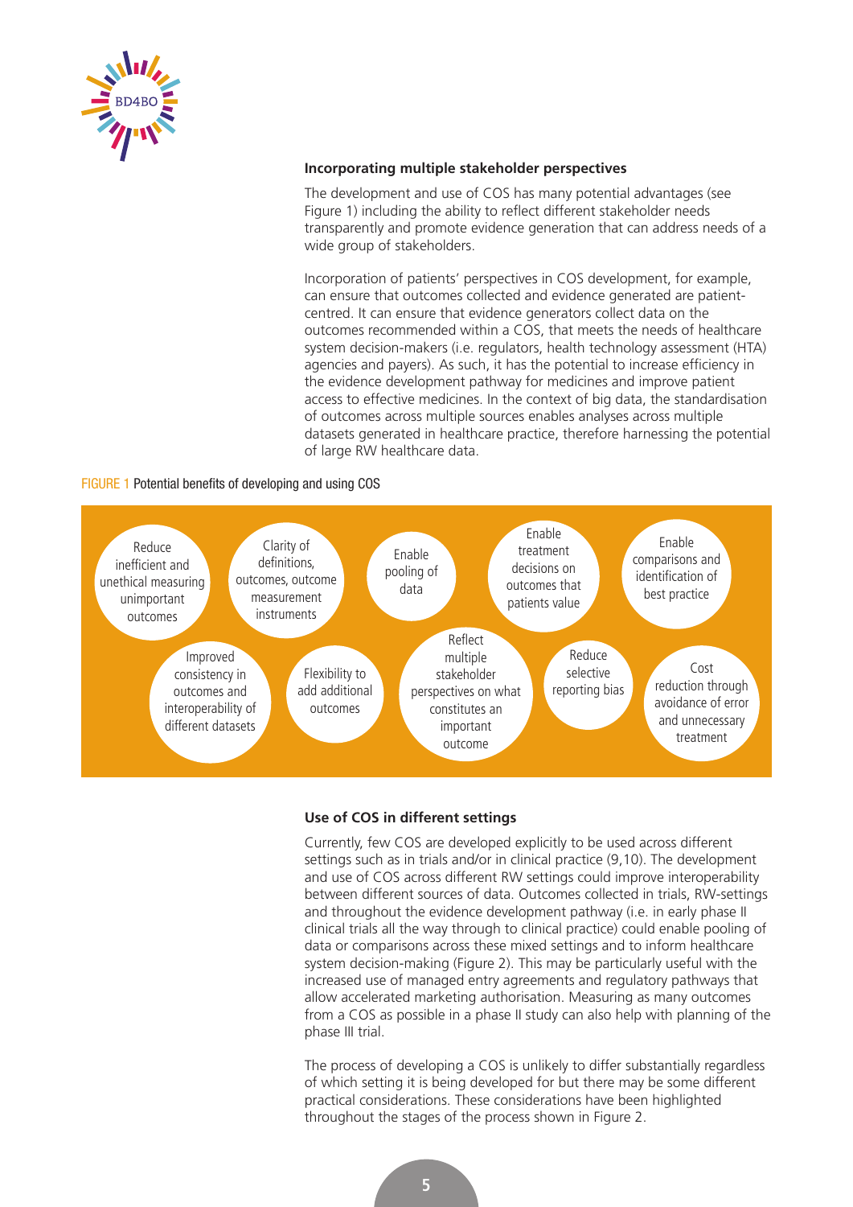### Incorporating multiple stakeholder perspectives

The development and use of COS has many potential advantages (see Figure 1) including the ability to reflect different stakeholder needs transparently and promote evidence generation that can address needs of a wide group of stakeholders.

Incorporation of patients' perspectives in COS development, for example, can ensure that outcomes collected and evidence generated are patient-centred. It can ensure that evidence generators collect data on the outcomes recommended within a COS, that meets the needs of healthcare system decision-makers (i.e. regulators, health technology assessment (HTA) agencies and payers). As such, it has the potential to increase efficiency in the evidence development pathway for medicines and improve patient access to effective medicines. In the context of big data, the standardisation of outcomes across multiple sources enables analyses across multiple datasets generated in healthcare practice, therefore harnessing the potential of large RW healthcare data.

FIGURE 1 Potential benefits of developing and using COS

- Reduce inefficient and unethical measuring unimportant outcomes
- Clarity of definitions, outcomes, outcome measurement instruments
- Enable pooling of data
- Enable treatment decisions on outcomes that patients value
- Enable comparisons and identification of best practice
- Improved consistency in outcomes and interoperability of different datasets
- Flexibility to add additional outcomes
- Reflect multiple stakeholder perspectives on what constitutes an important outcome
- Reduce selective reporting bias
- Cost reduction through avoidance of error and unnecessary treatment

### Use of COS in different settings

Currently, few COS are developed explicitly to be used across different settings such as in trials and/or in clinical practice (9,10). The development and use of COS across different RW settings could improve interoperability between different sources of data. Outcomes collected in trials, RW-settings and throughout the evidence development pathway (i.e. in early phase II clinical trials all the way through to clinical practice) could enable pooling of data or comparisons across these mixed settings and to inform healthcare system decision-making (Figure 2). This may be particularly useful with the increased use of managed entry agreements and regulatory pathways that allow accelerated marketing authorisation. Measuring as many outcomes from a COS as possible in a phase II study can also help with planning of the phase III trial.

The process of developing a COS is unlikely to differ substantially regardless of which setting it is being developed for but there may be some different practical considerations. These considerations have been highlighted throughout the stages of the process shown in Figure 2.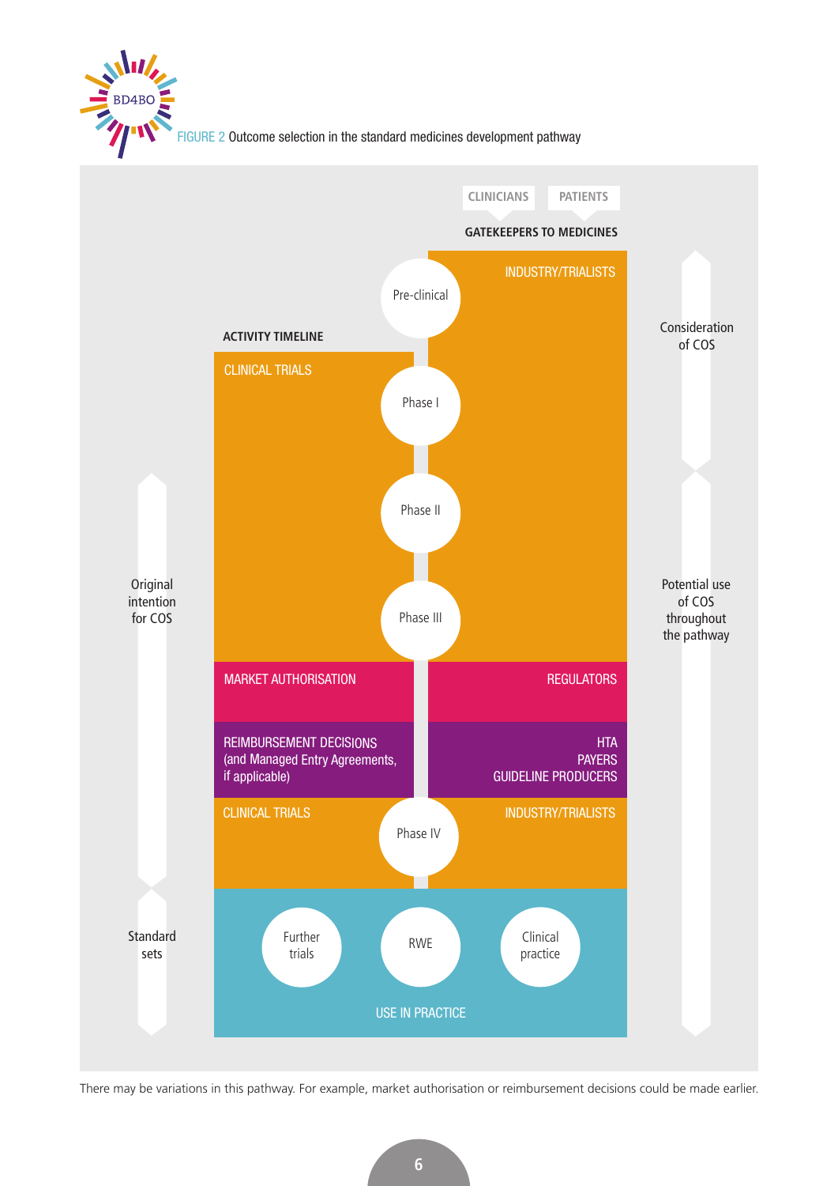FIGURE 2 Outcome selection in the standard medicines development pathway

CLINICIANS | PATIENTS

GATEKEEPERS TO MEDICINES

ACTIVITY TIMELINE

| Activity timeline | Stage | Gatekeepers to medicines |
|---|---|---|
| CLINICAL TRIALS | Pre-clinical | INDUSTRY/TRIALISTS |
| | Phase I | |
| | Phase II | |
| | Phase III | |
| MARKET AUTHORISATION | | REGULATORS |
| REIMBURSEMENT DECISIONS (and Managed Entry Agreements, if applicable) | | HTA, PAYERS, GUIDELINE PRODUCERS |
| CLINICAL TRIALS | Phase IV | INDUSTRY/TRIALISTS |
| USE IN PRACTICE | Further trials, RWE, Clinical practice | |

Original intention for COS

Standard sets

Consideration of COS

Potential use of COS throughout the pathway

There may be variations in this pathway. For example, market authorisation or reimbursement decisions could be made earlier.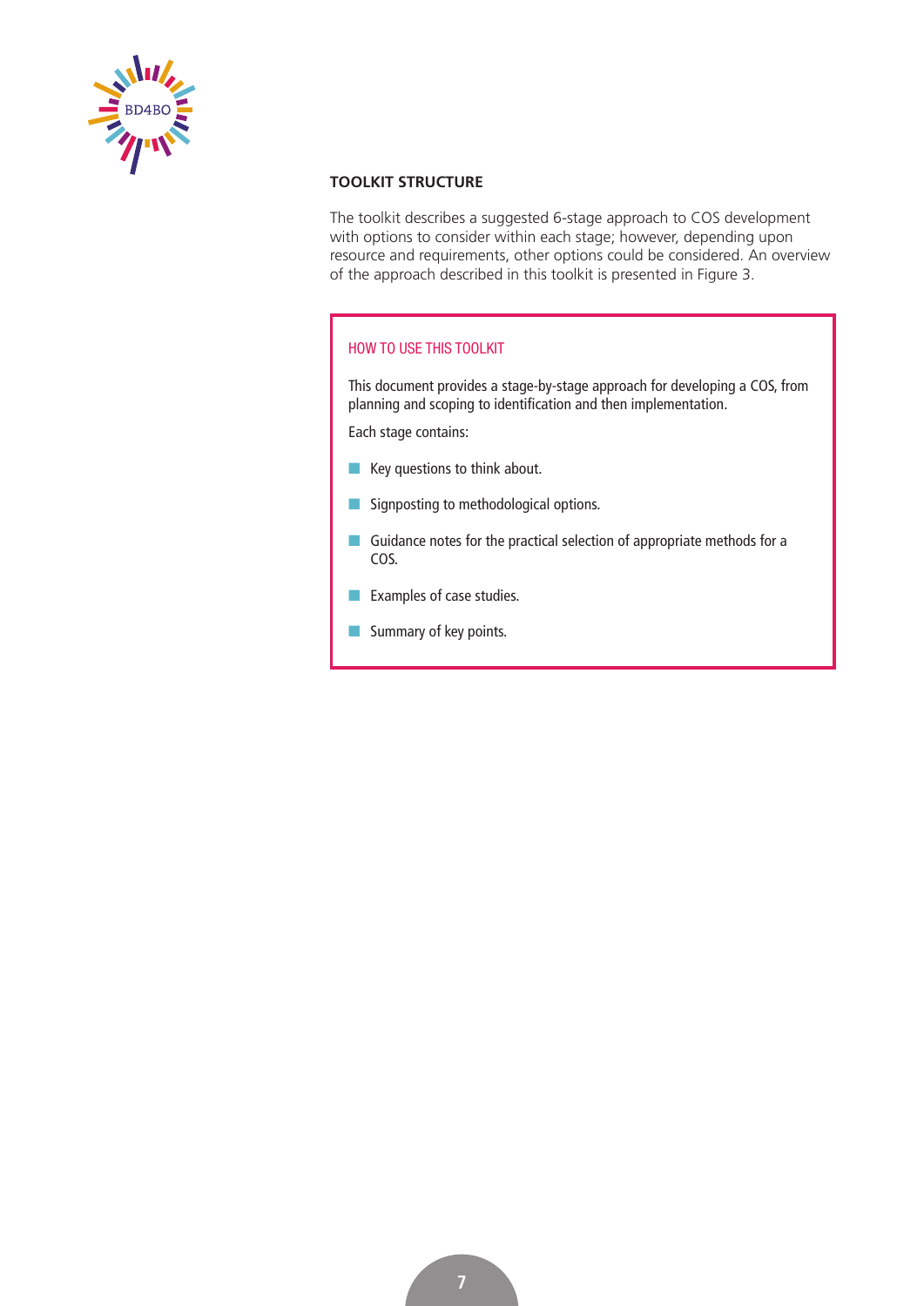## TOOLKIT STRUCTURE

The toolkit describes a suggested 6-stage approach to COS development with options to consider within each stage; however, depending upon resource and requirements, other options could be considered. An overview of the approach described in this toolkit is presented in Figure 3.

### HOW TO USE THIS TOOLKIT

This document provides a stage-by-stage approach for developing a COS, from planning and scoping to identification and then implementation.

Each stage contains:

- Key questions to think about.
- Signposting to methodological options.
- Guidance notes for the practical selection of appropriate methods for a COS.
- Examples of case studies.
- Summary of key points.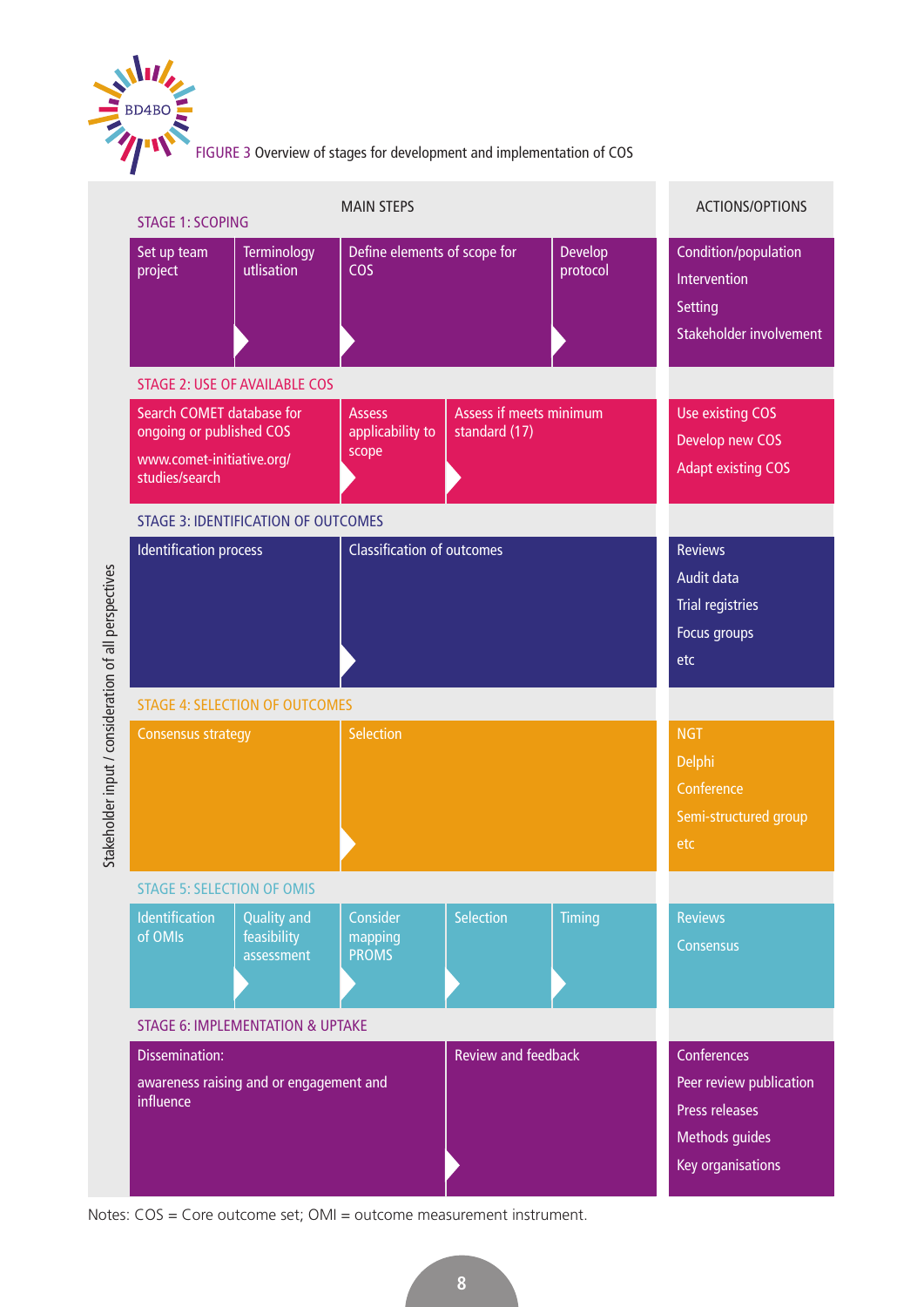FIGURE 3 Overview of stages for development and implementation of COS

*Stakeholder input / consideration of all perspectives*

| MAIN STEPS | ACTIONS/OPTIONS |
|---|---|
| **STAGE 1: SCOPING** | |
| Set up team project → Terminology utlisation → Define elements of scope for COS → Develop protocol | Condition/population; Intervention; Setting; Stakeholder involvement |
| **STAGE 2: USE OF AVAILABLE COS** | |
| Search COMET database for ongoing or published COS (www.comet-initiative.org/studies/search) → Assess applicability to scope → Assess if meets minimum standard (17) | Use existing COS; Develop new COS; Adapt existing COS |
| **STAGE 3: IDENTIFICATION OF OUTCOMES** | |
| Identification process → Classification of outcomes | Reviews; Audit data; Trial registries; Focus groups; etc |
| **STAGE 4: SELECTION OF OUTCOMES** | |
| Consensus strategy → Selection | NGT; Delphi; Conference; Semi-structured group; etc |
| **STAGE 5: SELECTION OF OMIS** | |
| Identification of OMIs → Quality and feasibility assessment → Consider mapping PROMS → Selection → Timing | Reviews; Consensus |
| **STAGE 6: IMPLEMENTATION & UPTAKE** | |
| Dissemination: awareness raising and or engagement and influence → Review and feedback | Conferences; Peer review publication; Press releases; Methods guides; Key organisations |

Notes: COS = Core outcome set; OMI = outcome measurement instrument.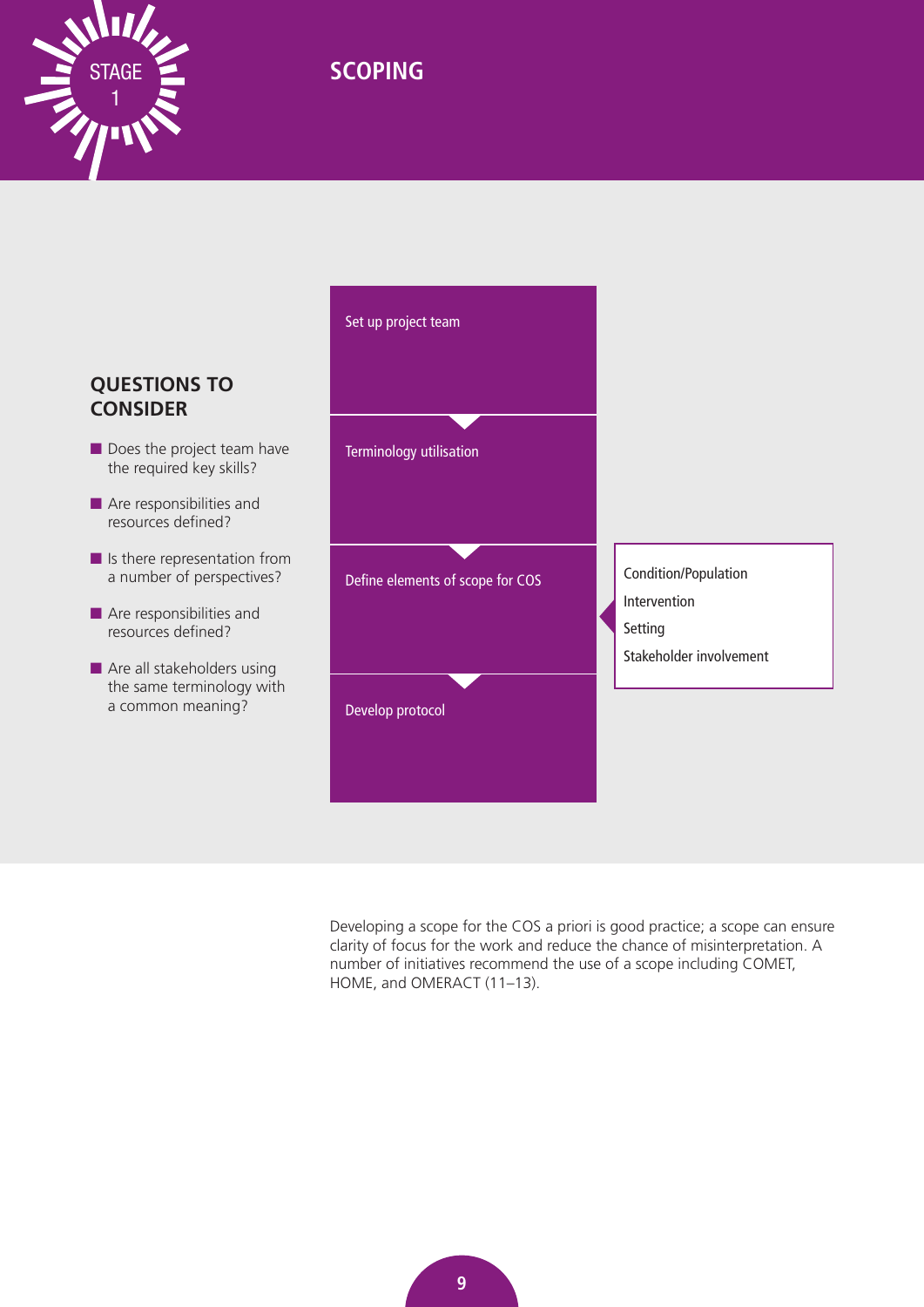# STAGE 1

## SCOPING

### QUESTIONS TO CONSIDER

- Does the project team have the required key skills?
- Are responsibilities and resources defined?
- Is there representation from a number of perspectives?
- Are responsibilities and resources defined?
- Are all stakeholders using the same terminology with a common meaning?

Set up project team

Terminology utilisation

Define elements of scope for COS

- Condition/Population
- Intervention
- Setting
- Stakeholder involvement

Develop protocol

Developing a scope for the COS a priori is good practice; a scope can ensure clarity of focus for the work and reduce the chance of misinterpretation. A number of initiatives recommend the use of a scope including COMET, HOME, and OMERACT (11–13).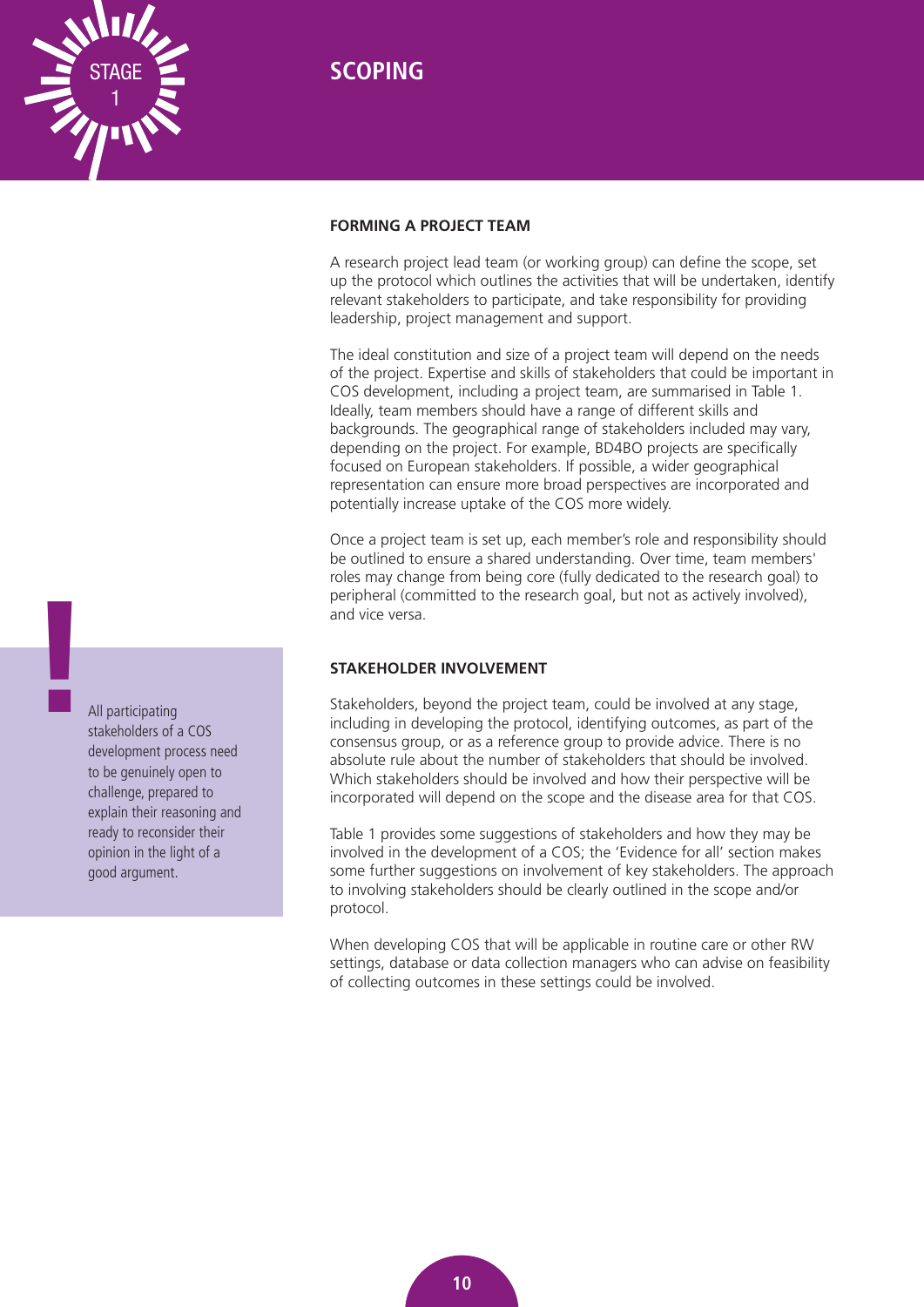# STAGE 1 SCOPING

## FORMING A PROJECT TEAM

A research project lead team (or working group) can define the scope, set up the protocol which outlines the activities that will be undertaken, identify relevant stakeholders to participate, and take responsibility for providing leadership, project management and support.

The ideal constitution and size of a project team will depend on the needs of the project. Expertise and skills of stakeholders that could be important in COS development, including a project team, are summarised in Table 1. Ideally, team members should have a range of different skills and backgrounds. The geographical range of stakeholders included may vary, depending on the project. For example, BD4BO projects are specifically focused on European stakeholders. If possible, a wider geographical representation can ensure more broad perspectives are incorporated and potentially increase uptake of the COS more widely.

Once a project team is set up, each member's role and responsibility should be outlined to ensure a shared understanding. Over time, team members' roles may change from being core (fully dedicated to the research goal) to peripheral (committed to the research goal, but not as actively involved), and vice versa.

> All participating stakeholders of a COS development process need to be genuinely open to challenge, prepared to explain their reasoning and ready to reconsider their opinion in the light of a good argument.

## STAKEHOLDER INVOLVEMENT

Stakeholders, beyond the project team, could be involved at any stage, including in developing the protocol, identifying outcomes, as part of the consensus group, or as a reference group to provide advice. There is no absolute rule about the number of stakeholders that should be involved. Which stakeholders should be involved and how their perspective will be incorporated will depend on the scope and the disease area for that COS.

Table 1 provides some suggestions of stakeholders and how they may be involved in the development of a COS; the 'Evidence for all' section makes some further suggestions on involvement of key stakeholders. The approach to involving stakeholders should be clearly outlined in the scope and/or protocol.

When developing COS that will be applicable in routine care or other RW settings, database or data collection managers who can advise on feasibility of collecting outcomes in these settings could be involved.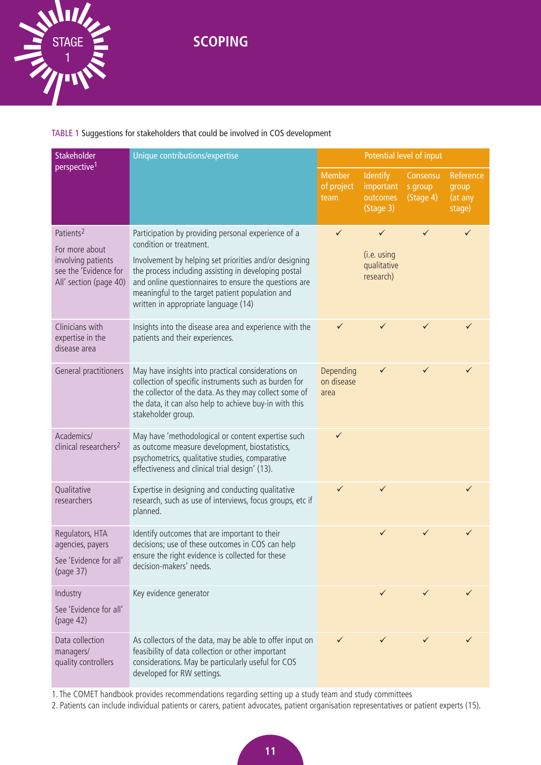STAGE 1

# SCOPING

TABLE 1 Suggestions for stakeholders that could be involved in COS development

| Stakeholder perspective[1] | Unique contributions/expertise | Potential level of input | | | |
|---|---|---|---|---|---|
| | | Member of project team | Identify important outcomes (Stage 3) | Consensus group (Stage 4) | Reference group (at any stage) |
| Patients[2]<br><br>For more about involving patients see the 'Evidence for All' section (page 40) | Participation by providing personal experience of a condition or treatment.<br><br>Involvement by helping set priorities and/or designing the process including assisting in developing postal and online questionnaires to ensure the questions are meaningful to the target patient population and written in appropriate language (14) | ✓ | ✓<br><br>(i.e. using qualitative research) | ✓ | ✓ |
| Clinicians with expertise in the disease area | Insights into the disease area and experience with the patients and their experiences. | ✓ | ✓ | ✓ | ✓ |
| General practitioners | May have insights into practical considerations on collection of specific instruments such as burden for the collector of the data. As they may collect some of the data, it can also help to achieve buy-in with this stakeholder group. | Depending on disease area | ✓ | ✓ | ✓ |
| Academics/ clinical researchers[2] | May have 'methodological or content expertise such as outcome measure development, biostatistics, psychometrics, qualitative studies, comparative effectiveness and clinical trial design' (13). | ✓ | | | |
| Qualitative researchers | Expertise in designing and conducting qualitative research, such as use of interviews, focus groups, etc if planned. | ✓ | ✓ | | ✓ |
| Regulators, HTA agencies, payers<br><br>See 'Evidence for all' (page 37) | Identify outcomes that are important to their decisions; use of these outcomes in COS can help ensure the right evidence is collected for these decision-makers' needs. | | ✓ | ✓ | ✓ |
| Industry<br><br>See 'Evidence for all' (page 42) | Key evidence generator | | ✓ | ✓ | ✓ |
| Data collection managers/ quality controllers | As collectors of the data, may be able to offer input on feasibility of data collection or other important considerations. May be particularly useful for COS developed for RW settings. | ✓ | ✓ | ✓ | ✓ |

1. The COMET handbook provides recommendations regarding setting up a study team and study committees
2. Patients can include individual patients or carers, patient advocates, patient organisation representatives or patient experts (15).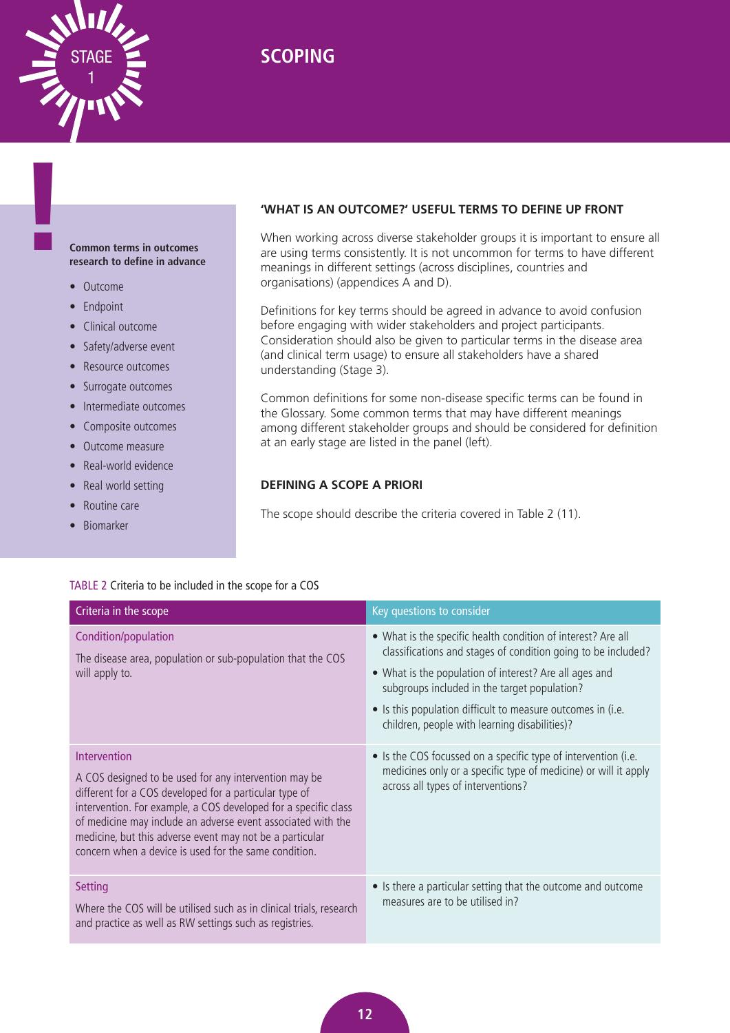# STAGE 1 SCOPING

**Common terms in outcomes research to define in advance**

- Outcome
- Endpoint
- Clinical outcome
- Safety/adverse event
- Resource outcomes
- Surrogate outcomes
- Intermediate outcomes
- Composite outcomes
- Outcome measure
- Real-world evidence
- Real world setting
- Routine care
- Biomarker

## 'WHAT IS AN OUTCOME?' USEFUL TERMS TO DEFINE UP FRONT

When working across diverse stakeholder groups it is important to ensure all are using terms consistently. It is not uncommon for terms to have different meanings in different settings (across disciplines, countries and organisations) (appendices A and D).

Definitions for key terms should be agreed in advance to avoid confusion before engaging with wider stakeholders and project participants. Consideration should also be given to particular terms in the disease area (and clinical term usage) to ensure all stakeholders have a shared understanding (Stage 3).

Common definitions for some non-disease specific terms can be found in the Glossary. Some common terms that may have different meanings among different stakeholder groups and should be considered for definition at an early stage are listed in the panel (left).

## DEFINING A SCOPE A PRIORI

The scope should describe the criteria covered in Table 2 (11).

TABLE 2 Criteria to be included in the scope for a COS

| Criteria in the scope | Key questions to consider |
|---|---|
| **Condition/population**<br>The disease area, population or sub-population that the COS will apply to. | • What is the specific health condition of interest? Are all classifications and stages of condition going to be included?<br>• What is the population of interest? Are all ages and subgroups included in the target population?<br>• Is this population difficult to measure outcomes in (i.e. children, people with learning disabilities)? |
| **Intervention**<br>A COS designed to be used for any intervention may be different for a COS developed for a particular type of intervention. For example, a COS developed for a specific class of medicine may include an adverse event associated with the medicine, but this adverse event may not be a particular concern when a device is used for the same condition. | • Is the COS focussed on a specific type of intervention (i.e. medicines only or a specific type of medicine) or will it apply across all types of interventions? |
| **Setting**<br>Where the COS will be utilised such as in clinical trials, research and practice as well as RW settings such as registries. | • Is there a particular setting that the outcome and outcome measures are to be utilised in? |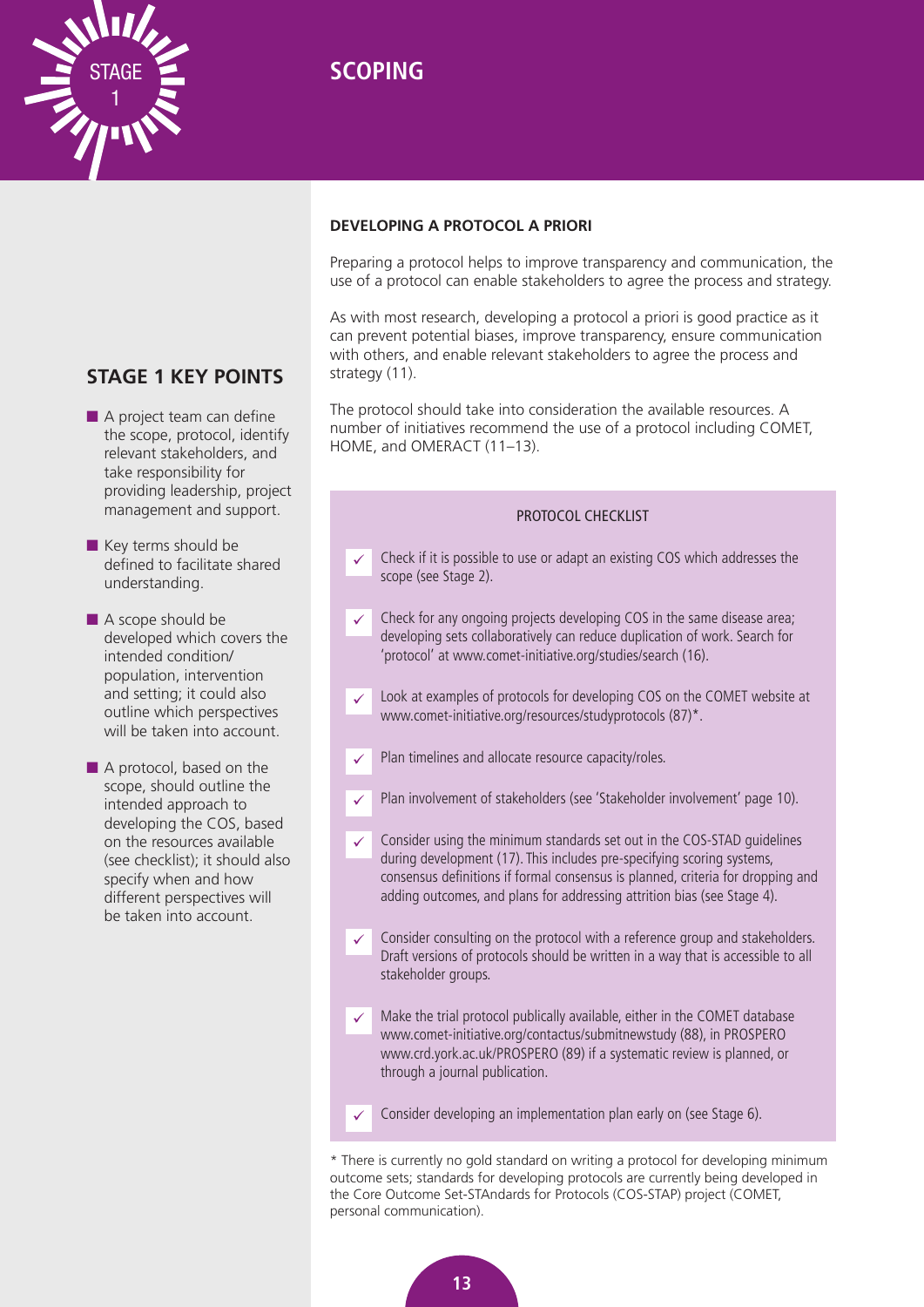# SCOPING

## STAGE 1 KEY POINTS

- A project team can define the scope, protocol, identify relevant stakeholders, and take responsibility for providing leadership, project management and support.
- Key terms should be defined to facilitate shared understanding.
- A scope should be developed which covers the intended condition/ population, intervention and setting; it could also outline which perspectives will be taken into account.
- A protocol, based on the scope, should outline the intended approach to developing the COS, based on the resources available (see checklist); it should also specify when and how different perspectives will be taken into account.

### DEVELOPING A PROTOCOL A PRIORI

Preparing a protocol helps to improve transparency and communication, the use of a protocol can enable stakeholders to agree the process and strategy.

As with most research, developing a protocol a priori is good practice as it can prevent potential biases, improve transparency, ensure communication with others, and enable relevant stakeholders to agree the process and strategy (11).

The protocol should take into consideration the available resources. A number of initiatives recommend the use of a protocol including COMET, HOME, and OMERACT (11–13).

**PROTOCOL CHECKLIST**

- ✓ Check if it is possible to use or adapt an existing COS which addresses the scope (see Stage 2).
- ✓ Check for any ongoing projects developing COS in the same disease area; developing sets collaboratively can reduce duplication of work. Search for 'protocol' at www.comet-initiative.org/studies/search (16).
- ✓ Look at examples of protocols for developing COS on the COMET website at www.comet-initiative.org/resources/studyprotocols (87)*.
- ✓ Plan timelines and allocate resource capacity/roles.
- ✓ Plan involvement of stakeholders (see 'Stakeholder involvement' page 10).
- ✓ Consider using the minimum standards set out in the COS-STAD guidelines during development (17). This includes pre-specifying scoring systems, consensus definitions if formal consensus is planned, criteria for dropping and adding outcomes, and plans for addressing attrition bias (see Stage 4).
- ✓ Consider consulting on the protocol with a reference group and stakeholders. Draft versions of protocols should be written in a way that is accessible to all stakeholder groups.
- ✓ Make the trial protocol publically available, either in the COMET database www.comet-initiative.org/contactus/submitnewstudy (88), in PROSPERO www.crd.york.ac.uk/PROSPERO (89) if a systematic review is planned, or through a journal publication.
- ✓ Consider developing an implementation plan early on (see Stage 6).

* There is currently no gold standard on writing a protocol for developing minimum outcome sets; standards for developing protocols are currently being developed in the Core Outcome Set-STAndards for Protocols (COS-STAP) project (COMET, personal communication).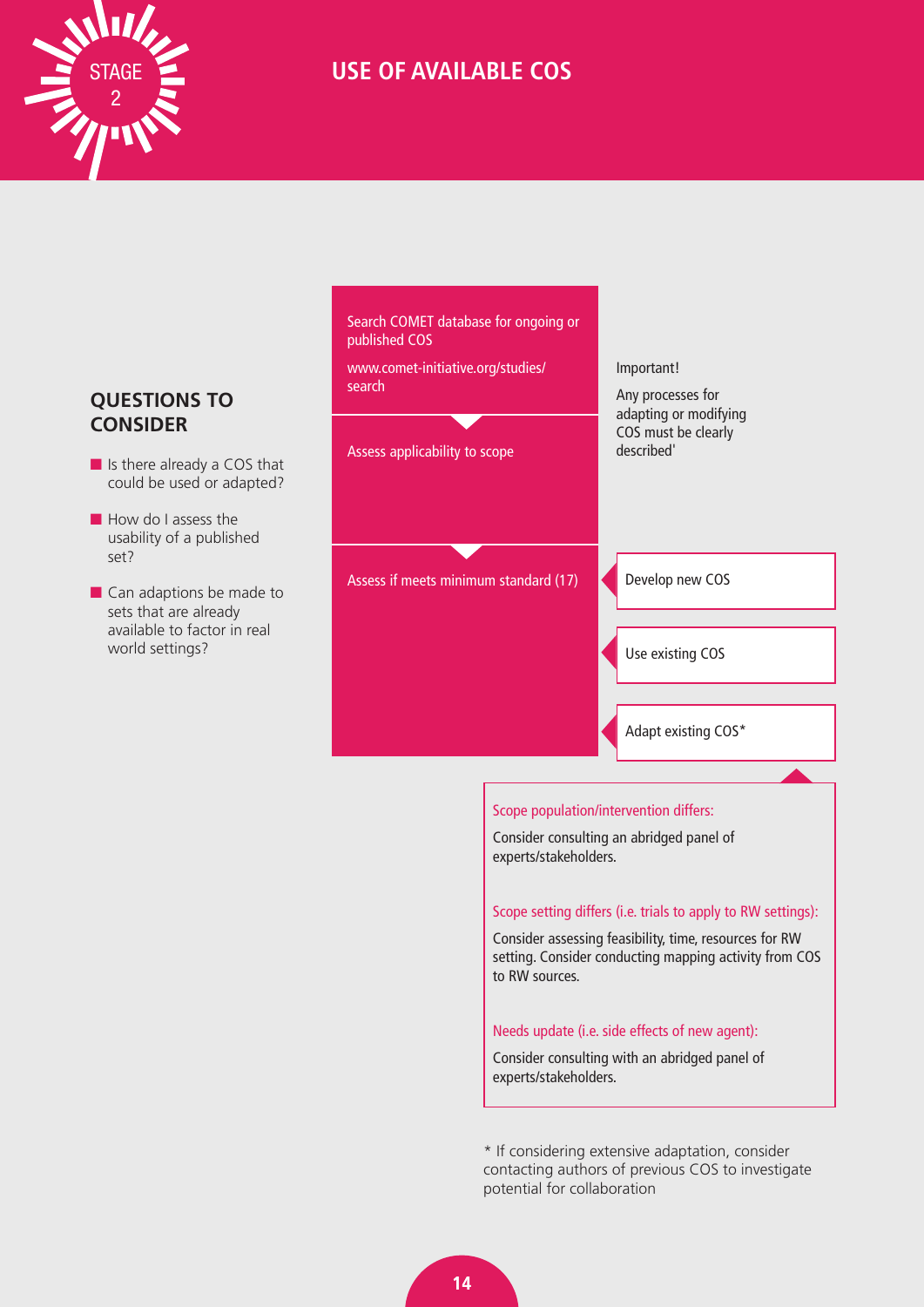# STAGE 2

## USE OF AVAILABLE COS

### QUESTIONS TO CONSIDER

- Is there already a COS that could be used or adapted?
- How do I assess the usability of a published set?
- Can adaptions be made to sets that are already available to factor in real world settings?

Search COMET database for ongoing or published COS

www.comet-initiative.org/studies/search

Assess applicability to scope

Assess if meets minimum standard (17)

Important!

Any processes for adapting or modifying COS must be clearly described'

- Develop new COS
- Use existing COS
- Adapt existing COS*

Scope population/intervention differs:

Consider consulting an abridged panel of experts/stakeholders.

Scope setting differs (i.e. trials to apply to RW settings):

Consider assessing feasibility, time, resources for RW setting. Consider conducting mapping activity from COS to RW sources.

Needs update (i.e. side effects of new agent):

Consider consulting with an abridged panel of experts/stakeholders.

* If considering extensive adaptation, consider contacting authors of previous COS to investigate potential for collaboration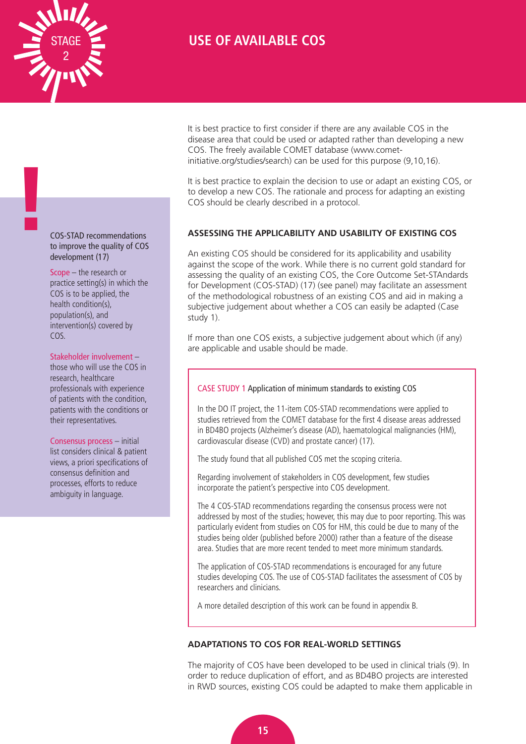# STAGE 2

# USE OF AVAILABLE COS

It is best practice to first consider if there are any available COS in the disease area that could be used or adapted rather than developing a new COS. The freely available COMET database (www.comet-initiative.org/studies/search) can be used for this purpose (9,10,16).

It is best practice to explain the decision to use or adapt an existing COS, or to develop a new COS. The rationale and process for adapting an existing COS should be clearly described in a protocol.

> **COS-STAD recommendations to improve the quality of COS development (17)**
>
> **Scope** – the research or practice setting(s) in which the COS is to be applied, the health condition(s), population(s), and intervention(s) covered by COS.
>
> **Stakeholder involvement** – those who will use the COS in research, healthcare professionals with experience of patients with the condition, patients with the conditions or their representatives.
>
> **Consensus process** – initial list considers clinical & patient views, a priori specifications of consensus definition and processes, efforts to reduce ambiguity in language.

## ASSESSING THE APPLICABILITY AND USABILITY OF EXISTING COS

An existing COS should be considered for its applicability and usability against the scope of the work. While there is no current gold standard for assessing the quality of an existing COS, the Core Outcome Set-STAndards for Development (COS-STAD) (17) (see panel) may facilitate an assessment of the methodological robustness of an existing COS and aid in making a subjective judgement about whether a COS can easily be adapted (Case study 1).

If more than one COS exists, a subjective judgement about which (if any) are applicable and usable should be made.

> **CASE STUDY 1** Application of minimum standards to existing COS
>
> In the DO IT project, the 11-item COS-STAD recommendations were applied to studies retrieved from the COMET database for the first 4 disease areas addressed in BD4BO projects (Alzheimer's disease (AD), haematological malignancies (HM), cardiovascular disease (CVD) and prostate cancer) (17).
>
> The study found that all published COS met the scoping criteria.
>
> Regarding involvement of stakeholders in COS development, few studies incorporate the patient's perspective into COS development.
>
> The 4 COS-STAD recommendations regarding the consensus process were not addressed by most of the studies; however, this may due to poor reporting. This was particularly evident from studies on COS for HM, this could be due to many of the studies being older (published before 2000) rather than a feature of the disease area. Studies that are more recent tended to meet more minimum standards.
>
> The application of COS-STAD recommendations is encouraged for any future studies developing COS. The use of COS-STAD facilitates the assessment of COS by researchers and clinicians.
>
> A more detailed description of this work can be found in appendix B.

## ADAPTATIONS TO COS FOR REAL-WORLD SETTINGS

The majority of COS have been developed to be used in clinical trials (9). In order to reduce duplication of effort, and as BD4BO projects are interested in RWD sources, existing COS could be adapted to make them applicable in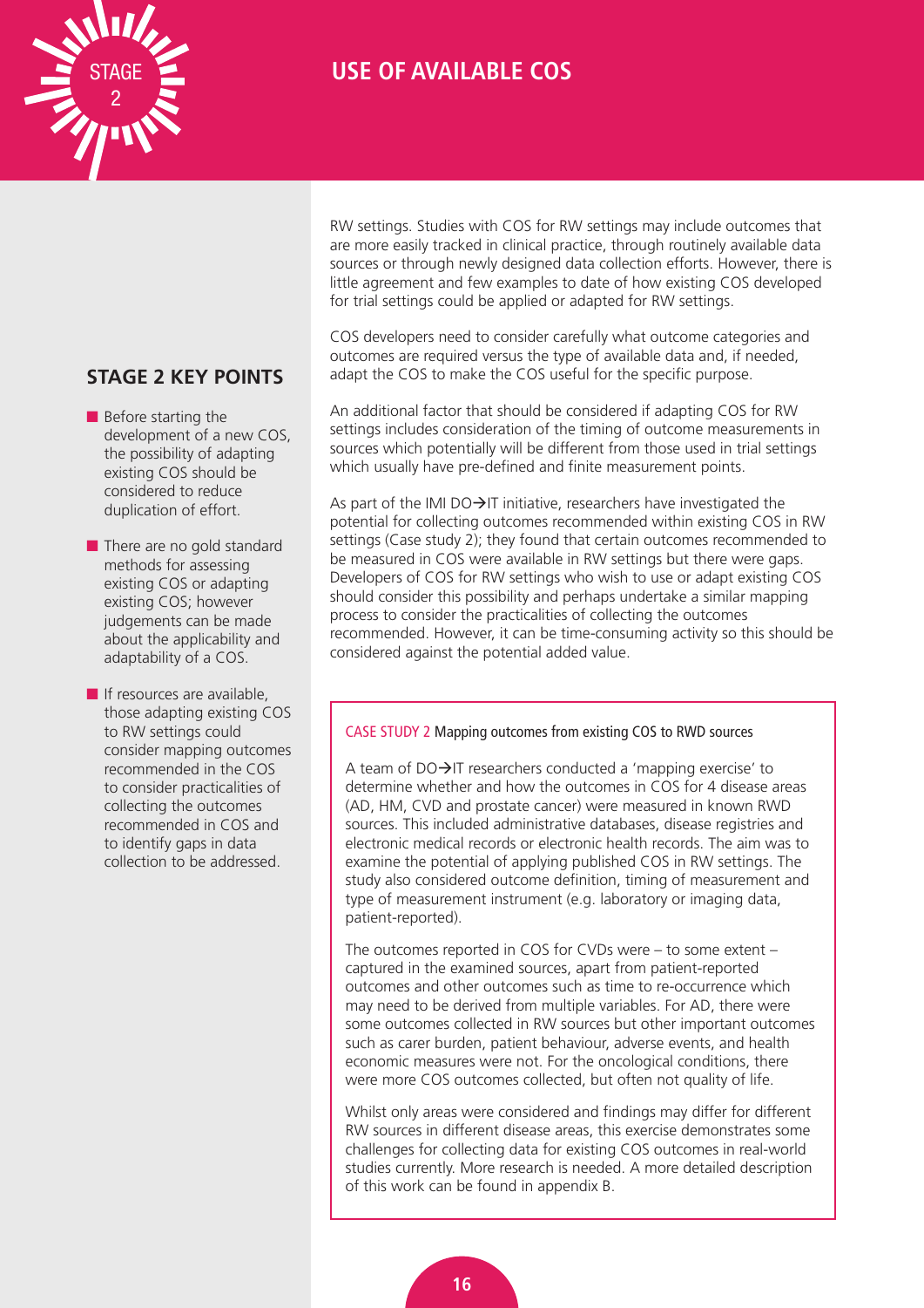# USE OF AVAILABLE COS

RW settings. Studies with COS for RW settings may include outcomes that are more easily tracked in clinical practice, through routinely available data sources or through newly designed data collection efforts. However, there is little agreement and few examples to date of how existing COS developed for trial settings could be applied or adapted for RW settings.

COS developers need to consider carefully what outcome categories and outcomes are required versus the type of available data and, if needed, adapt the COS to make the COS useful for the specific purpose.

An additional factor that should be considered if adapting COS for RW settings includes consideration of the timing of outcome measurements in sources which potentially will be different from those used in trial settings which usually have pre-defined and finite measurement points.

As part of the IMI DO→IT initiative, researchers have investigated the potential for collecting outcomes recommended within existing COS in RW settings (Case study 2); they found that certain outcomes recommended to be measured in COS were available in RW settings but there were gaps. Developers of COS for RW settings who wish to use or adapt existing COS should consider this possibility and perhaps undertake a similar mapping process to consider the practicalities of collecting the outcomes recommended. However, it can be time-consuming activity so this should be considered against the potential added value.

## STAGE 2 KEY POINTS

- Before starting the development of a new COS, the possibility of adapting existing COS should be considered to reduce duplication of effort.
- There are no gold standard methods for assessing existing COS or adapting existing COS; however judgements can be made about the applicability and adaptability of a COS.
- If resources are available, those adapting existing COS to RW settings could consider mapping outcomes recommended in the COS to consider practicalities of collecting the outcomes recommended in COS and to identify gaps in data collection to be addressed.

### CASE STUDY 2 Mapping outcomes from existing COS to RWD sources

A team of DO→IT researchers conducted a 'mapping exercise' to determine whether and how the outcomes in COS for 4 disease areas (AD, HM, CVD and prostate cancer) were measured in known RWD sources. This included administrative databases, disease registries and electronic medical records or electronic health records. The aim was to examine the potential of applying published COS in RW settings. The study also considered outcome definition, timing of measurement and type of measurement instrument (e.g. laboratory or imaging data, patient-reported).

The outcomes reported in COS for CVDs were – to some extent – captured in the examined sources, apart from patient-reported outcomes and other outcomes such as time to re-occurrence which may need to be derived from multiple variables. For AD, there were some outcomes collected in RW sources but other important outcomes such as carer burden, patient behaviour, adverse events, and health economic measures were not. For the oncological conditions, there were more COS outcomes collected, but often not quality of life.

Whilst only areas were considered and findings may differ for different RW sources in different disease areas, this exercise demonstrates some challenges for collecting data for existing COS outcomes in real-world studies currently. More research is needed. A more detailed description of this work can be found in appendix B.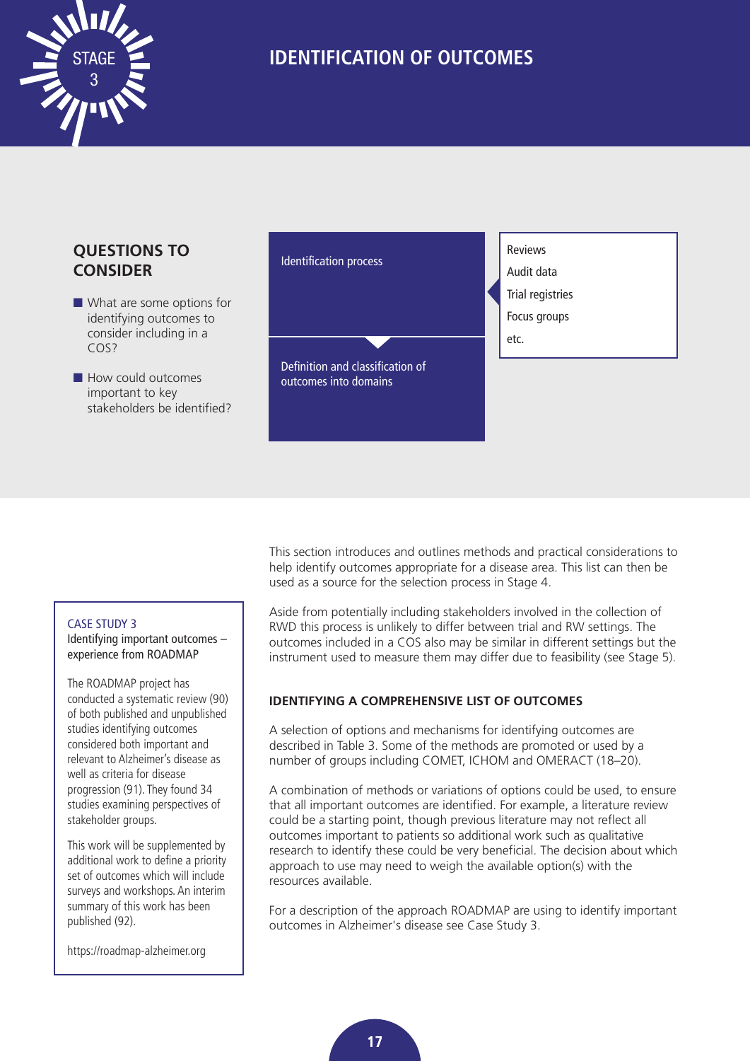# IDENTIFICATION OF OUTCOMES

STAGE 3

## QUESTIONS TO CONSIDER

- What are some options for identifying outcomes to consider including in a COS?
- How could outcomes important to key stakeholders be identified?

Identification process

- Reviews
- Audit data
- Trial registries
- Focus groups
- etc.

Definition and classification of outcomes into domains

This section introduces and outlines methods and practical considerations to help identify outcomes appropriate for a disease area. This list can then be used as a source for the selection process in Stage 4.

Aside from potentially including stakeholders involved in the collection of RWD this process is unlikely to differ between trial and RW settings. The outcomes included in a COS also may be similar in different settings but the instrument used to measure them may differ due to feasibility (see Stage 5).

### IDENTIFYING A COMPREHENSIVE LIST OF OUTCOMES

A selection of options and mechanisms for identifying outcomes are described in Table 3. Some of the methods are promoted or used by a number of groups including COMET, ICHOM and OMERACT (18–20).

A combination of methods or variations of options could be used, to ensure that all important outcomes are identified. For example, a literature review could be a starting point, though previous literature may not reflect all outcomes important to patients so additional work such as qualitative research to identify these could be very beneficial. The decision about which approach to use may need to weigh the available option(s) with the resources available.

For a description of the approach ROADMAP are using to identify important outcomes in Alzheimer's disease see Case Study 3.

> **CASE STUDY 3**
> Identifying important outcomes – experience from ROADMAP
>
> The ROADMAP project has conducted a systematic review (90) of both published and unpublished studies identifying outcomes considered both important and relevant to Alzheimer's disease as well as criteria for disease progression (91). They found 34 studies examining perspectives of stakeholder groups.
>
> This work will be supplemented by additional work to define a priority set of outcomes which will include surveys and workshops. An interim summary of this work has been published (92).
>
> https://roadmap-alzheimer.org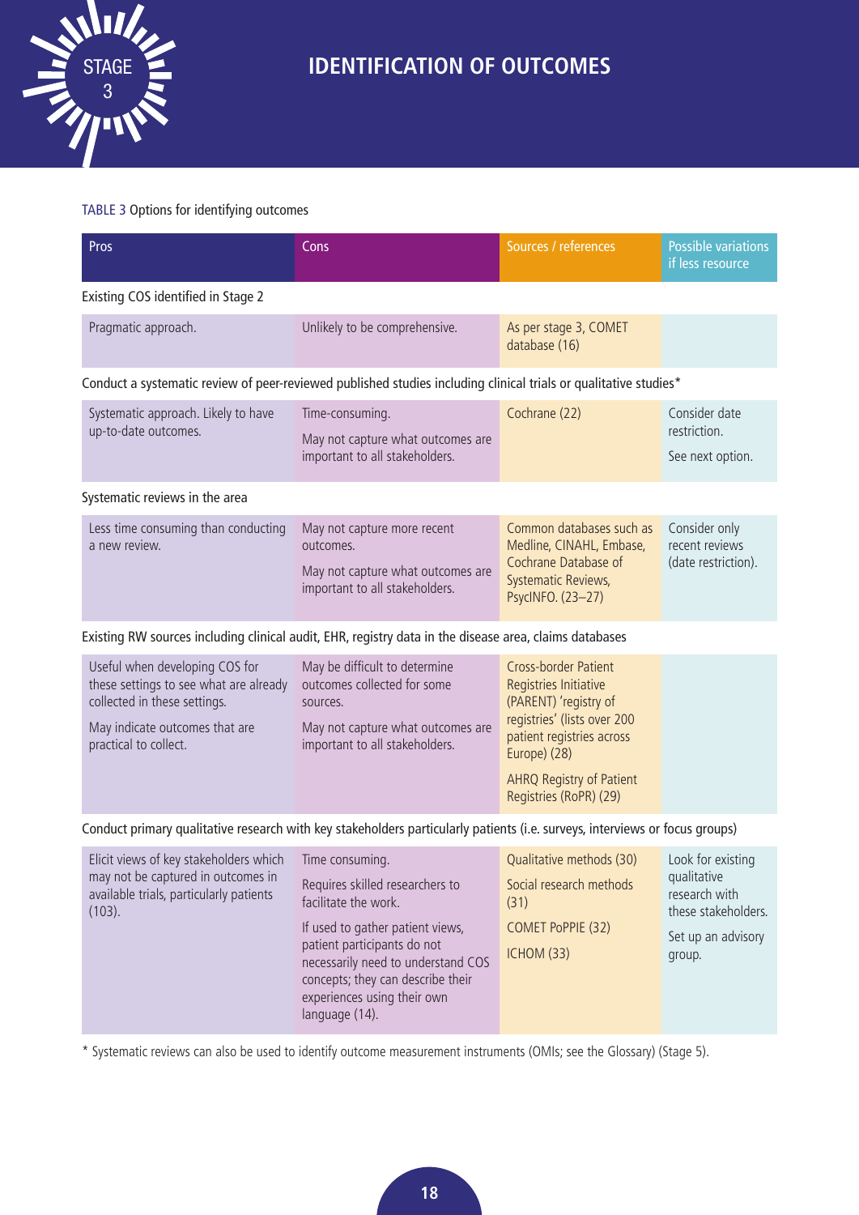# STAGE 3 IDENTIFICATION OF OUTCOMES

TABLE 3 Options for identifying outcomes

| Pros | Cons | Sources / references | Possible variations if less resource |
|---|---|---|---|
| **Existing COS identified in Stage 2** | | | |
| Pragmatic approach. | Unlikely to be comprehensive. | As per stage 3, COMET database (16) | |
| **Conduct a systematic review of peer-reviewed published studies including clinical trials or qualitative studies*** | | | |
| Systematic approach. Likely to have up-to-date outcomes. | Time-consuming.<br><br>May not capture what outcomes are important to all stakeholders. | Cochrane (22) | Consider date restriction.<br><br>See next option. |
| **Systematic reviews in the area** | | | |
| Less time consuming than conducting a new review. | May not capture more recent outcomes.<br><br>May not capture what outcomes are important to all stakeholders. | Common databases such as Medline, CINAHL, Embase, Cochrane Database of Systematic Reviews, PsycINFO. (23–27) | Consider only recent reviews (date restriction). |
| **Existing RW sources including clinical audit, EHR, registry data in the disease area, claims databases** | | | |
| Useful when developing COS for these settings to see what are already collected in these settings.<br><br>May indicate outcomes that are practical to collect. | May be difficult to determine outcomes collected for some sources.<br><br>May not capture what outcomes are important to all stakeholders. | Cross-border Patient Registries Initiative (PARENT) 'registry of registries' (lists over 200 patient registries across Europe) (28)<br><br>AHRQ Registry of Patient Registries (RoPR) (29) | |
| **Conduct primary qualitative research with key stakeholders particularly patients (i.e. surveys, interviews or focus groups)** | | | |
| Elicit views of key stakeholders which may not be captured in outcomes in available trials, particularly patients (103). | Time consuming.<br><br>Requires skilled researchers to facilitate the work.<br><br>If used to gather patient views, patient participants do not necessarily need to understand COS concepts; they can describe their experiences using their own language (14). | Qualitative methods (30)<br><br>Social research methods (31)<br><br>COMET PoPPIE (32)<br><br>ICHOM (33) | Look for existing qualitative research with these stakeholders.<br><br>Set up an advisory group. |

* Systematic reviews can also be used to identify outcome measurement instruments (OMIs; see the Glossary) (Stage 5).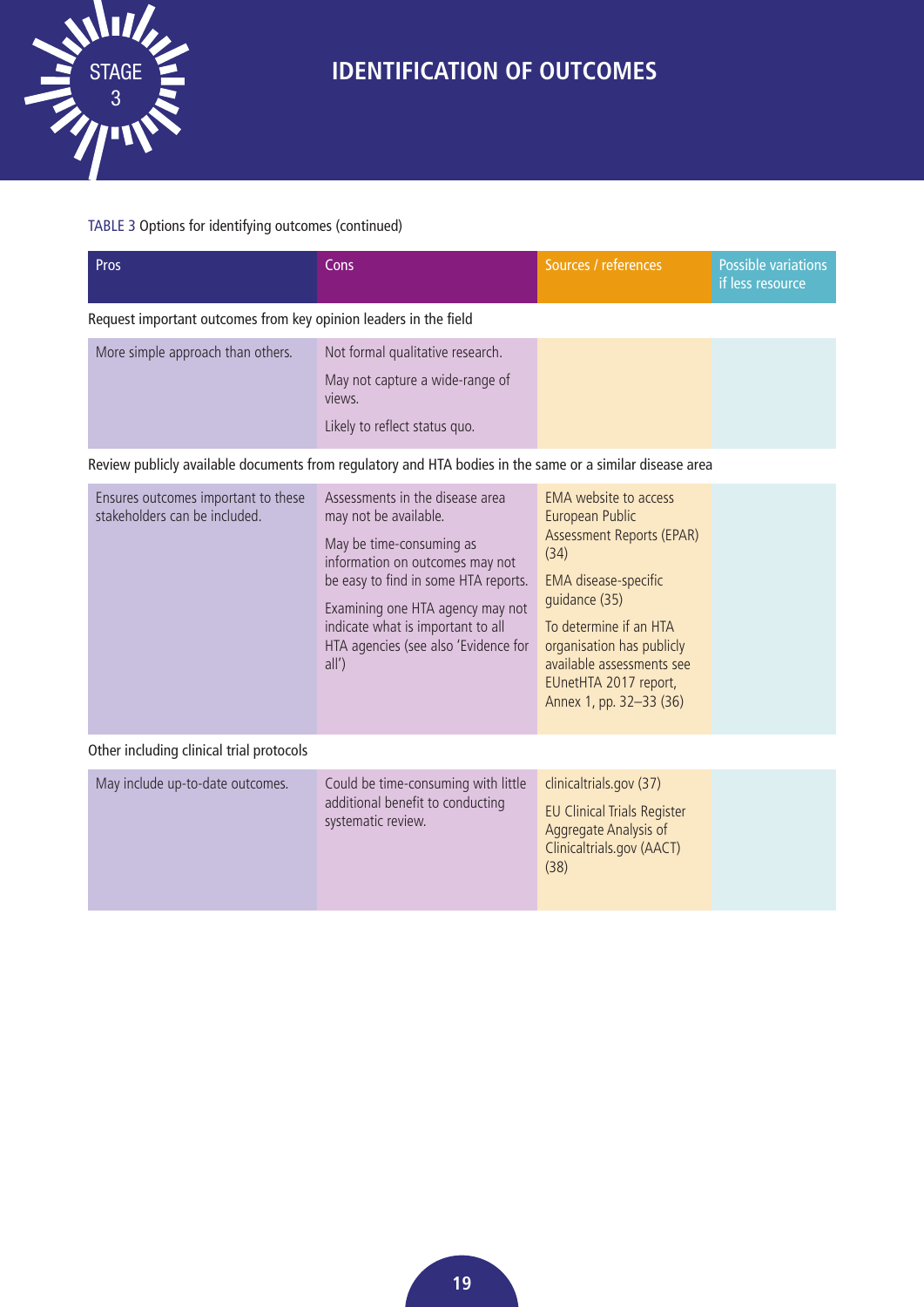TABLE 3 Options for identifying outcomes (continued)

| Pros | Cons | Sources / references | Possible variations if less resource |
|---|---|---|---|
| **Request important outcomes from key opinion leaders in the field** | | | |
| More simple approach than others. | Not formal qualitative research.<br>May not capture a wide-range of views.<br>Likely to reflect status quo. | | |
| **Review publicly available documents from regulatory and HTA bodies in the same or a similar disease area** | | | |
| Ensures outcomes important to these stakeholders can be included. | Assessments in the disease area may not be available.<br>May be time-consuming as information on outcomes may not be easy to find in some HTA reports.<br>Examining one HTA agency may not indicate what is important to all HTA agencies (see also 'Evidence for all') | EMA website to access European Public Assessment Reports (EPAR) (34)<br>EMA disease-specific guidance (35)<br>To determine if an HTA organisation has publicly available assessments see EUnetHTA 2017 report, Annex 1, pp. 32–33 (36) | |
| **Other including clinical trial protocols** | | | |
| May include up-to-date outcomes. | Could be time-consuming with little additional benefit to conducting systematic review. | clinicaltrials.gov (37)<br>EU Clinical Trials Register Aggregate Analysis of Clinicaltrials.gov (AACT) (38) | |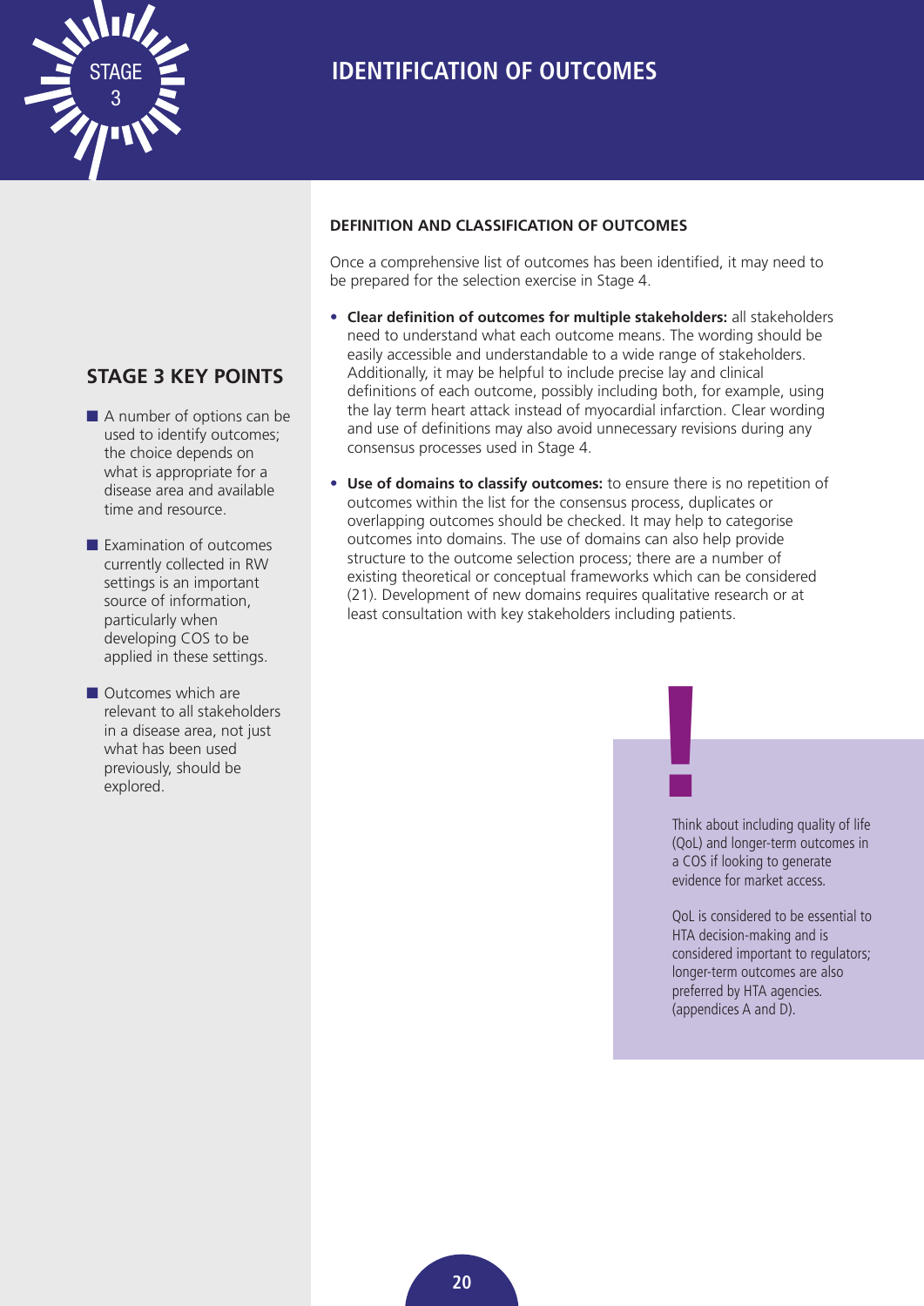# IDENTIFICATION OF OUTCOMES

## STAGE 3 KEY POINTS

- A number of options can be used to identify outcomes; the choice depends on what is appropriate for a disease area and available time and resource.
- Examination of outcomes currently collected in RW settings is an important source of information, particularly when developing COS to be applied in these settings.
- Outcomes which are relevant to all stakeholders in a disease area, not just what has been used previously, should be explored.

### DEFINITION AND CLASSIFICATION OF OUTCOMES

Once a comprehensive list of outcomes has been identified, it may need to be prepared for the selection exercise in Stage 4.

- **Clear definition of outcomes for multiple stakeholders:** all stakeholders need to understand what each outcome means. The wording should be easily accessible and understandable to a wide range of stakeholders. Additionally, it may be helpful to include precise lay and clinical definitions of each outcome, possibly including both, for example, using the lay term heart attack instead of myocardial infarction. Clear wording and use of definitions may also avoid unnecessary revisions during any consensus processes used in Stage 4.
- **Use of domains to classify outcomes:** to ensure there is no repetition of outcomes within the list for the consensus process, duplicates or overlapping outcomes should be checked. It may help to categorise outcomes into domains. The use of domains can also help provide structure to the outcome selection process; there are a number of existing theoretical or conceptual frameworks which can be considered (21). Development of new domains requires qualitative research or at least consultation with key stakeholders including patients.

**!**

Think about including quality of life (QoL) and longer-term outcomes in a COS if looking to generate evidence for market access.

QoL is considered to be essential to HTA decision-making and is considered important to regulators; longer-term outcomes are also preferred by HTA agencies. (appendices A and D).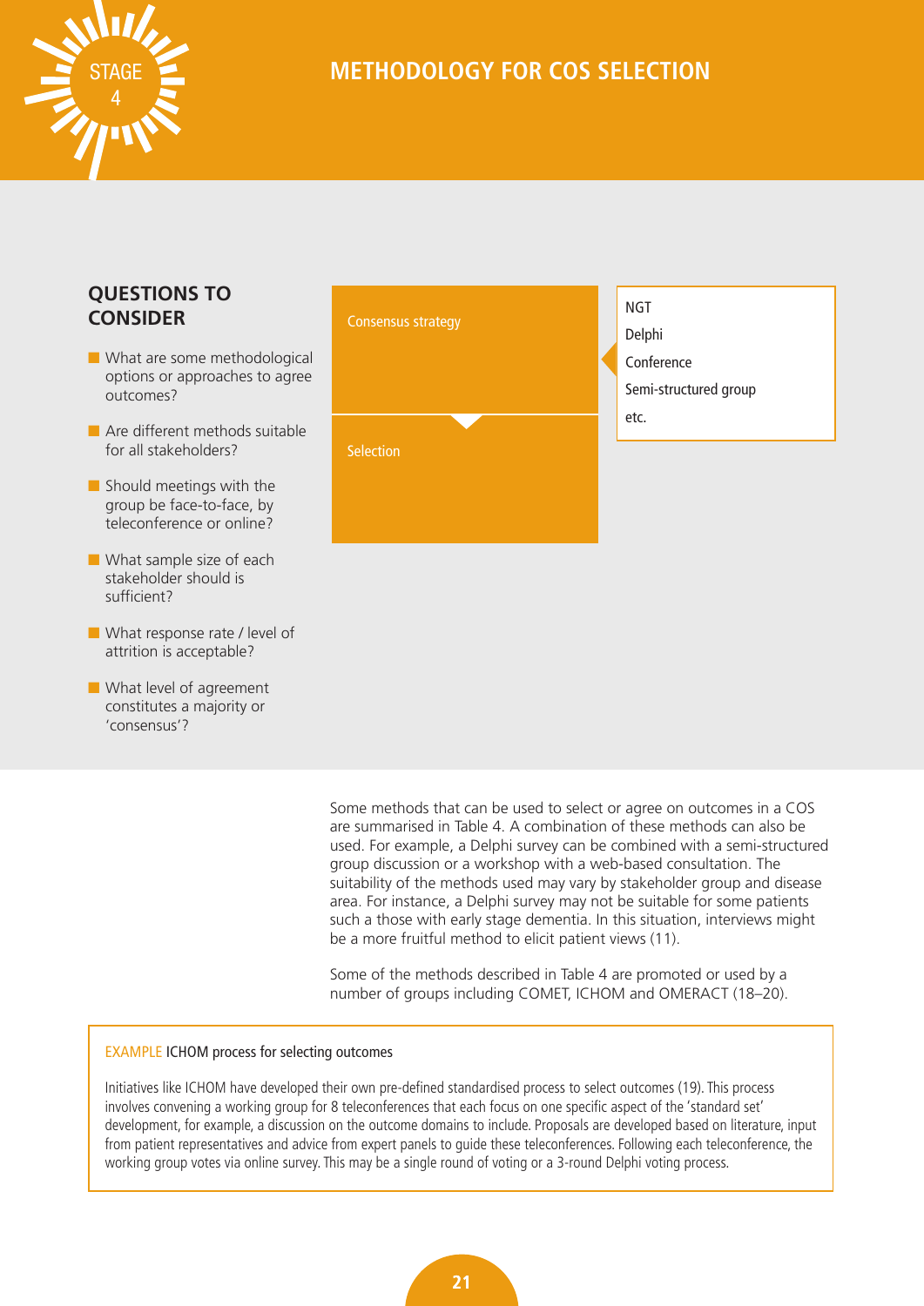# METHODOLOGY FOR COS SELECTION

STAGE 4

## QUESTIONS TO CONSIDER

- What are some methodological options or approaches to agree outcomes?
- Are different methods suitable for all stakeholders?
- Should meetings with the group be face-to-face, by teleconference or online?
- What sample size of each stakeholder should is sufficient?
- What response rate / level of attrition is acceptable?
- What level of agreement constitutes a majority or 'consensus'?

Consensus strategy

- NGT
- Delphi
- Conference
- Semi-structured group
- etc.

Selection

Some methods that can be used to select or agree on outcomes in a COS are summarised in Table 4. A combination of these methods can also be used. For example, a Delphi survey can be combined with a semi-structured group discussion or a workshop with a web-based consultation. The suitability of the methods used may vary by stakeholder group and disease area. For instance, a Delphi survey may not be suitable for some patients such a those with early stage dementia. In this situation, interviews might be a more fruitful method to elicit patient views (11).

Some of the methods described in Table 4 are promoted or used by a number of groups including COMET, ICHOM and OMERACT (18–20).

> EXAMPLE ICHOM process for selecting outcomes
>
> Initiatives like ICHOM have developed their own pre-defined standardised process to select outcomes (19). This process involves convening a working group for 8 teleconferences that each focus on one specific aspect of the 'standard set' development, for example, a discussion on the outcome domains to include. Proposals are developed based on literature, input from patient representatives and advice from expert panels to guide these teleconferences. Following each teleconference, the working group votes via online survey. This may be a single round of voting or a 3-round Delphi voting process.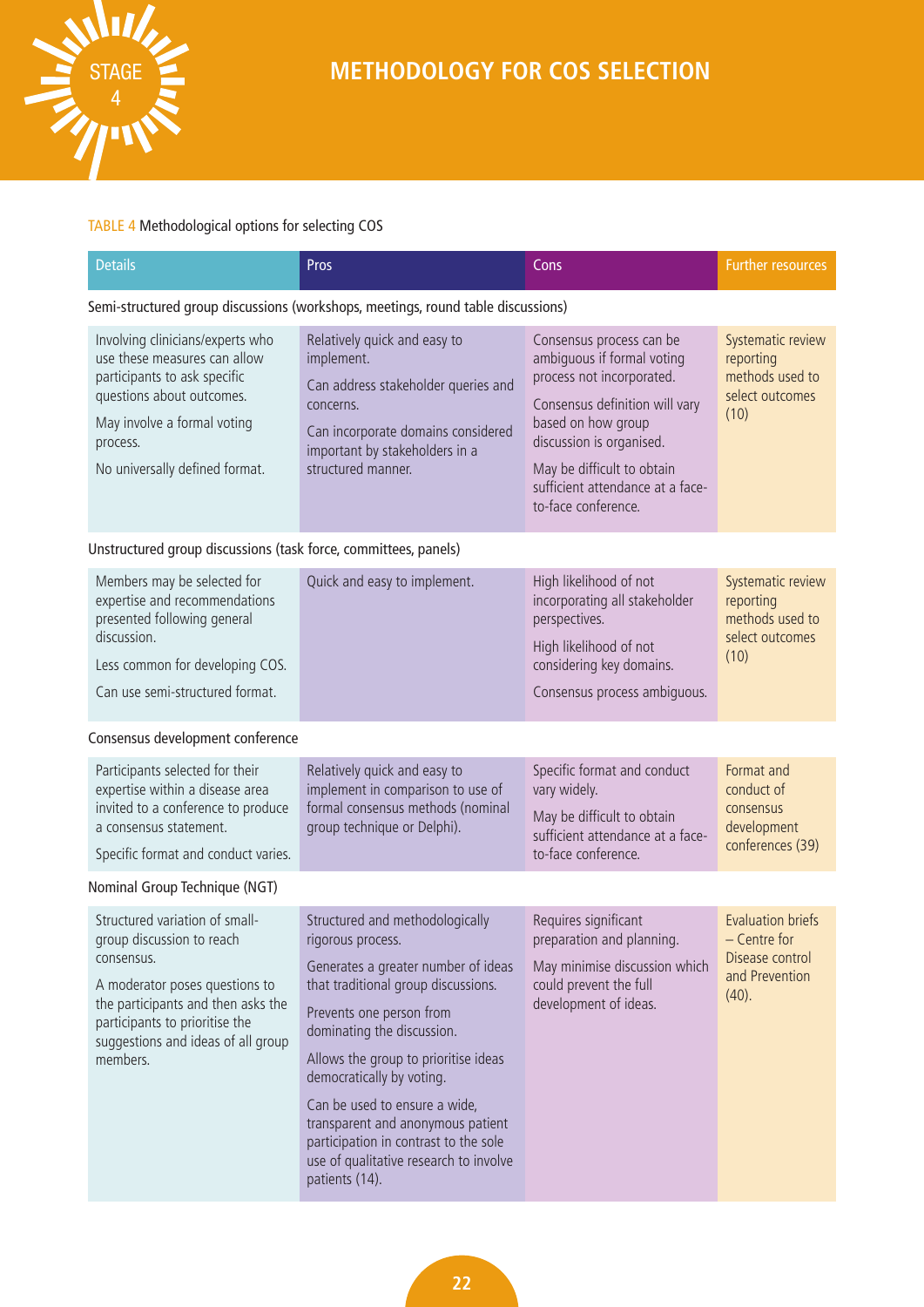# METHODOLOGY FOR COS SELECTION

TABLE 4 Methodological options for selecting COS

| Details | Pros | Cons | Further resources |
|---|---|---|---|
| **Semi-structured group discussions (workshops, meetings, round table discussions)** | | | |
| Involving clinicians/experts who use these measures can allow participants to ask specific questions about outcomes.<br><br>May involve a formal voting process.<br><br>No universally defined format. | Relatively quick and easy to implement.<br><br>Can address stakeholder queries and concerns.<br><br>Can incorporate domains considered important by stakeholders in a structured manner. | Consensus process can be ambiguous if formal voting process not incorporated.<br><br>Consensus definition will vary based on how group discussion is organised.<br><br>May be difficult to obtain sufficient attendance at a face-to-face conference. | Systematic review reporting methods used to select outcomes (10) |
| **Unstructured group discussions (task force, committees, panels)** | | | |
| Members may be selected for expertise and recommendations presented following general discussion.<br><br>Less common for developing COS.<br><br>Can use semi-structured format. | Quick and easy to implement. | High likelihood of not incorporating all stakeholder perspectives.<br><br>High likelihood of not considering key domains.<br><br>Consensus process ambiguous. | Systematic review reporting methods used to select outcomes (10) |
| **Consensus development conference** | | | |
| Participants selected for their expertise within a disease area invited to a conference to produce a consensus statement.<br><br>Specific format and conduct varies. | Relatively quick and easy to implement in comparison to use of formal consensus methods (nominal group technique or Delphi). | Specific format and conduct vary widely.<br><br>May be difficult to obtain sufficient attendance at a face-to-face conference. | Format and conduct of consensus development conferences (39) |
| **Nominal Group Technique (NGT)** | | | |
| Structured variation of small-group discussion to reach consensus.<br><br>A moderator poses questions to the participants and then asks the participants to prioritise the suggestions and ideas of all group members. | Structured and methodologically rigorous process.<br><br>Generates a greater number of ideas that traditional group discussions.<br><br>Prevents one person from dominating the discussion.<br><br>Allows the group to prioritise ideas democratically by voting.<br><br>Can be used to ensure a wide, transparent and anonymous patient participation in contrast to the sole use of qualitative research to involve patients (14). | Requires significant preparation and planning.<br><br>May minimise discussion which could prevent the full development of ideas. | Evaluation briefs – Centre for Disease control and Prevention (40). |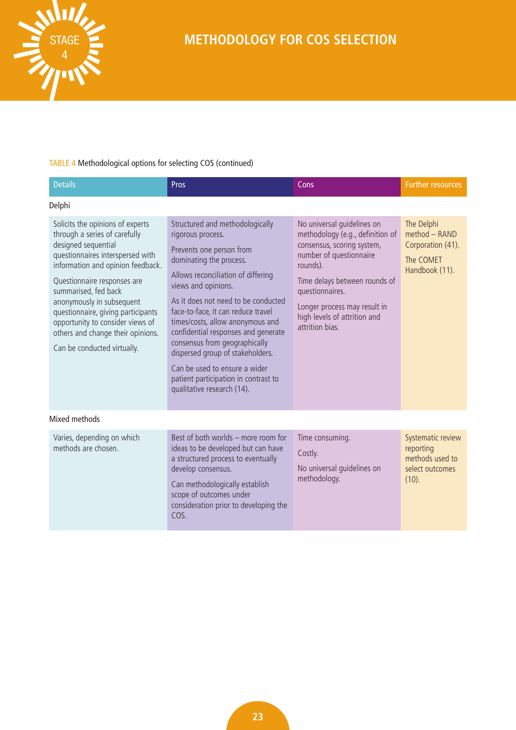# METHODOLOGY FOR COS SELECTION

TABLE 4 Methodological options for selecting COS (continued)

| Details | Pros | Cons | Further resources |
|---|---|---|---|
| **Delphi** | | | |
| Solicits the opinions of experts through a series of carefully designed sequential questionnaires interspersed with information and opinion feedback.<br><br>Questionnaire responses are summarised, fed back anonymously in subsequent questionnaire, giving participants opportunity to consider views of others and change their opinions.<br><br>Can be conducted virtually. | Structured and methodologically rigorous process.<br><br>Prevents one person from dominating the process.<br><br>Allows reconciliation of differing views and opinions.<br><br>As it does not need to be conducted face-to-face, it can reduce travel times/costs, allow anonymous and confidential responses and generate consensus from geographically dispersed group of stakeholders.<br><br>Can be used to ensure a wider patient participation in contrast to qualitative research (14). | No universal guidelines on methodology (e.g., definition of consensus, scoring system, number of questionnaire rounds).<br><br>Time delays between rounds of questionnaires.<br><br>Longer process may result in high levels of attrition and attrition bias. | The Delphi method – RAND Corporation (41).<br><br>The COMET Handbook (11). |
| **Mixed methods** | | | |
| Varies, depending on which methods are chosen. | Best of both worlds – more room for ideas to be developed but can have a structured process to eventually develop consensus.<br><br>Can methodologically establish scope of outcomes under consideration prior to developing the COS. | Time consuming.<br><br>Costly.<br><br>No universal guidelines on methodology. | Systematic review reporting methods used to select outcomes (10). |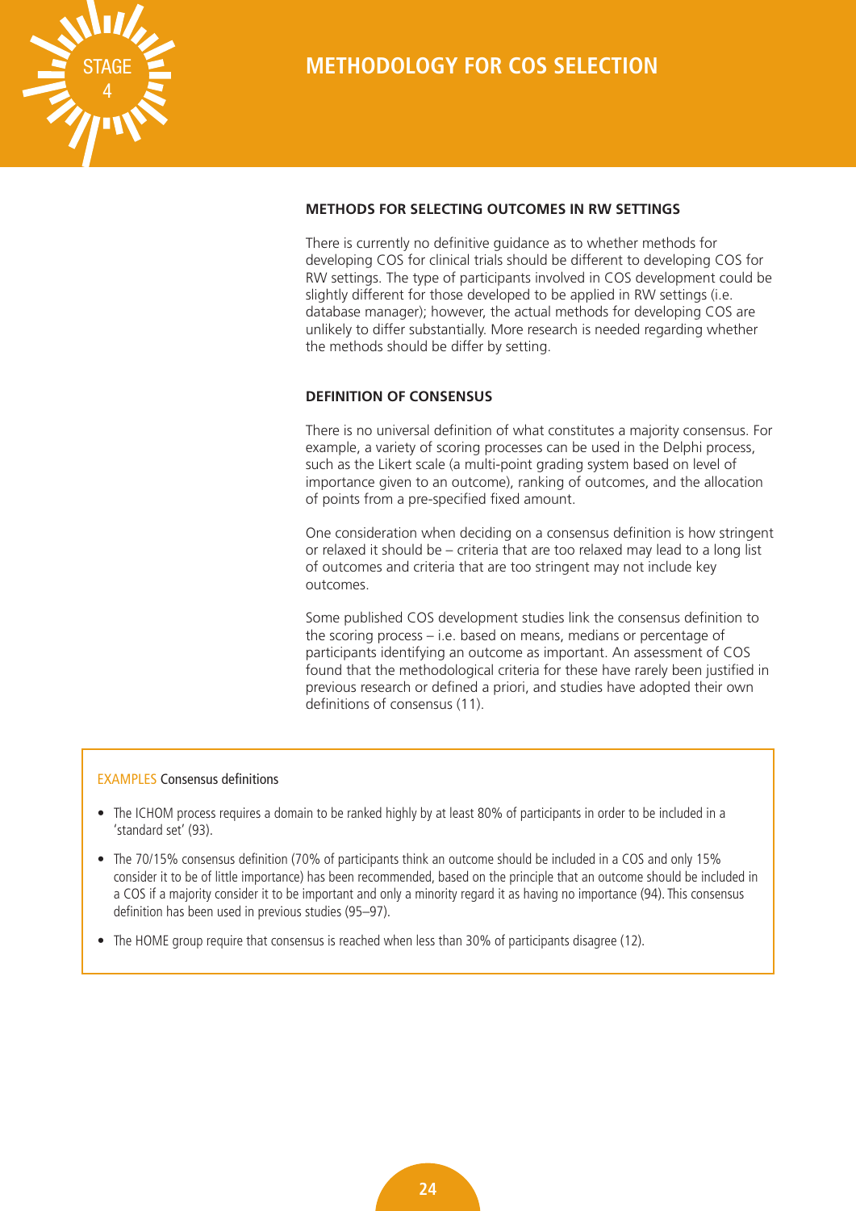# METHODOLOGY FOR COS SELECTION

### METHODS FOR SELECTING OUTCOMES IN RW SETTINGS

There is currently no definitive guidance as to whether methods for developing COS for clinical trials should be different to developing COS for RW settings. The type of participants involved in COS development could be slightly different for those developed to be applied in RW settings (i.e. database manager); however, the actual methods for developing COS are unlikely to differ substantially. More research is needed regarding whether the methods should be differ by setting.

### DEFINITION OF CONSENSUS

There is no universal definition of what constitutes a majority consensus. For example, a variety of scoring processes can be used in the Delphi process, such as the Likert scale (a multi-point grading system based on level of importance given to an outcome), ranking of outcomes, and the allocation of points from a pre-specified fixed amount.

One consideration when deciding on a consensus definition is how stringent or relaxed it should be – criteria that are too relaxed may lead to a long list of outcomes and criteria that are too stringent may not include key outcomes.

Some published COS development studies link the consensus definition to the scoring process – i.e. based on means, medians or percentage of participants identifying an outcome as important. An assessment of COS found that the methodological criteria for these have rarely been justified in previous research or defined a priori, and studies have adopted their own definitions of consensus (11).

**EXAMPLES** Consensus definitions

- The ICHOM process requires a domain to be ranked highly by at least 80% of participants in order to be included in a 'standard set' (93).
- The 70/15% consensus definition (70% of participants think an outcome should be included in a COS and only 15% consider it to be of little importance) has been recommended, based on the principle that an outcome should be included in a COS if a majority consider it to be important and only a minority regard it as having no importance (94). This consensus definition has been used in previous studies (95–97).
- The HOME group require that consensus is reached when less than 30% of participants disagree (12).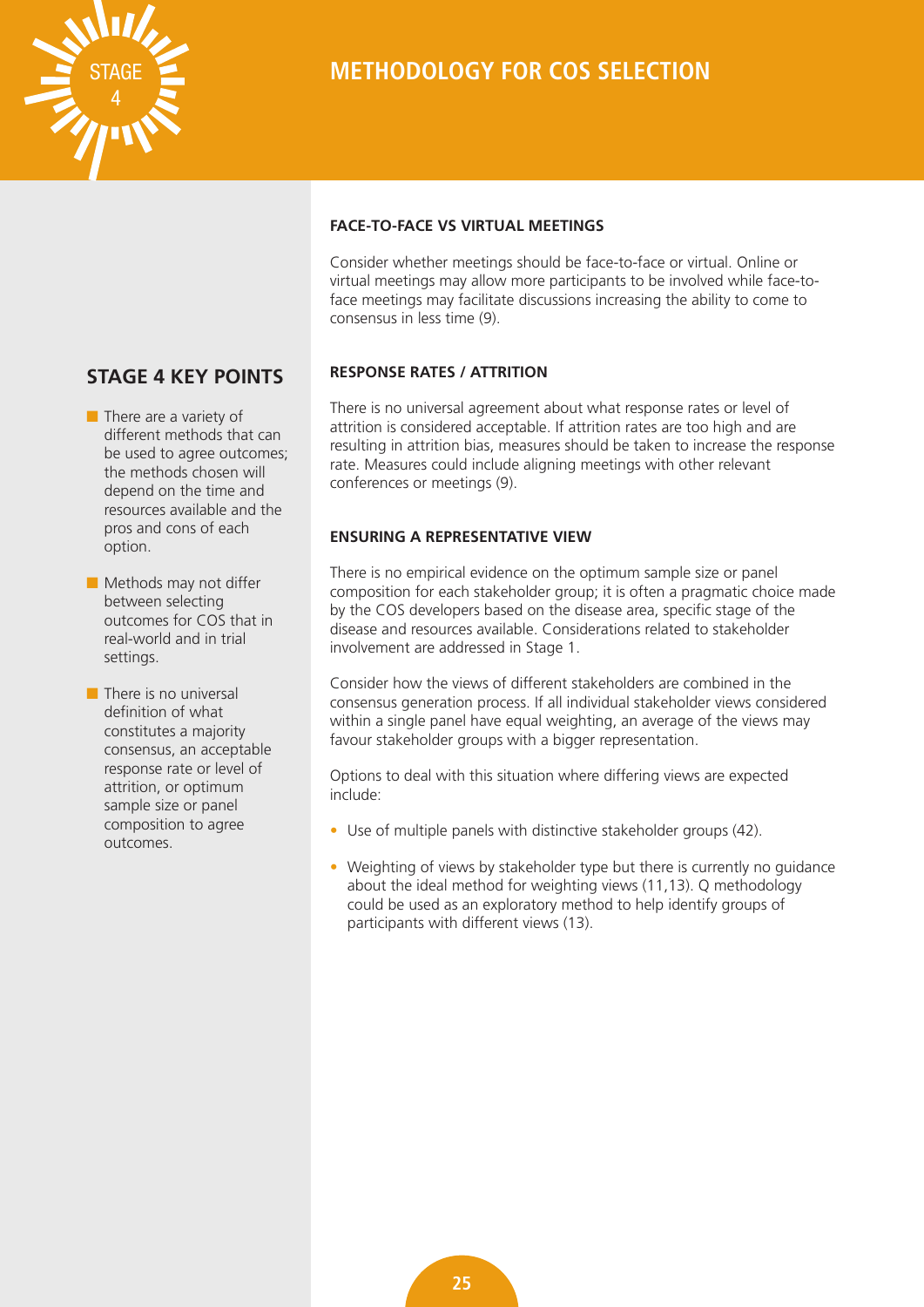# METHODOLOGY FOR COS SELECTION

## STAGE 4 KEY POINTS

- There are a variety of different methods that can be used to agree outcomes; the methods chosen will depend on the time and resources available and the pros and cons of each option.
- Methods may not differ between selecting outcomes for COS that in real-world and in trial settings.
- There is no universal definition of what constitutes a majority consensus, an acceptable response rate or level of attrition, or optimum sample size or panel composition to agree outcomes.

### FACE-TO-FACE VS VIRTUAL MEETINGS

Consider whether meetings should be face-to-face or virtual. Online or virtual meetings may allow more participants to be involved while face-to-face meetings may facilitate discussions increasing the ability to come to consensus in less time (9).

### RESPONSE RATES / ATTRITION

There is no universal agreement about what response rates or level of attrition is considered acceptable. If attrition rates are too high and are resulting in attrition bias, measures should be taken to increase the response rate. Measures could include aligning meetings with other relevant conferences or meetings (9).

### ENSURING A REPRESENTATIVE VIEW

There is no empirical evidence on the optimum sample size or panel composition for each stakeholder group; it is often a pragmatic choice made by the COS developers based on the disease area, specific stage of the disease and resources available. Considerations related to stakeholder involvement are addressed in Stage 1.

Consider how the views of different stakeholders are combined in the consensus generation process. If all individual stakeholder views considered within a single panel have equal weighting, an average of the views may favour stakeholder groups with a bigger representation.

Options to deal with this situation where differing views are expected include:

- Use of multiple panels with distinctive stakeholder groups (42).
- Weighting of views by stakeholder type but there is currently no guidance about the ideal method for weighting views (11,13). Q methodology could be used as an exploratory method to help identify groups of participants with different views (13).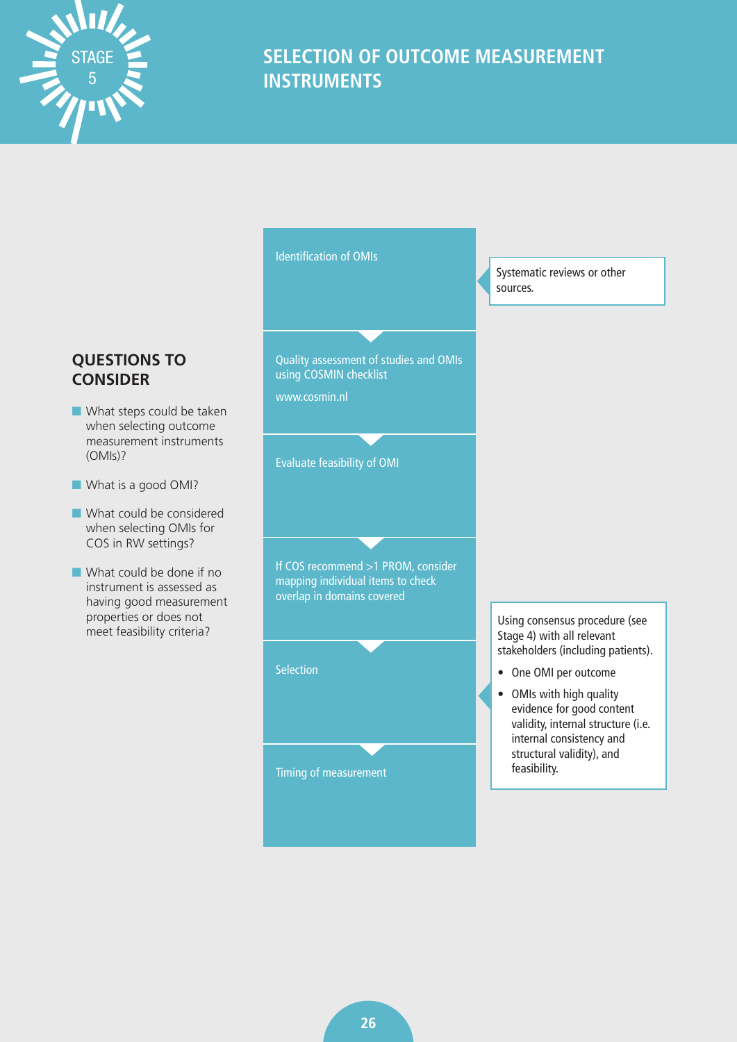# STAGE 5

## SELECTION OF OUTCOME MEASUREMENT INSTRUMENTS

### QUESTIONS TO CONSIDER

- What steps could be taken when selecting outcome measurement instruments (OMIs)?
- What is a good OMI?
- What could be considered when selecting OMIs for COS in RW settings?
- What could be done if no instrument is assessed as having good measurement properties or does not meet feasibility criteria?

---

1. Identification of OMIs
   - Systematic reviews or other sources.
2. Quality assessment of studies and OMIs using COSMIN checklist
   www.cosmin.nl
3. Evaluate feasibility of OMI
4. If COS recommend >1 PROM, consider mapping individual items to check overlap in domains covered
5. Selection
   - Using consensus procedure (see Stage 4) with all relevant stakeholders (including patients).
     - One OMI per outcome
     - OMIs with high quality evidence for good content validity, internal structure (i.e. internal consistency and structural validity), and feasibility.
6. Timing of measurement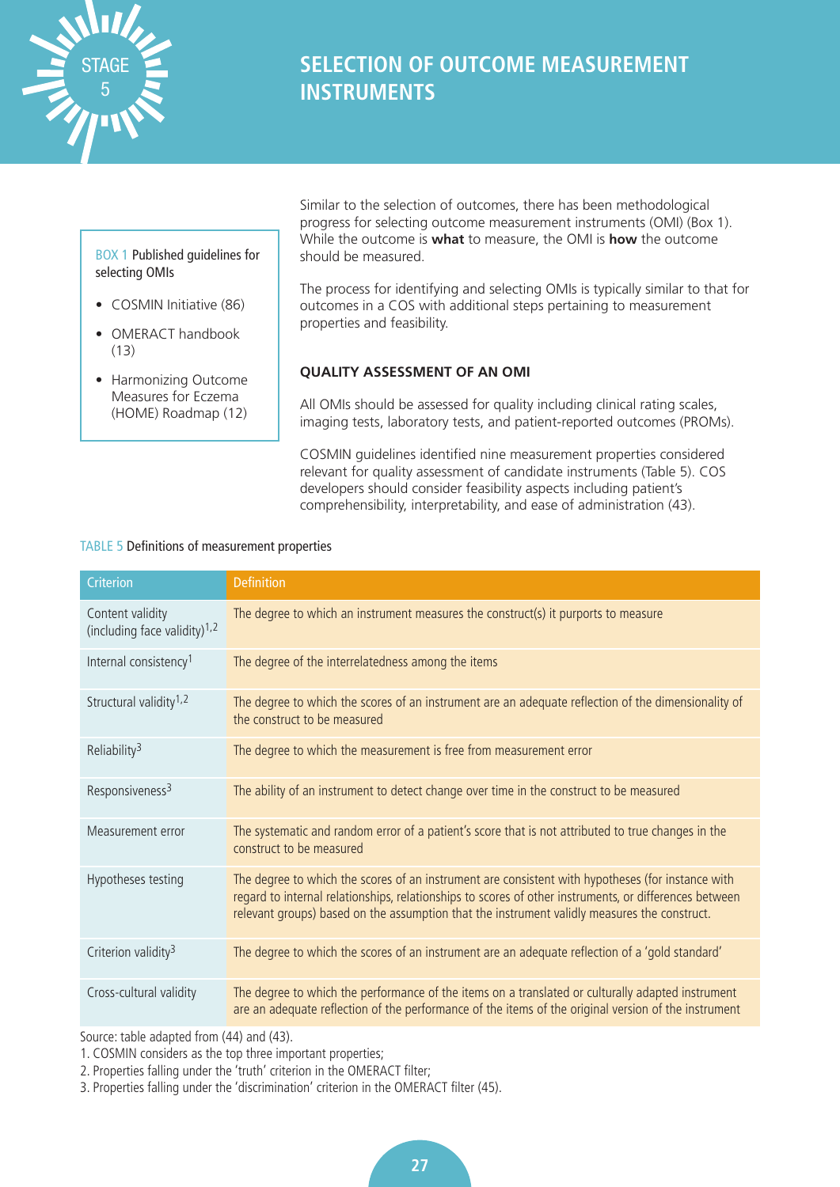# STAGE 5

# SELECTION OF OUTCOME MEASUREMENT INSTRUMENTS

Similar to the selection of outcomes, there has been methodological progress for selecting outcome measurement instruments (OMI) (Box 1). While the outcome is **what** to measure, the OMI is **how** the outcome should be measured.

The process for identifying and selecting OMIs is typically similar to that for outcomes in a COS with additional steps pertaining to measurement properties and feasibility.

> BOX 1 Published guidelines for selecting OMIs
>
> - COSMIN Initiative (86)
> - OMERACT handbook (13)
> - Harmonizing Outcome Measures for Eczema (HOME) Roadmap (12)

## QUALITY ASSESSMENT OF AN OMI

All OMIs should be assessed for quality including clinical rating scales, imaging tests, laboratory tests, and patient-reported outcomes (PROMs).

COSMIN guidelines identified nine measurement properties considered relevant for quality assessment of candidate instruments (Table 5). COS developers should consider feasibility aspects including patient's comprehensibility, interpretability, and ease of administration (43).

TABLE 5 Definitions of measurement properties

| Criterion | Definition |
|---|---|
| Content validity (including face validity)[1,2] | The degree to which an instrument measures the construct(s) it purports to measure |
| Internal consistency[1] | The degree of the interrelatedness among the items |
| Structural validity[1,2] | The degree to which the scores of an instrument are an adequate reflection of the dimensionality of the construct to be measured |
| Reliability[3] | The degree to which the measurement is free from measurement error |
| Responsiveness[3] | The ability of an instrument to detect change over time in the construct to be measured |
| Measurement error | The systematic and random error of a patient's score that is not attributed to true changes in the construct to be measured |
| Hypotheses testing | The degree to which the scores of an instrument are consistent with hypotheses (for instance with regard to internal relationships, relationships to scores of other instruments, or differences between relevant groups) based on the assumption that the instrument validly measures the construct. |
| Criterion validity[3] | The degree to which the scores of an instrument are an adequate reflection of a 'gold standard' |
| Cross-cultural validity | The degree to which the performance of the items on a translated or culturally adapted instrument are an adequate reflection of the performance of the items of the original version of the instrument |

Source: table adapted from (44) and (43).

1. COSMIN considers as the top three important properties;
2. Properties falling under the 'truth' criterion in the OMERACT filter;
3. Properties falling under the 'discrimination' criterion in the OMERACT filter (45).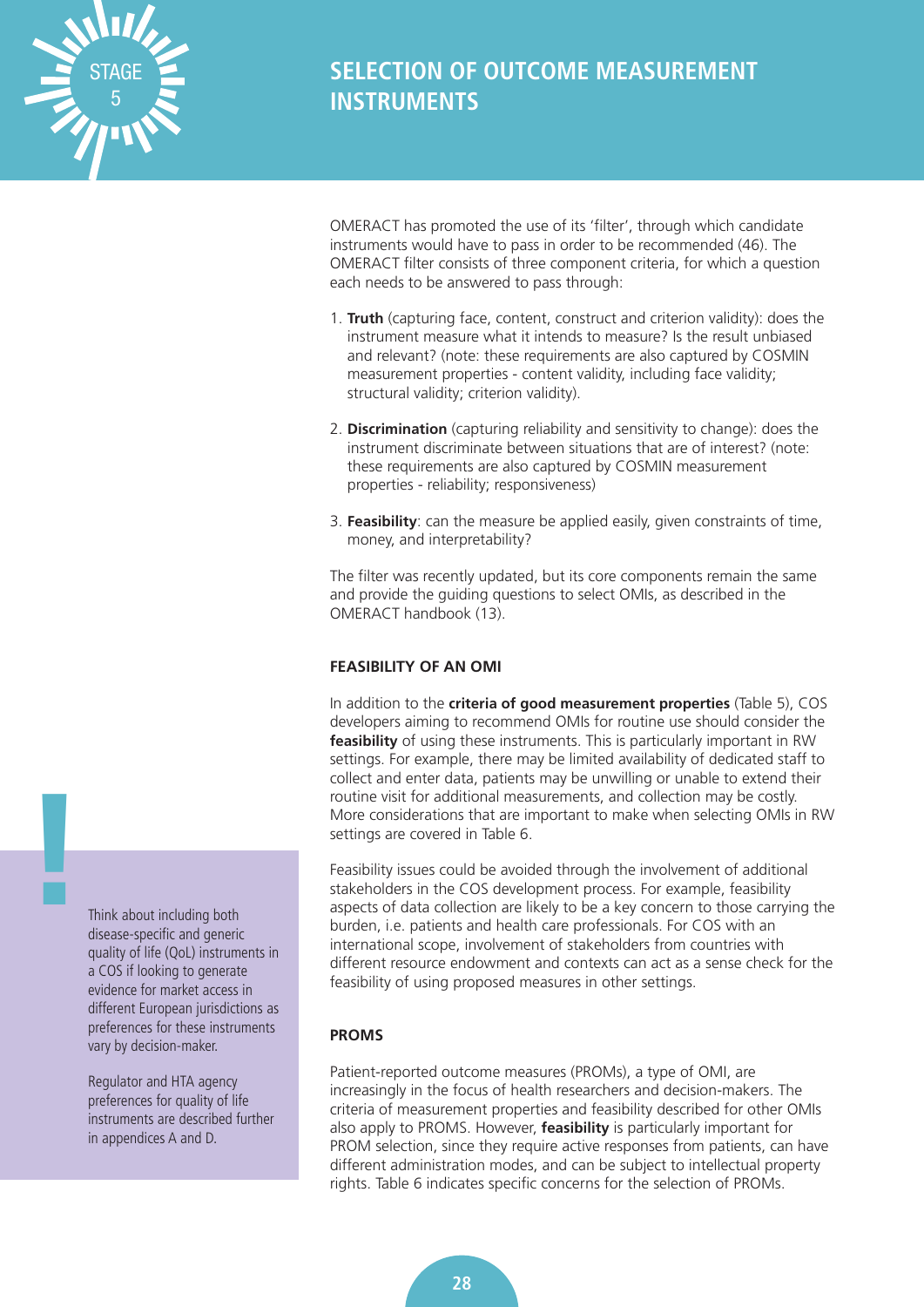# SELECTION OF OUTCOME MEASUREMENT INSTRUMENTS

OMERACT has promoted the use of its 'filter', through which candidate instruments would have to pass in order to be recommended (46). The OMERACT filter consists of three component criteria, for which a question each needs to be answered to pass through:

1. **Truth** (capturing face, content, construct and criterion validity): does the instrument measure what it intends to measure? Is the result unbiased and relevant? (note: these requirements are also captured by COSMIN measurement properties - content validity, including face validity; structural validity; criterion validity).

2. **Discrimination** (capturing reliability and sensitivity to change): does the instrument discriminate between situations that are of interest? (note: these requirements are also captured by COSMIN measurement properties - reliability; responsiveness)

3. **Feasibility**: can the measure be applied easily, given constraints of time, money, and interpretability?

The filter was recently updated, but its core components remain the same and provide the guiding questions to select OMIs, as described in the OMERACT handbook (13).

### FEASIBILITY OF AN OMI

In addition to the **criteria of good measurement properties** (Table 5), COS developers aiming to recommend OMIs for routine use should consider the **feasibility** of using these instruments. This is particularly important in RW settings. For example, there may be limited availability of dedicated staff to collect and enter data, patients may be unwilling or unable to extend their routine visit for additional measurements, and collection may be costly. More considerations that are important to make when selecting OMIs in RW settings are covered in Table 6.

Feasibility issues could be avoided through the involvement of additional stakeholders in the COS development process. For example, feasibility aspects of data collection are likely to be a key concern to those carrying the burden, i.e. patients and health care professionals. For COS with an international scope, involvement of stakeholders from countries with different resource endowment and contexts can act as a sense check for the feasibility of using proposed measures in other settings.

### PROMS

Patient-reported outcome measures (PROMs), a type of OMI, are increasingly in the focus of health researchers and decision-makers. The criteria of measurement properties and feasibility described for other OMIs also apply to PROMS. However, **feasibility** is particularly important for PROM selection, since they require active responses from patients, can have different administration modes, and can be subject to intellectual property rights. Table 6 indicates specific concerns for the selection of PROMs.

> Think about including both disease-specific and generic quality of life (QoL) instruments in a COS if looking to generate evidence for market access in different European jurisdictions as preferences for these instruments vary by decision-maker.
>
> Regulator and HTA agency preferences for quality of life instruments are described further in appendices A and D.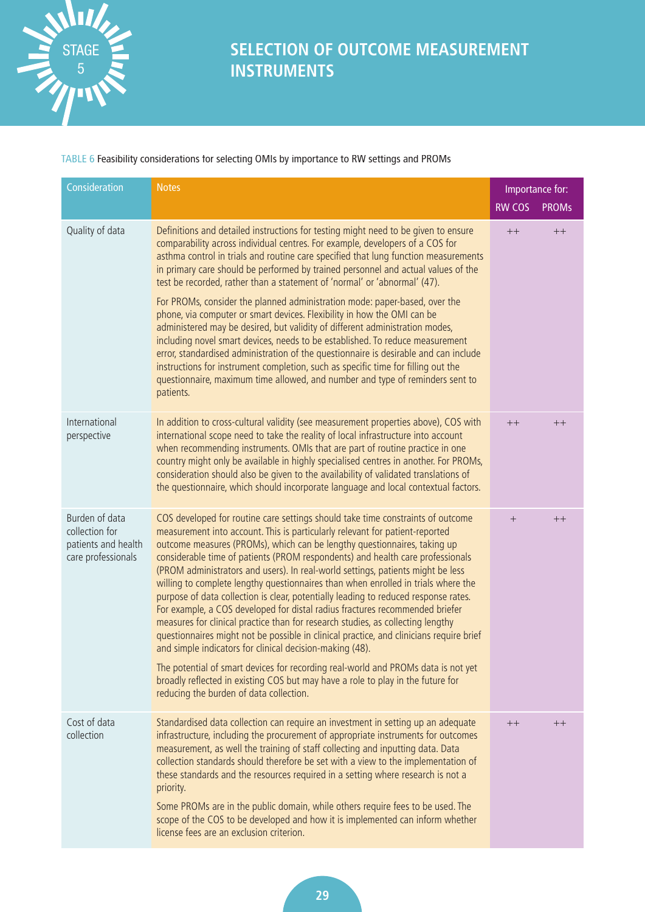# SELECTION OF OUTCOME MEASUREMENT INSTRUMENTS

TABLE 6 Feasibility considerations for selecting OMIs by importance to RW settings and PROMs

| Consideration | Notes | Importance for: | |
|---|---|---|---|
| | | RW COS | PROMs |
| Quality of data | Definitions and detailed instructions for testing might need to be given to ensure comparability across individual centres. For example, developers of a COS for asthma control in trials and routine care specified that lung function measurements in primary care should be performed by trained personnel and actual values of the test be recorded, rather than a statement of 'normal' or 'abnormal' (47).<br><br>For PROMs, consider the planned administration mode: paper-based, over the phone, via computer or smart devices. Flexibility in how the OMI can be administered may be desired, but validity of different administration modes, including novel smart devices, needs to be established. To reduce measurement error, standardised administration of the questionnaire is desirable and can include instructions for instrument completion, such as specific time for filling out the questionnaire, maximum time allowed, and number and type of reminders sent to patients. | ++ | ++ |
| International perspective | In addition to cross-cultural validity (see measurement properties above), COS with international scope need to take the reality of local infrastructure into account when recommending instruments. OMIs that are part of routine practice in one country might only be available in highly specialised centres in another. For PROMs, consideration should also be given to the availability of validated translations of the questionnaire, which should incorporate language and local contextual factors. | ++ | ++ |
| Burden of data collection for patients and health care professionals | COS developed for routine care settings should take time constraints of outcome measurement into account. This is particularly relevant for patient-reported outcome measures (PROMs), which can be lengthy questionnaires, taking up considerable time of patients (PROM respondents) and health care professionals (PROM administrators and users). In real-world settings, patients might be less willing to complete lengthy questionnaires than when enrolled in trials where the purpose of data collection is clear, potentially leading to reduced response rates. For example, a COS developed for distal radius fractures recommended briefer measures for clinical practice than for research studies, as collecting lengthy questionnaires might not be possible in clinical practice, and clinicians require brief and simple indicators for clinical decision-making (48).<br><br>The potential of smart devices for recording real-world and PROMs data is not yet broadly reflected in existing COS but may have a role to play in the future for reducing the burden of data collection. | + | ++ |
| Cost of data collection | Standardised data collection can require an investment in setting up an adequate infrastructure, including the procurement of appropriate instruments for outcomes measurement, as well the training of staff collecting and inputting data. Data collection standards should therefore be set with a view to the implementation of these standards and the resources required in a setting where research is not a priority.<br><br>Some PROMs are in the public domain, while others require fees to be used. The scope of the COS to be developed and how it is implemented can inform whether license fees are an exclusion criterion. | ++ | ++ |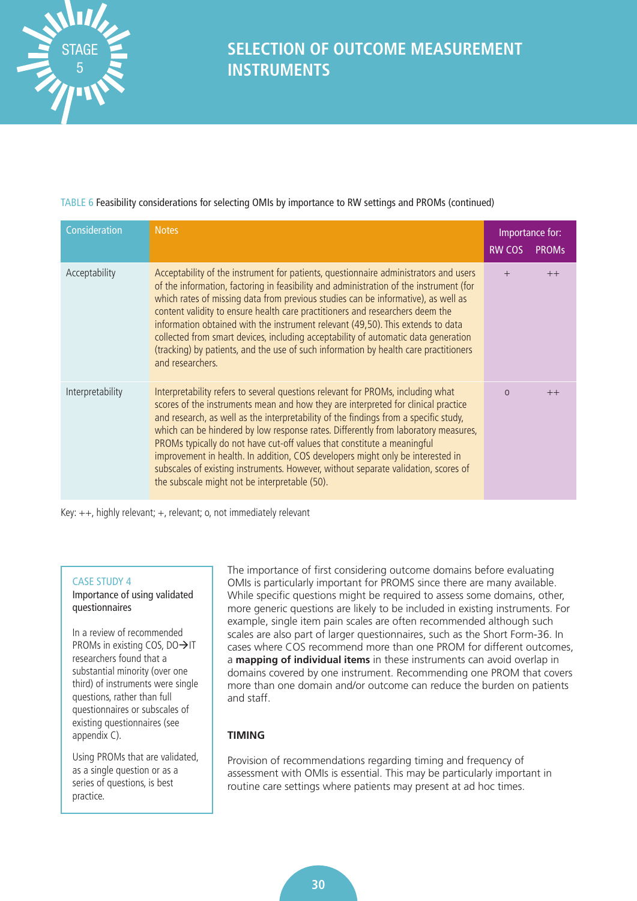# SELECTION OF OUTCOME MEASUREMENT INSTRUMENTS

TABLE 6 Feasibility considerations for selecting OMIs by importance to RW settings and PROMs (continued)

| Consideration | Notes | Importance for: RW COS | PROMs |
|---|---|---|---|
| Acceptability | Acceptability of the instrument for patients, questionnaire administrators and users of the information, factoring in feasibility and administration of the instrument (for which rates of missing data from previous studies can be informative), as well as content validity to ensure health care practitioners and researchers deem the information obtained with the instrument relevant (49,50). This extends to data collected from smart devices, including acceptability of automatic data generation (tracking) by patients, and the use of such information by health care practitioners and researchers. | + | ++ |
| Interpretability | Interpretability refers to several questions relevant for PROMs, including what scores of the instruments mean and how they are interpreted for clinical practice and research, as well as the interpretability of the findings from a specific study, which can be hindered by low response rates. Differently from laboratory measures, PROMs typically do not have cut-off values that constitute a meaningful improvement in health. In addition, COS developers might only be interested in subscales of existing instruments. However, without separate validation, scores of the subscale might not be interpretable (50). | o | ++ |

Key: ++, highly relevant; +, relevant; o, not immediately relevant

> **CASE STUDY 4**
> **Importance of using validated questionnaires**
>
> In a review of recommended PROMs in existing COS, DO→IT researchers found that a substantial minority (over one third) of instruments were single questions, rather than full questionnaires or subscales of existing questionnaires (see appendix C).
>
> Using PROMs that are validated, as a single question or as a series of questions, is best practice.

The importance of first considering outcome domains before evaluating OMIs is particularly important for PROMS since there are many available. While specific questions might be required to assess some domains, other, more generic questions are likely to be included in existing instruments. For example, single item pain scales are often recommended although such scales are also part of larger questionnaires, such as the Short Form-36. In cases where COS recommend more than one PROM for different outcomes, a **mapping of individual items** in these instruments can avoid overlap in domains covered by one instrument. Recommending one PROM that covers more than one domain and/or outcome can reduce the burden on patients and staff.

## TIMING

Provision of recommendations regarding timing and frequency of assessment with OMIs is essential. This may be particularly important in routine care settings where patients may present at ad hoc times.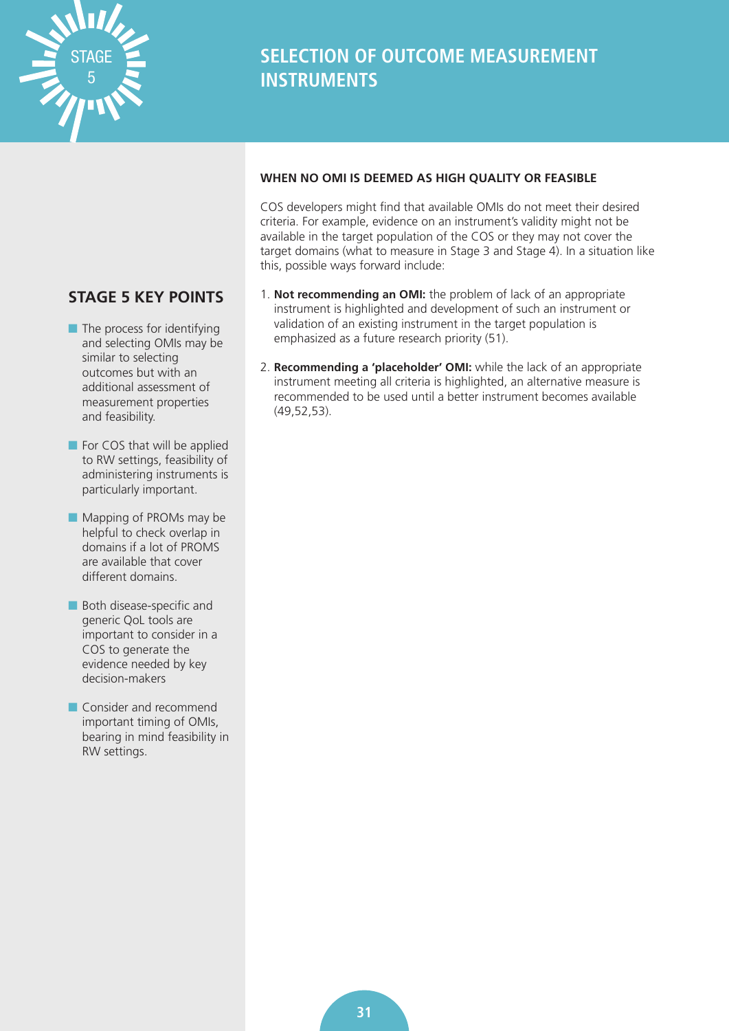# SELECTION OF OUTCOME MEASUREMENT INSTRUMENTS

## STAGE 5 KEY POINTS

- The process for identifying and selecting OMIs may be similar to selecting outcomes but with an additional assessment of measurement properties and feasibility.
- For COS that will be applied to RW settings, feasibility of administering instruments is particularly important.
- Mapping of PROMs may be helpful to check overlap in domains if a lot of PROMS are available that cover different domains.
- Both disease-specific and generic QoL tools are important to consider in a COS to generate the evidence needed by key decision-makers
- Consider and recommend important timing of OMIs, bearing in mind feasibility in RW settings.

**WHEN NO OMI IS DEEMED AS HIGH QUALITY OR FEASIBLE**

COS developers might find that available OMIs do not meet their desired criteria. For example, evidence on an instrument's validity might not be available in the target population of the COS or they may not cover the target domains (what to measure in Stage 3 and Stage 4). In a situation like this, possible ways forward include:

1. **Not recommending an OMI:** the problem of lack of an appropriate instrument is highlighted and development of such an instrument or validation of an existing instrument in the target population is emphasized as a future research priority (51).
2. **Recommending a 'placeholder' OMI:** while the lack of an appropriate instrument meeting all criteria is highlighted, an alternative measure is recommended to be used until a better instrument becomes available (49,52,53).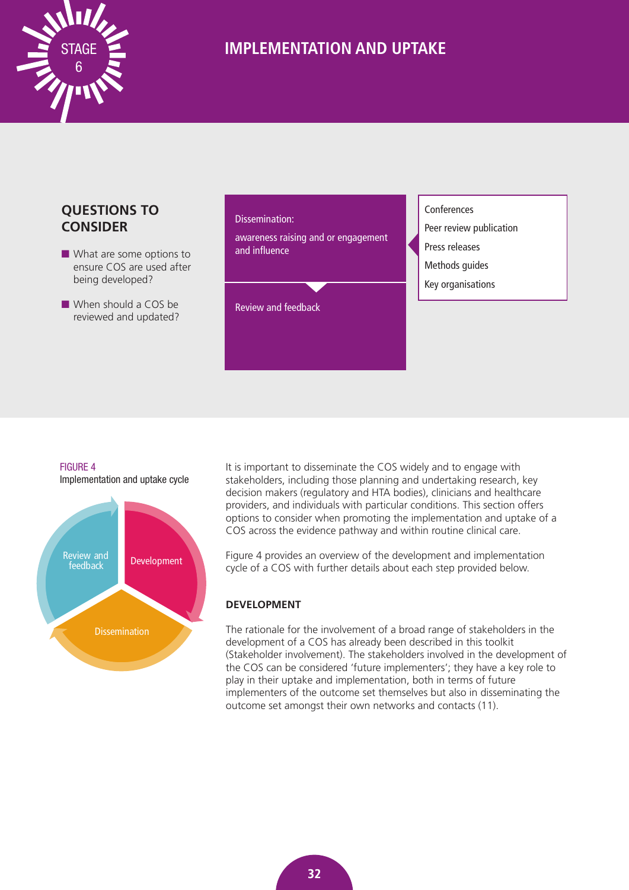# STAGE 6

# IMPLEMENTATION AND UPTAKE

## QUESTIONS TO CONSIDER

- What are some options to ensure COS are used after being developed?
- When should a COS be reviewed and updated?

Dissemination: awareness raising and or engagement and influence

- Conferences
- Peer review publication
- Press releases
- Methods guides
- Key organisations

Review and feedback

FIGURE 4
Implementation and uptake cycle

Development → Dissemination → Review and feedback

It is important to disseminate the COS widely and to engage with stakeholders, including those planning and undertaking research, key decision makers (regulatory and HTA bodies), clinicians and healthcare providers, and individuals with particular conditions. This section offers options to consider when promoting the implementation and uptake of a COS across the evidence pathway and within routine clinical care.

Figure 4 provides an overview of the development and implementation cycle of a COS with further details about each step provided below.

### DEVELOPMENT

The rationale for the involvement of a broad range of stakeholders in the development of a COS has already been described in this toolkit (Stakeholder involvement). The stakeholders involved in the development of the COS can be considered 'future implementers'; they have a key role to play in their uptake and implementation, both in terms of future implementers of the outcome set themselves but also in disseminating the outcome set amongst their own networks and contacts (11).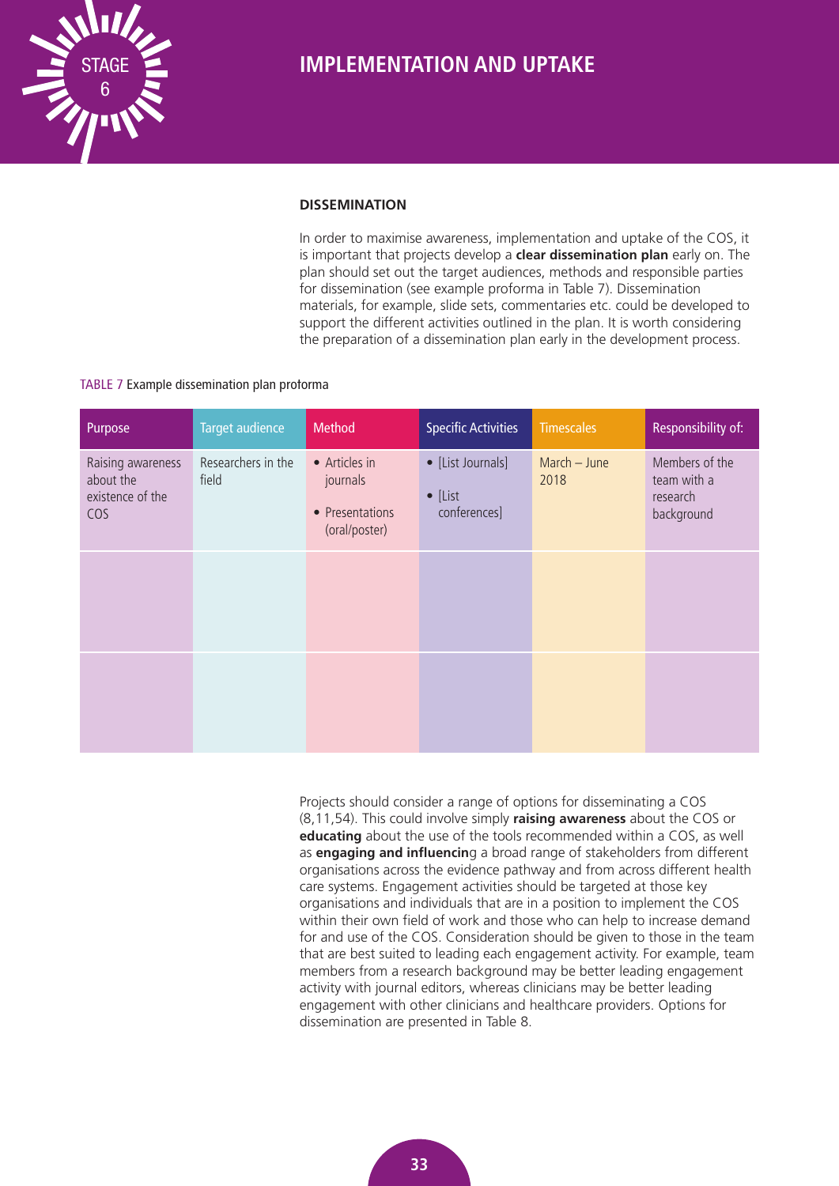# IMPLEMENTATION AND UPTAKE

## DISSEMINATION

In order to maximise awareness, implementation and uptake of the COS, it is important that projects develop a **clear dissemination plan** early on. The plan should set out the target audiences, methods and responsible parties for dissemination (see example proforma in Table 7). Dissemination materials, for example, slide sets, commentaries etc. could be developed to support the different activities outlined in the plan. It is worth considering the preparation of a dissemination plan early in the development process.

TABLE 7 Example dissemination plan proforma

| Purpose | Target audience | Method | Specific Activities | Timescales | Responsibility of: |
|---|---|---|---|---|---|
| Raising awareness about the existence of the COS | Researchers in the field | • Articles in journals<br>• Presentations (oral/poster) | • [List Journals]<br>• [List conferences] | March – June 2018 | Members of the team with a research background |
| | | | | | |
| | | | | | |

Projects should consider a range of options for disseminating a COS (8,11,54). This could involve simply **raising awareness** about the COS or **educating** about the use of the tools recommended within a COS, as well as **engaging and influencing** a broad range of stakeholders from different organisations across the evidence pathway and from across different health care systems. Engagement activities should be targeted at those key organisations and individuals that are in a position to implement the COS within their own field of work and those who can help to increase demand for and use of the COS. Consideration should be given to those in the team that are best suited to leading each engagement activity. For example, team members from a research background may be better leading engagement activity with journal editors, whereas clinicians may be better leading engagement with other clinicians and healthcare providers. Options for dissemination are presented in Table 8.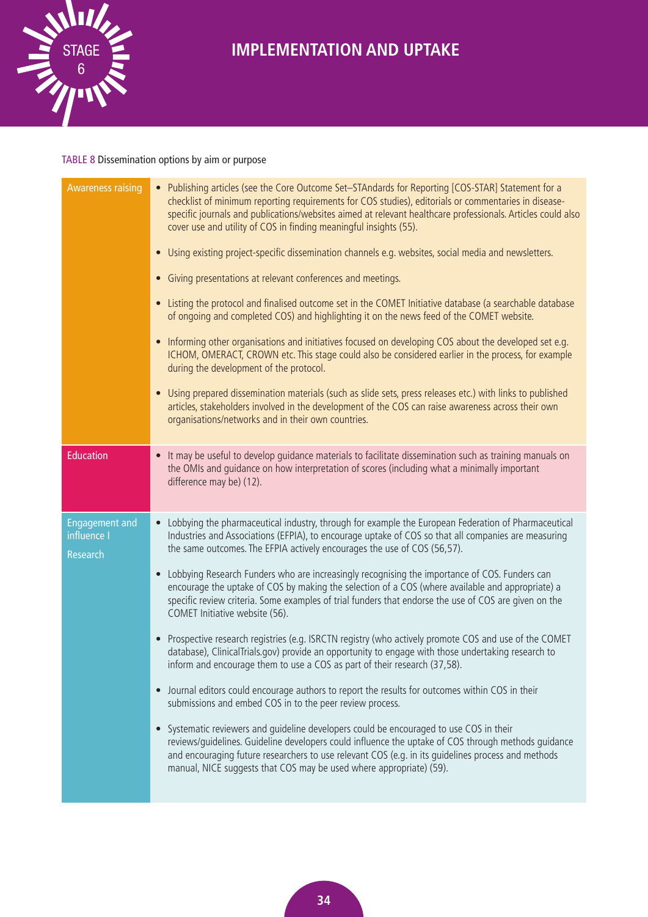# IMPLEMENTATION AND UPTAKE

TABLE 8 Dissemination options by aim or purpose

| | |
|---|---|
| Awareness raising | • Publishing articles (see the Core Outcome Set–STAndards for Reporting [COS-STAR] Statement for a checklist of minimum reporting requirements for COS studies), editorials or commentaries in disease-specific journals and publications/websites aimed at relevant healthcare professionals. Articles could also cover use and utility of COS in finding meaningful insights (55).<br><br>• Using existing project-specific dissemination channels e.g. websites, social media and newsletters.<br><br>• Giving presentations at relevant conferences and meetings.<br><br>• Listing the protocol and finalised outcome set in the COMET Initiative database (a searchable database of ongoing and completed COS) and highlighting it on the news feed of the COMET website.<br><br>• Informing other organisations and initiatives focused on developing COS about the developed set e.g. ICHOM, OMERACT, CROWN etc. This stage could also be considered earlier in the process, for example during the development of the protocol.<br><br>• Using prepared dissemination materials (such as slide sets, press releases etc.) with links to published articles, stakeholders involved in the development of the COS can raise awareness across their own organisations/networks and in their own countries. |
| Education | • It may be useful to develop guidance materials to facilitate dissemination such as training manuals on the OMIs and guidance on how interpretation of scores (including what a minimally important difference may be) (12). |
| Engagement and influence I<br><br>Research | • Lobbying the pharmaceutical industry, through for example the European Federation of Pharmaceutical Industries and Associations (EFPIA), to encourage uptake of COS so that all companies are measuring the same outcomes. The EFPIA actively encourages the use of COS (56,57).<br><br>• Lobbying Research Funders who are increasingly recognising the importance of COS. Funders can encourage the uptake of COS by making the selection of a COS (where available and appropriate) a specific review criteria. Some examples of trial funders that endorse the use of COS are given on the COMET Initiative website (56).<br><br>• Prospective research registries (e.g. ISRCTN registry (who actively promote COS and use of the COMET database), ClinicalTrials.gov) provide an opportunity to engage with those undertaking research to inform and encourage them to use a COS as part of their research (37,58).<br><br>• Journal editors could encourage authors to report the results for outcomes within COS in their submissions and embed COS in to the peer review process.<br><br>• Systematic reviewers and guideline developers could be encouraged to use COS in their reviews/guidelines. Guideline developers could influence the uptake of COS through methods guidance and encouraging future researchers to use relevant COS (e.g. in its guidelines process and methods manual, NICE suggests that COS may be used where appropriate) (59). |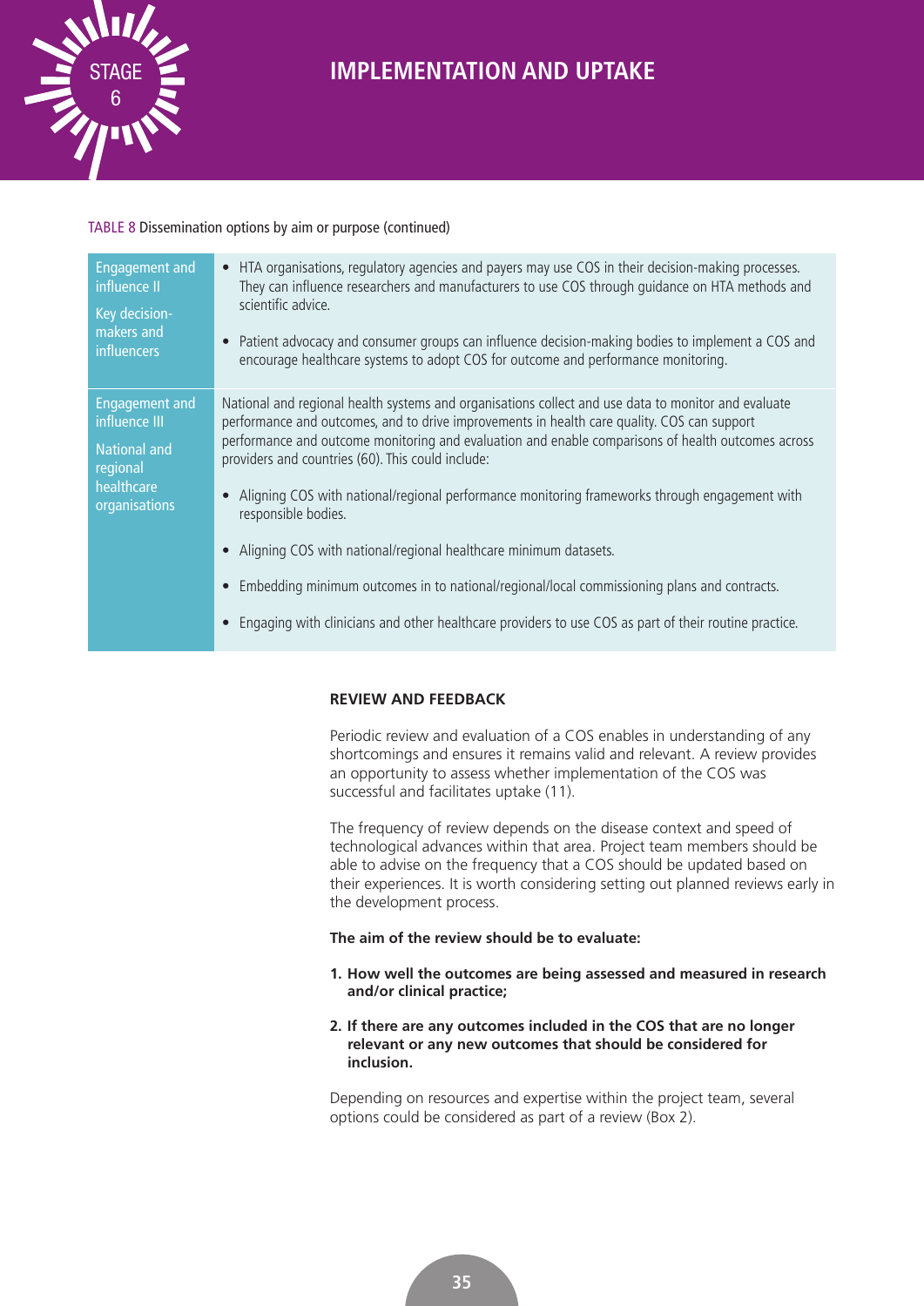TABLE 8 Dissemination options by aim or purpose (continued)

| | |
|---|---|
| Engagement and influence II<br><br>Key decision-makers and influencers | • HTA organisations, regulatory agencies and payers may use COS in their decision-making processes. They can influence researchers and manufacturers to use COS through guidance on HTA methods and scientific advice.<br><br>• Patient advocacy and consumer groups can influence decision-making bodies to implement a COS and encourage healthcare systems to adopt COS for outcome and performance monitoring. |
| Engagement and influence III<br><br>National and regional healthcare organisations | National and regional health systems and organisations collect and use data to monitor and evaluate performance and outcomes, and to drive improvements in health care quality. COS can support performance and outcome monitoring and evaluation and enable comparisons of health outcomes across providers and countries (60). This could include:<br><br>• Aligning COS with national/regional performance monitoring frameworks through engagement with responsible bodies.<br><br>• Aligning COS with national/regional healthcare minimum datasets.<br><br>• Embedding minimum outcomes in to national/regional/local commissioning plans and contracts.<br><br>• Engaging with clinicians and other healthcare providers to use COS as part of their routine practice. |

## REVIEW AND FEEDBACK

Periodic review and evaluation of a COS enables in understanding of any shortcomings and ensures it remains valid and relevant. A review provides an opportunity to assess whether implementation of the COS was successful and facilitates uptake (11).

The frequency of review depends on the disease context and speed of technological advances within that area. Project team members should be able to advise on the frequency that a COS should be updated based on their experiences. It is worth considering setting out planned reviews early in the development process.

**The aim of the review should be to evaluate:**

1. **How well the outcomes are being assessed and measured in research and/or clinical practice;**
2. **If there are any outcomes included in the COS that are no longer relevant or any new outcomes that should be considered for inclusion.**

Depending on resources and expertise within the project team, several options could be considered as part of a review (Box 2).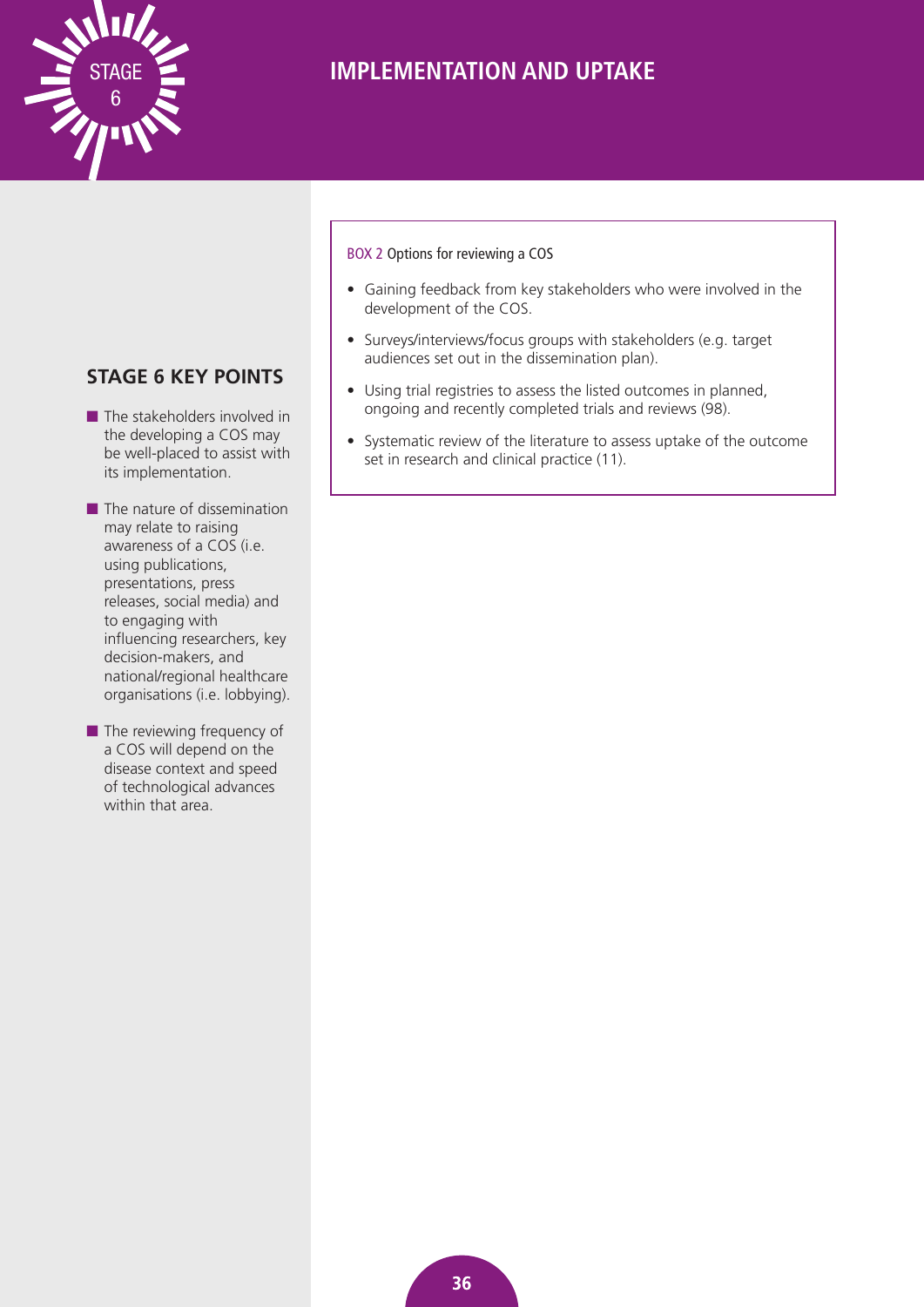# IMPLEMENTATION AND UPTAKE

## STAGE 6 KEY POINTS

- The stakeholders involved in the developing a COS may be well-placed to assist with its implementation.
- The nature of dissemination may relate to raising awareness of a COS (i.e. using publications, presentations, press releases, social media) and to engaging with influencing researchers, key decision-makers, and national/regional healthcare organisations (i.e. lobbying).
- The reviewing frequency of a COS will depend on the disease context and speed of technological advances within that area.

**BOX 2** Options for reviewing a COS

- Gaining feedback from key stakeholders who were involved in the development of the COS.
- Surveys/interviews/focus groups with stakeholders (e.g. target audiences set out in the dissemination plan).
- Using trial registries to assess the listed outcomes in planned, ongoing and recently completed trials and reviews (98).
- Systematic review of the literature to assess uptake of the outcome set in research and clinical practice (11).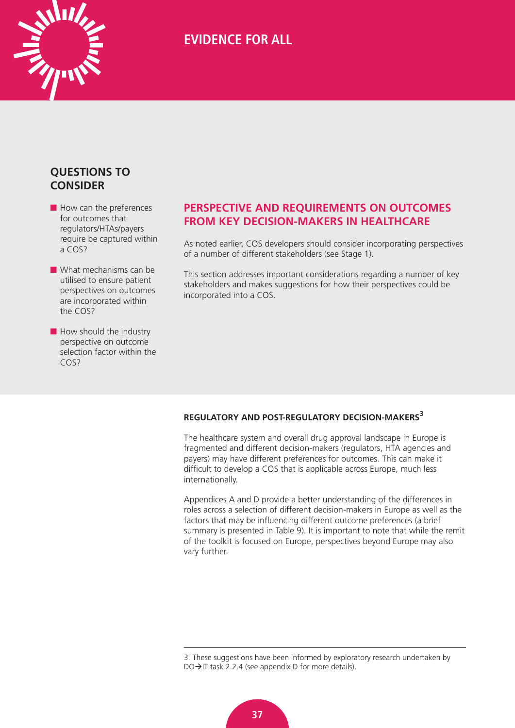## QUESTIONS TO CONSIDER

- How can the preferences for outcomes that regulators/HTAs/payers require be captured within a COS?
- What mechanisms can be utilised to ensure patient perspectives on outcomes are incorporated within the COS?
- How should the industry perspective on outcome selection factor within the COS?

## PERSPECTIVE AND REQUIREMENTS ON OUTCOMES FROM KEY DECISION-MAKERS IN HEALTHCARE

As noted earlier, COS developers should consider incorporating perspectives of a number of different stakeholders (see Stage 1).

This section addresses important considerations regarding a number of key stakeholders and makes suggestions for how their perspectives could be incorporated into a COS.

### REGULATORY AND POST-REGULATORY DECISION-MAKERS[3]

The healthcare system and overall drug approval landscape in Europe is fragmented and different decision-makers (regulators, HTA agencies and payers) may have different preferences for outcomes. This can make it difficult to develop a COS that is applicable across Europe, much less internationally.

Appendices A and D provide a better understanding of the differences in roles across a selection of different decision-makers in Europe as well as the factors that may be influencing different outcome preferences (a brief summary is presented in Table 9). It is important to note that while the remit of the toolkit is focused on Europe, perspectives beyond Europe may also vary further.

3. These suggestions have been informed by exploratory research undertaken by DO→IT task 2.2.4 (see appendix D for more details).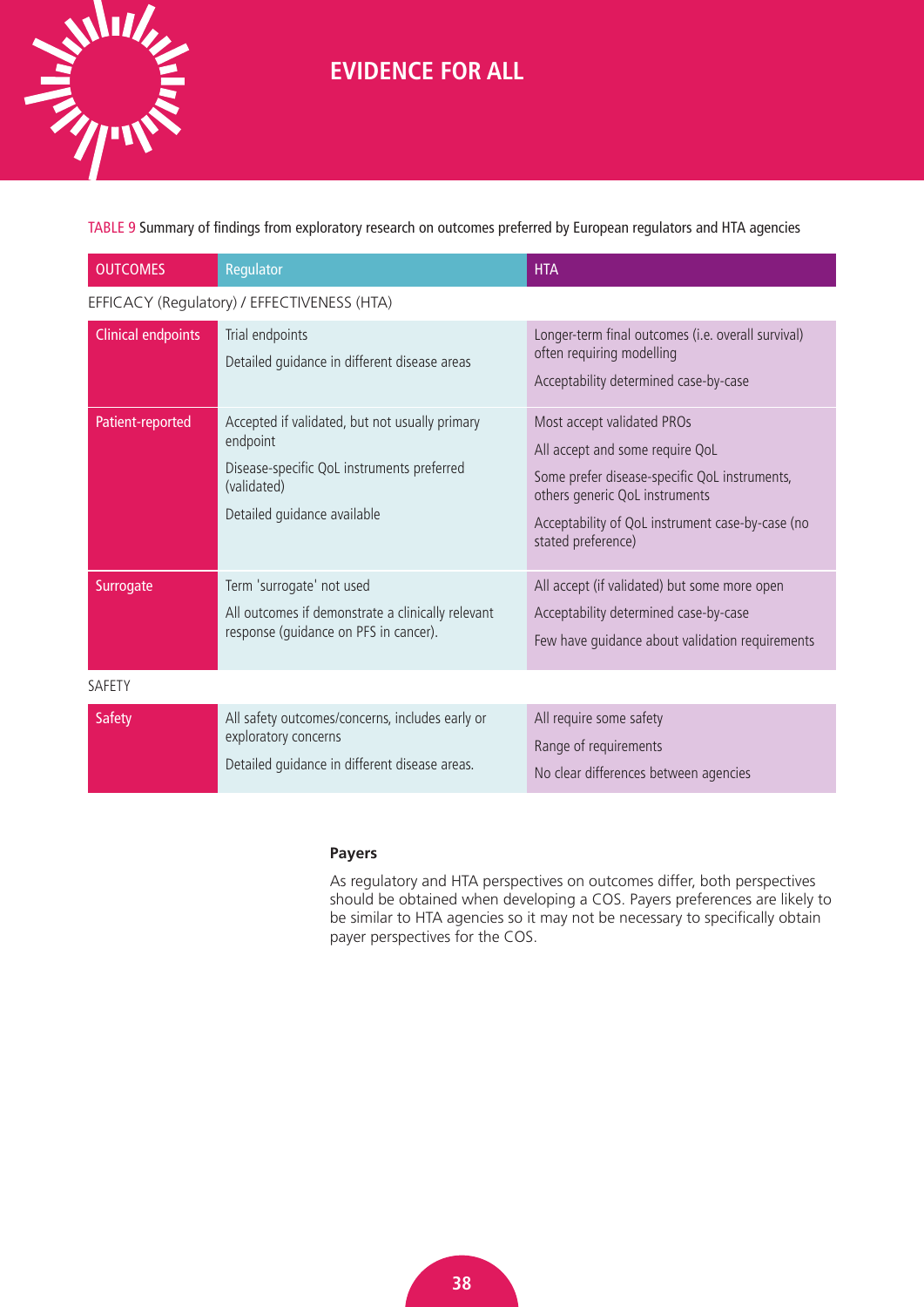TABLE 9 Summary of findings from exploratory research on outcomes preferred by European regulators and HTA agencies

| OUTCOMES | Regulator | HTA |
|---|---|---|
| EFFICACY (Regulatory) / EFFECTIVENESS (HTA) | | |
| Clinical endpoints | Trial endpoints<br><br>Detailed guidance in different disease areas | Longer-term final outcomes (i.e. overall survival) often requiring modelling<br><br>Acceptability determined case-by-case |
| Patient-reported | Accepted if validated, but not usually primary endpoint<br><br>Disease-specific QoL instruments preferred (validated)<br><br>Detailed guidance available | Most accept validated PROs<br><br>All accept and some require QoL<br><br>Some prefer disease-specific QoL instruments, others generic QoL instruments<br><br>Acceptability of QoL instrument case-by-case (no stated preference) |
| Surrogate | Term 'surrogate' not used<br><br>All outcomes if demonstrate a clinically relevant response (guidance on PFS in cancer). | All accept (if validated) but some more open<br><br>Acceptability determined case-by-case<br><br>Few have guidance about validation requirements |
| SAFETY | | |
| Safety | All safety outcomes/concerns, includes early or exploratory concerns<br><br>Detailed guidance in different disease areas. | All require some safety<br><br>Range of requirements<br><br>No clear differences between agencies |

**Payers**

As regulatory and HTA perspectives on outcomes differ, both perspectives should be obtained when developing a COS. Payers preferences are likely to be similar to HTA agencies so it may not be necessary to specifically obtain payer perspectives for the COS.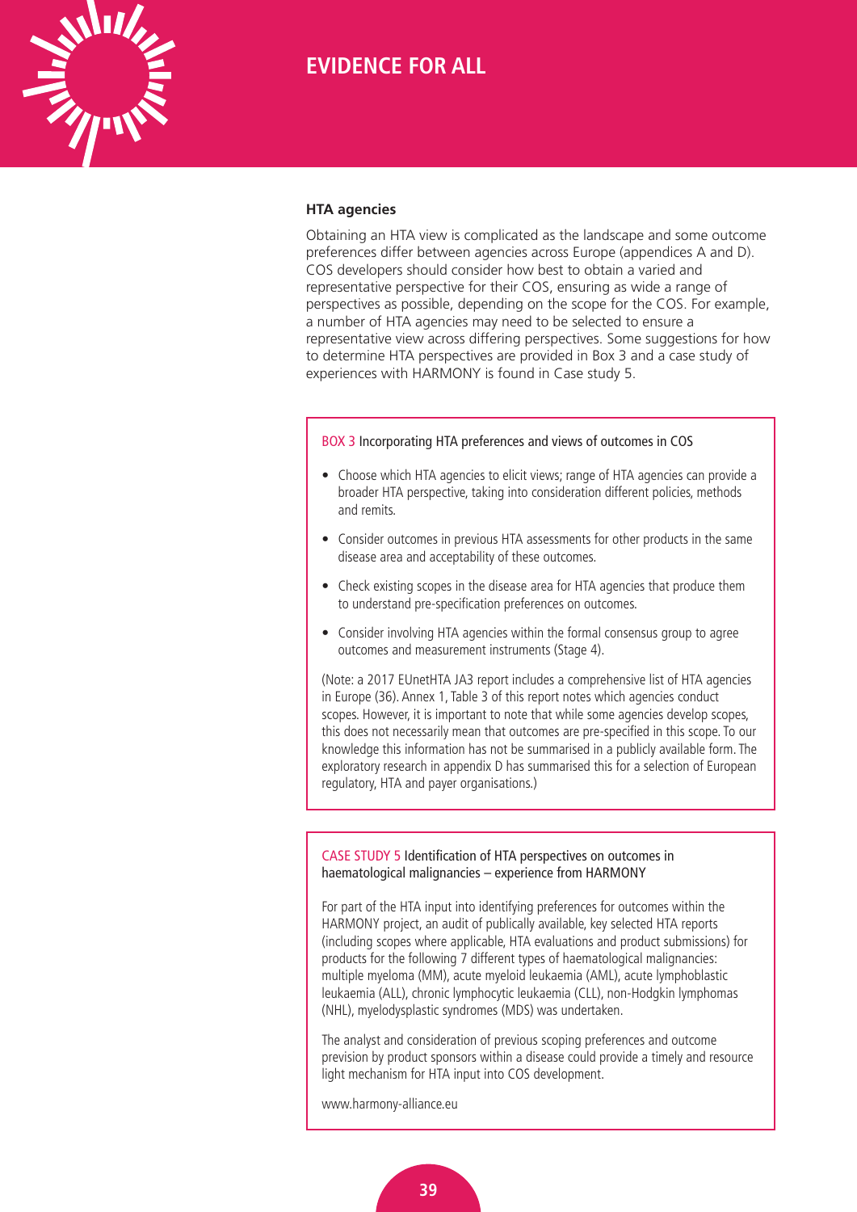### HTA agencies

Obtaining an HTA view is complicated as the landscape and some outcome preferences differ between agencies across Europe (appendices A and D). COS developers should consider how best to obtain a varied and representative perspective for their COS, ensuring as wide a range of perspectives as possible, depending on the scope for the COS. For example, a number of HTA agencies may need to be selected to ensure a representative view across differing perspectives. Some suggestions for how to determine HTA perspectives are provided in Box 3 and a case study of experiences with HARMONY is found in Case study 5.

> **BOX 3** Incorporating HTA preferences and views of outcomes in COS
>
> - Choose which HTA agencies to elicit views; range of HTA agencies can provide a broader HTA perspective, taking into consideration different policies, methods and remits.
> - Consider outcomes in previous HTA assessments for other products in the same disease area and acceptability of these outcomes.
> - Check existing scopes in the disease area for HTA agencies that produce them to understand pre-specification preferences on outcomes.
> - Consider involving HTA agencies within the formal consensus group to agree outcomes and measurement instruments (Stage 4).
>
> (Note: a 2017 EUnetHTA JA3 report includes a comprehensive list of HTA agencies in Europe (36). Annex 1, Table 3 of this report notes which agencies conduct scopes. However, it is important to note that while some agencies develop scopes, this does not necessarily mean that outcomes are pre-specified in this scope. To our knowledge this information has not be summarised in a publicly available form. The exploratory research in appendix D has summarised this for a selection of European regulatory, HTA and payer organisations.)

> **CASE STUDY 5** Identification of HTA perspectives on outcomes in haematological malignancies – experience from HARMONY
>
> For part of the HTA input into identifying preferences for outcomes within the HARMONY project, an audit of publically available, key selected HTA reports (including scopes where applicable, HTA evaluations and product submissions) for products for the following 7 different types of haematological malignancies: multiple myeloma (MM), acute myeloid leukaemia (AML), acute lymphoblastic leukaemia (ALL), chronic lymphocytic leukaemia (CLL), non-Hodgkin lymphomas (NHL), myelodysplastic syndromes (MDS) was undertaken.
>
> The analyst and consideration of previous scoping preferences and outcome prevision by product sponsors within a disease could provide a timely and resource light mechanism for HTA input into COS development.
>
> www.harmony-alliance.eu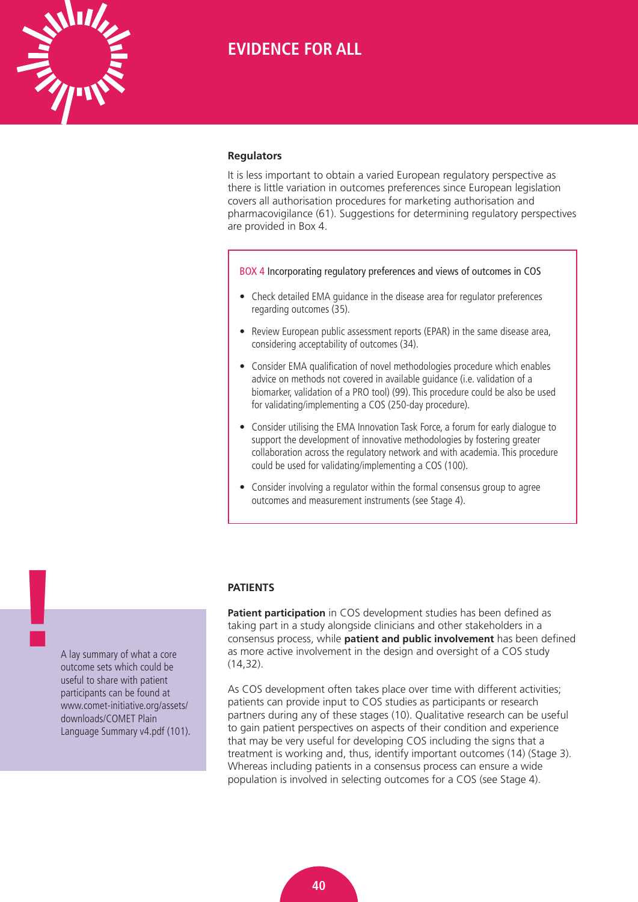### Regulators

It is less important to obtain a varied European regulatory perspective as there is little variation in outcomes preferences since European legislation covers all authorisation procedures for marketing authorisation and pharmacovigilance (61). Suggestions for determining regulatory perspectives are provided in Box 4.

> **BOX 4** Incorporating regulatory preferences and views of outcomes in COS
>
> - Check detailed EMA guidance in the disease area for regulator preferences regarding outcomes (35).
> - Review European public assessment reports (EPAR) in the same disease area, considering acceptability of outcomes (34).
> - Consider EMA qualification of novel methodologies procedure which enables advice on methods not covered in available guidance (i.e. validation of a biomarker, validation of a PRO tool) (99). This procedure could be also be used for validating/implementing a COS (250-day procedure).
> - Consider utilising the EMA Innovation Task Force, a forum for early dialogue to support the development of innovative methodologies by fostering greater collaboration across the regulatory network and with academia. This procedure could be used for validating/implementing a COS (100).
> - Consider involving a regulator within the formal consensus group to agree outcomes and measurement instruments (see Stage 4).

### PATIENTS

**Patient participation** in COS development studies has been defined as taking part in a study alongside clinicians and other stakeholders in a consensus process, while **patient and public involvement** has been defined as more active involvement in the design and oversight of a COS study (14,32).

As COS development often takes place over time with different activities; patients can provide input to COS studies as participants or research partners during any of these stages (10). Qualitative research can be useful to gain patient perspectives on aspects of their condition and experience that may be very useful for developing COS including the signs that a treatment is working and, thus, identify important outcomes (14) (Stage 3). Whereas including patients in a consensus process can ensure a wide population is involved in selecting outcomes for a COS (see Stage 4).

> **!** A lay summary of what a core outcome sets which could be useful to share with patient participants can be found at www.comet-initiative.org/assets/downloads/COMET Plain Language Summary v4.pdf (101).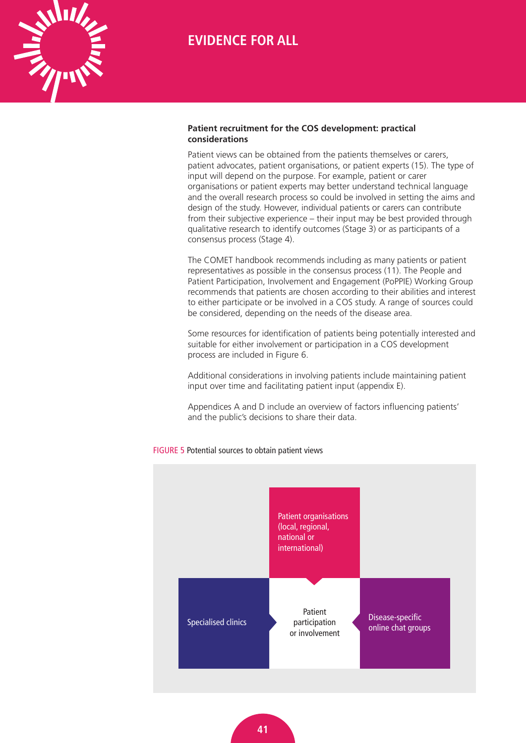### Patient recruitment for the COS development: practical considerations

Patient views can be obtained from the patients themselves or carers, patient advocates, patient organisations, or patient experts (15). The type of input will depend on the purpose. For example, patient or carer organisations or patient experts may better understand technical language and the overall research process so could be involved in setting the aims and design of the study. However, individual patients or carers can contribute from their subjective experience – their input may be best provided through qualitative research to identify outcomes (Stage 3) or as participants of a consensus process (Stage 4).

The COMET handbook recommends including as many patients or patient representatives as possible in the consensus process (11). The People and Patient Participation, Involvement and Engagement (PoPPIE) Working Group recommends that patients are chosen according to their abilities and interest to either participate or be involved in a COS study. A range of sources could be considered, depending on the needs of the disease area.

Some resources for identification of patients being potentially interested and suitable for either involvement or participation in a COS development process are included in Figure 6.

Additional considerations in involving patients include maintaining patient input over time and facilitating patient input (appendix E).

Appendices A and D include an overview of factors influencing patients' and the public's decisions to share their data.

FIGURE 5 Potential sources to obtain patient views

- Patient organisations (local, regional, national or international)
- Specialised clinics
- Disease-specific online chat groups

→ Patient participation or involvement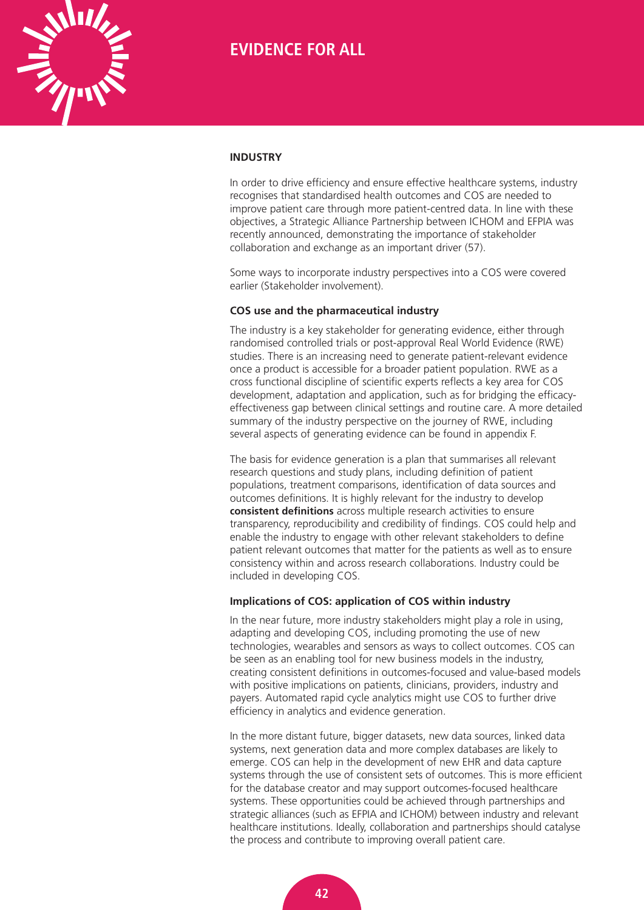## INDUSTRY

In order to drive efficiency and ensure effective healthcare systems, industry recognises that standardised health outcomes and COS are needed to improve patient care through more patient-centred data. In line with these objectives, a Strategic Alliance Partnership between ICHOM and EFPIA was recently announced, demonstrating the importance of stakeholder collaboration and exchange as an important driver (57).

Some ways to incorporate industry perspectives into a COS were covered earlier (Stakeholder involvement).

### COS use and the pharmaceutical industry

The industry is a key stakeholder for generating evidence, either through randomised controlled trials or post-approval Real World Evidence (RWE) studies. There is an increasing need to generate patient-relevant evidence once a product is accessible for a broader patient population. RWE as a cross functional discipline of scientific experts reflects a key area for COS development, adaptation and application, such as for bridging the efficacy-effectiveness gap between clinical settings and routine care. A more detailed summary of the industry perspective on the journey of RWE, including several aspects of generating evidence can be found in appendix F.

The basis for evidence generation is a plan that summarises all relevant research questions and study plans, including definition of patient populations, treatment comparisons, identification of data sources and outcomes definitions. It is highly relevant for the industry to develop **consistent definitions** across multiple research activities to ensure transparency, reproducibility and credibility of findings. COS could help and enable the industry to engage with other relevant stakeholders to define patient relevant outcomes that matter for the patients as well as to ensure consistency within and across research collaborations. Industry could be included in developing COS.

### Implications of COS: application of COS within industry

In the near future, more industry stakeholders might play a role in using, adapting and developing COS, including promoting the use of new technologies, wearables and sensors as ways to collect outcomes. COS can be seen as an enabling tool for new business models in the industry, creating consistent definitions in outcomes-focused and value-based models with positive implications on patients, clinicians, providers, industry and payers. Automated rapid cycle analytics might use COS to further drive efficiency in analytics and evidence generation.

In the more distant future, bigger datasets, new data sources, linked data systems, next generation data and more complex databases are likely to emerge. COS can help in the development of new EHR and data capture systems through the use of consistent sets of outcomes. This is more efficient for the database creator and may support outcomes-focused healthcare systems. These opportunities could be achieved through partnerships and strategic alliances (such as EFPIA and ICHOM) between industry and relevant healthcare institutions. Ideally, collaboration and partnerships should catalyse the process and contribute to improving overall patient care.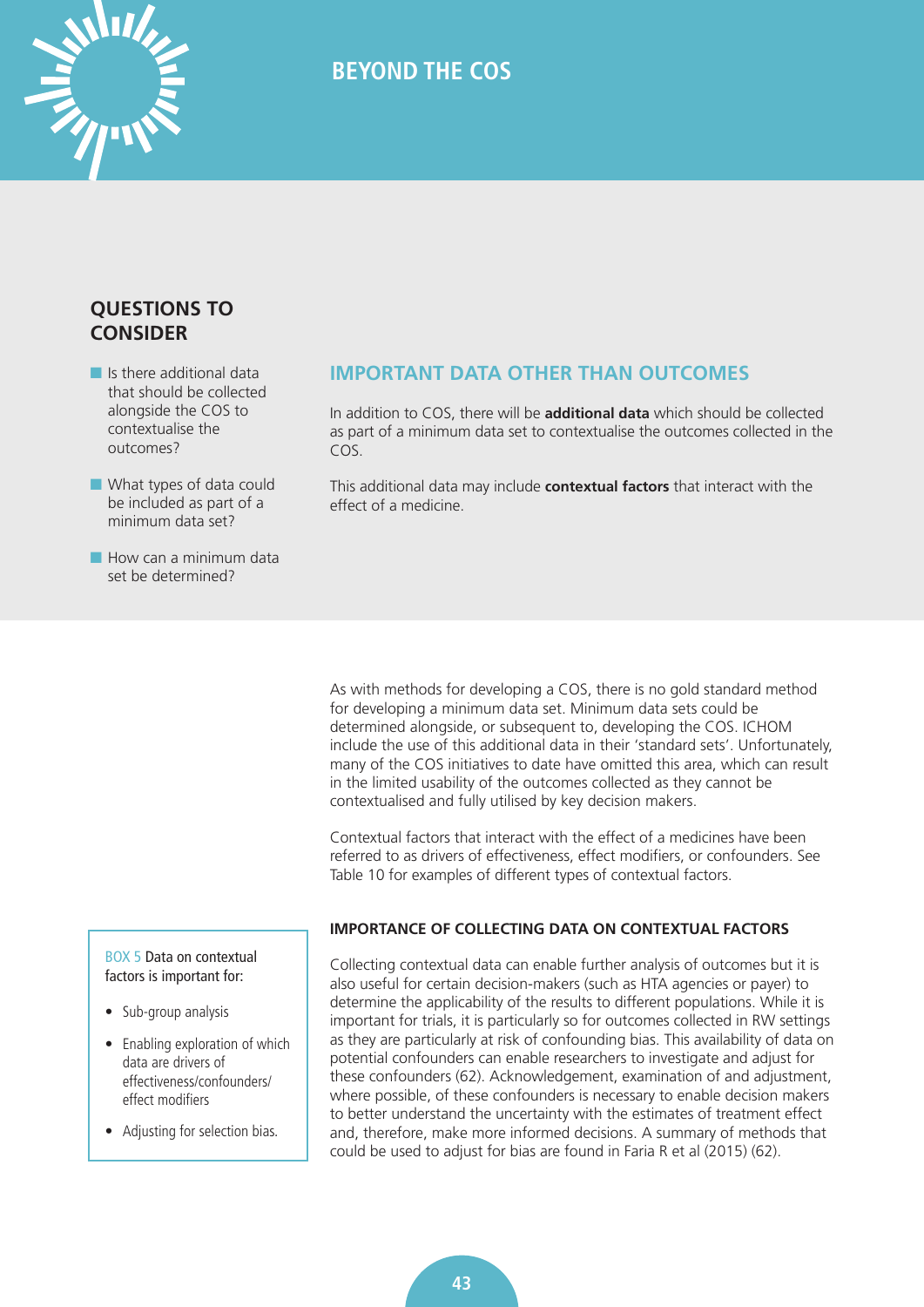# BEYOND THE COS

## QUESTIONS TO CONSIDER

- Is there additional data that should be collected alongside the COS to contextualise the outcomes?
- What types of data could be included as part of a minimum data set?
- How can a minimum data set be determined?

## IMPORTANT DATA OTHER THAN OUTCOMES

In addition to COS, there will be **additional data** which should be collected as part of a minimum data set to contextualise the outcomes collected in the COS.

This additional data may include **contextual factors** that interact with the effect of a medicine.

As with methods for developing a COS, there is no gold standard method for developing a minimum data set. Minimum data sets could be determined alongside, or subsequent to, developing the COS. ICHOM include the use of this additional data in their 'standard sets'. Unfortunately, many of the COS initiatives to date have omitted this area, which can result in the limited usability of the outcomes collected as they cannot be contextualised and fully utilised by key decision makers.

Contextual factors that interact with the effect of a medicines have been referred to as drivers of effectiveness, effect modifiers, or confounders. See Table 10 for examples of different types of contextual factors.

### IMPORTANCE OF COLLECTING DATA ON CONTEXTUAL FACTORS

Collecting contextual data can enable further analysis of outcomes but it is also useful for certain decision-makers (such as HTA agencies or payer) to determine the applicability of the results to different populations. While it is important for trials, it is particularly so for outcomes collected in RW settings as they are particularly at risk of confounding bias. This availability of data on potential confounders can enable researchers to investigate and adjust for these confounders (62). Acknowledgement, examination of and adjustment, where possible, of these confounders is necessary to enable decision makers to better understand the uncertainty with the estimates of treatment effect and, therefore, make more informed decisions. A summary of methods that could be used to adjust for bias are found in Faria R et al (2015) (62).

**BOX 5** Data on contextual factors is important for:

- Sub-group analysis
- Enabling exploration of which data are drivers of effectiveness/confounders/effect modifiers
- Adjusting for selection bias.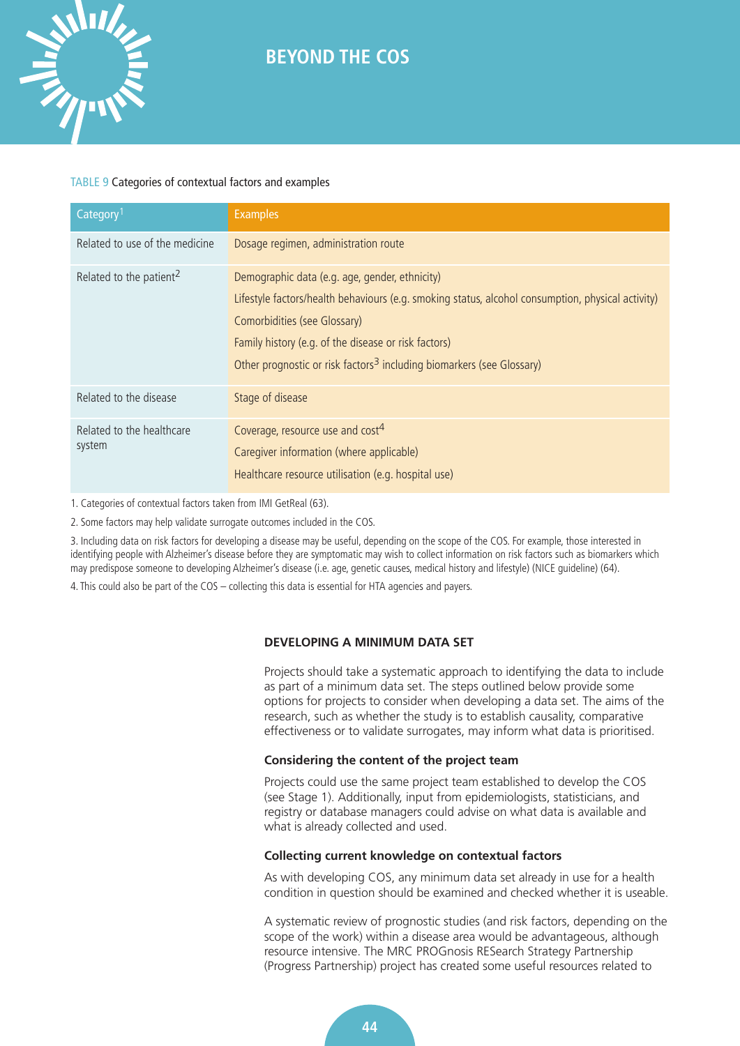## BEYOND THE COS

TABLE 9 Categories of contextual factors and examples

| Category[1] | Examples |
|---|---|
| Related to use of the medicine | Dosage regimen, administration route |
| Related to the patient[2] | Demographic data (e.g. age, gender, ethnicity)<br>Lifestyle factors/health behaviours (e.g. smoking status, alcohol consumption, physical activity)<br>Comorbidities (see Glossary)<br>Family history (e.g. of the disease or risk factors)<br>Other prognostic or risk factors[3] including biomarkers (see Glossary) |
| Related to the disease | Stage of disease |
| Related to the healthcare system | Coverage, resource use and cost[4]<br>Caregiver information (where applicable)<br>Healthcare resource utilisation (e.g. hospital use) |

1. Categories of contextual factors taken from IMI GetReal (63).

2. Some factors may help validate surrogate outcomes included in the COS.

3. Including data on risk factors for developing a disease may be useful, depending on the scope of the COS. For example, those interested in identifying people with Alzheimer's disease before they are symptomatic may wish to collect information on risk factors such as biomarkers which may predispose someone to developing Alzheimer's disease (i.e. age, genetic causes, medical history and lifestyle) (NICE guideline) (64).

4. This could also be part of the COS – collecting this data is essential for HTA agencies and payers.

### DEVELOPING A MINIMUM DATA SET

Projects should take a systematic approach to identifying the data to include as part of a minimum data set. The steps outlined below provide some options for projects to consider when developing a data set. The aims of the research, such as whether the study is to establish causality, comparative effectiveness or to validate surrogates, may inform what data is prioritised.

#### Considering the content of the project team

Projects could use the same project team established to develop the COS (see Stage 1). Additionally, input from epidemiologists, statisticians, and registry or database managers could advise on what data is available and what is already collected and used.

#### Collecting current knowledge on contextual factors

As with developing COS, any minimum data set already in use for a health condition in question should be examined and checked whether it is useable.

A systematic review of prognostic studies (and risk factors, depending on the scope of the work) within a disease area would be advantageous, although resource intensive. The MRC PROGnosis RESearch Strategy Partnership (Progress Partnership) project has created some useful resources related to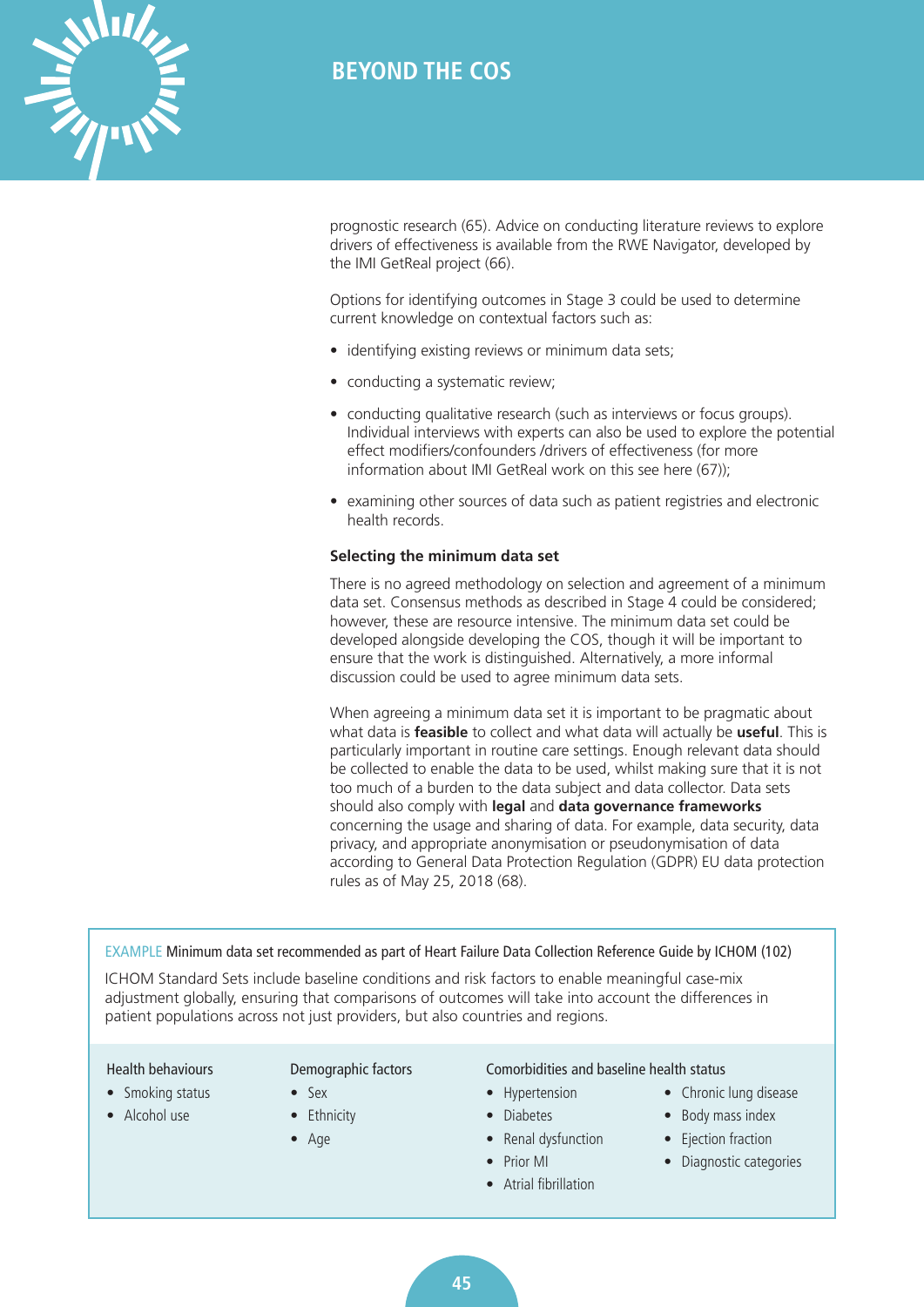prognostic research (65). Advice on conducting literature reviews to explore drivers of effectiveness is available from the RWE Navigator, developed by the IMI GetReal project (66).

Options for identifying outcomes in Stage 3 could be used to determine current knowledge on contextual factors such as:

- identifying existing reviews or minimum data sets;
- conducting a systematic review;
- conducting qualitative research (such as interviews or focus groups). Individual interviews with experts can also be used to explore the potential effect modifiers/confounders /drivers of effectiveness (for more information about IMI GetReal work on this see here (67));
- examining other sources of data such as patient registries and electronic health records.

### Selecting the minimum data set

There is no agreed methodology on selection and agreement of a minimum data set. Consensus methods as described in Stage 4 could be considered; however, these are resource intensive. The minimum data set could be developed alongside developing the COS, though it will be important to ensure that the work is distinguished. Alternatively, a more informal discussion could be used to agree minimum data sets.

When agreeing a minimum data set it is important to be pragmatic about what data is **feasible** to collect and what data will actually be **useful**. This is particularly important in routine care settings. Enough relevant data should be collected to enable the data to be used, whilst making sure that it is not too much of a burden to the data subject and data collector. Data sets should also comply with **legal** and **data governance frameworks** concerning the usage and sharing of data. For example, data security, data privacy, and appropriate anonymisation or pseudonymisation of data according to General Data Protection Regulation (GDPR) EU data protection rules as of May 25, 2018 (68).

---

EXAMPLE Minimum data set recommended as part of Heart Failure Data Collection Reference Guide by ICHOM (102)

ICHOM Standard Sets include baseline conditions and risk factors to enable meaningful case-mix adjustment globally, ensuring that comparisons of outcomes will take into account the differences in patient populations across not just providers, but also countries and regions.

Health behaviours

- Smoking status
- Alcohol use

Demographic factors

- Sex
- Ethnicity
- Age

Comorbidities and baseline health status

- Hypertension
- Diabetes
- Renal dysfunction
- Prior MI
- Atrial fibrillation
- Chronic lung disease
- Body mass index
- Ejection fraction
- Diagnostic categories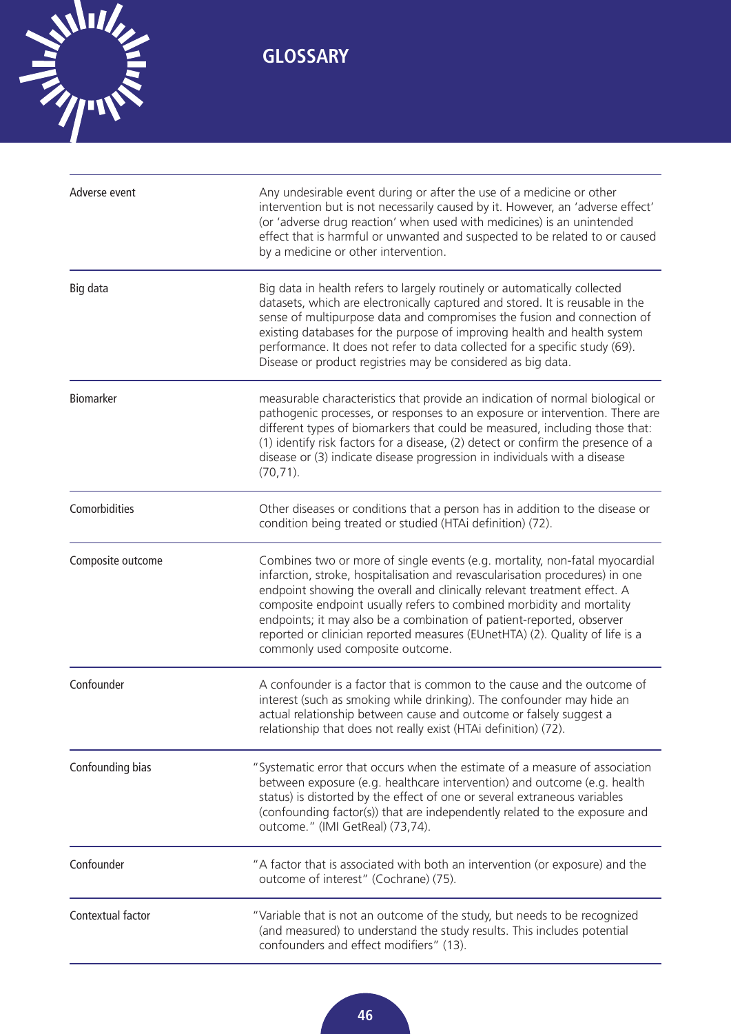# GLOSSARY

| | |
|---|---|
| Adverse event | Any undesirable event during or after the use of a medicine or other intervention but is not necessarily caused by it. However, an 'adverse effect' (or 'adverse drug reaction' when used with medicines) is an unintended effect that is harmful or unwanted and suspected to be related to or caused by a medicine or other intervention. |
| Big data | Big data in health refers to largely routinely or automatically collected datasets, which are electronically captured and stored. It is reusable in the sense of multipurpose data and compromises the fusion and connection of existing databases for the purpose of improving health and health system performance. It does not refer to data collected for a specific study (69). Disease or product registries may be considered as big data. |
| Biomarker | measurable characteristics that provide an indication of normal biological or pathogenic processes, or responses to an exposure or intervention. There are different types of biomarkers that could be measured, including those that: (1) identify risk factors for a disease, (2) detect or confirm the presence of a disease or (3) indicate disease progression in individuals with a disease (70,71). |
| Comorbidities | Other diseases or conditions that a person has in addition to the disease or condition being treated or studied (HTAi definition) (72). |
| Composite outcome | Combines two or more of single events (e.g. mortality, non-fatal myocardial infarction, stroke, hospitalisation and revascularisation procedures) in one endpoint showing the overall and clinically relevant treatment effect. A composite endpoint usually refers to combined morbidity and mortality endpoints; it may also be a combination of patient-reported, observer reported or clinician reported measures (EUnetHTA) (2). Quality of life is a commonly used composite outcome. |
| Confounder | A confounder is a factor that is common to the cause and the outcome of interest (such as smoking while drinking). The confounder may hide an actual relationship between cause and outcome or falsely suggest a relationship that does not really exist (HTAi definition) (72). |
| Confounding bias | "Systematic error that occurs when the estimate of a measure of association between exposure (e.g. healthcare intervention) and outcome (e.g. health status) is distorted by the effect of one or several extraneous variables (confounding factor(s)) that are independently related to the exposure and outcome." (IMI GetReal) (73,74). |
| Confounder | "A factor that is associated with both an intervention (or exposure) and the outcome of interest" (Cochrane) (75). |
| Contextual factor | "Variable that is not an outcome of the study, but needs to be recognized (and measured) to understand the study results. This includes potential confounders and effect modifiers" (13). |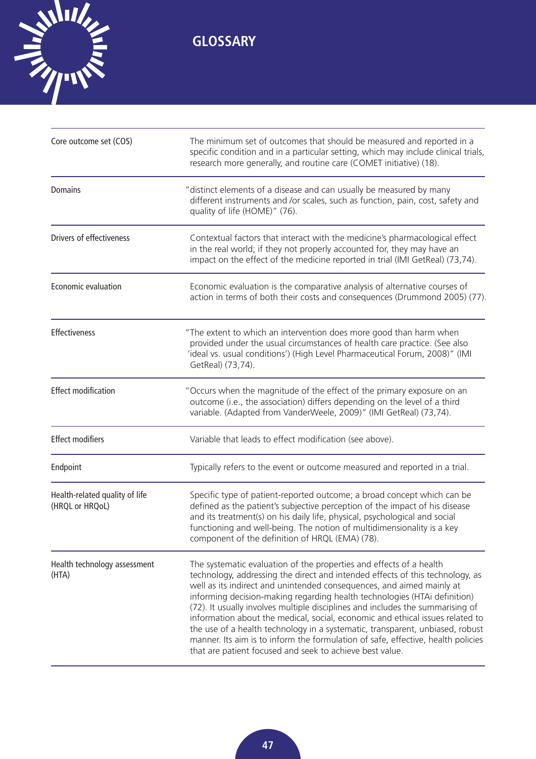# GLOSSARY

| | |
|---|---|
| Core outcome set (COS) | The minimum set of outcomes that should be measured and reported in a specific condition and in a particular setting, which may include clinical trials, research more generally, and routine care (COMET initiative) (18). |
| Domains | "distinct elements of a disease and can usually be measured by many different instruments and /or scales, such as function, pain, cost, safety and quality of life (HOME)" (76). |
| Drivers of effectiveness | Contextual factors that interact with the medicine's pharmacological effect in the real world; if they not properly accounted for, they may have an impact on the effect of the medicine reported in trial (IMI GetReal) (73,74). |
| Economic evaluation | Economic evaluation is the comparative analysis of alternative courses of action in terms of both their costs and consequences (Drummond 2005) (77). |
| Effectiveness | "The extent to which an intervention does more good than harm when provided under the usual circumstances of health care practice. (See also 'ideal vs. usual conditions') (High Level Pharmaceutical Forum, 2008)" (IMI GetReal) (73,74). |
| Effect modification | "Occurs when the magnitude of the effect of the primary exposure on an outcome (i.e., the association) differs depending on the level of a third variable. (Adapted from VanderWeele, 2009)" (IMI GetReal) (73,74). |
| Effect modifiers | Variable that leads to effect modification (see above). |
| Endpoint | Typically refers to the event or outcome measured and reported in a trial. |
| Health-related quality of life (HRQL or HRQoL) | Specific type of patient-reported outcome; a broad concept which can be defined as the patient's subjective perception of the impact of his disease and its treatment(s) on his daily life, physical, psychological and social functioning and well-being. The notion of multidimensionality is a key component of the definition of HRQL (EMA) (78). |
| Health technology assessment (HTA) | The systematic evaluation of the properties and effects of a health technology, addressing the direct and intended effects of this technology, as well as its indirect and unintended consequences, and aimed mainly at informing decision-making regarding health technologies (HTAi definition) (72). It usually involves multiple disciplines and includes the summarising of information about the medical, social, economic and ethical issues related to the use of a health technology in a systematic, transparent, unbiased, robust manner. Its aim is to inform the formulation of safe, effective, health policies that are patient focused and seek to achieve best value. |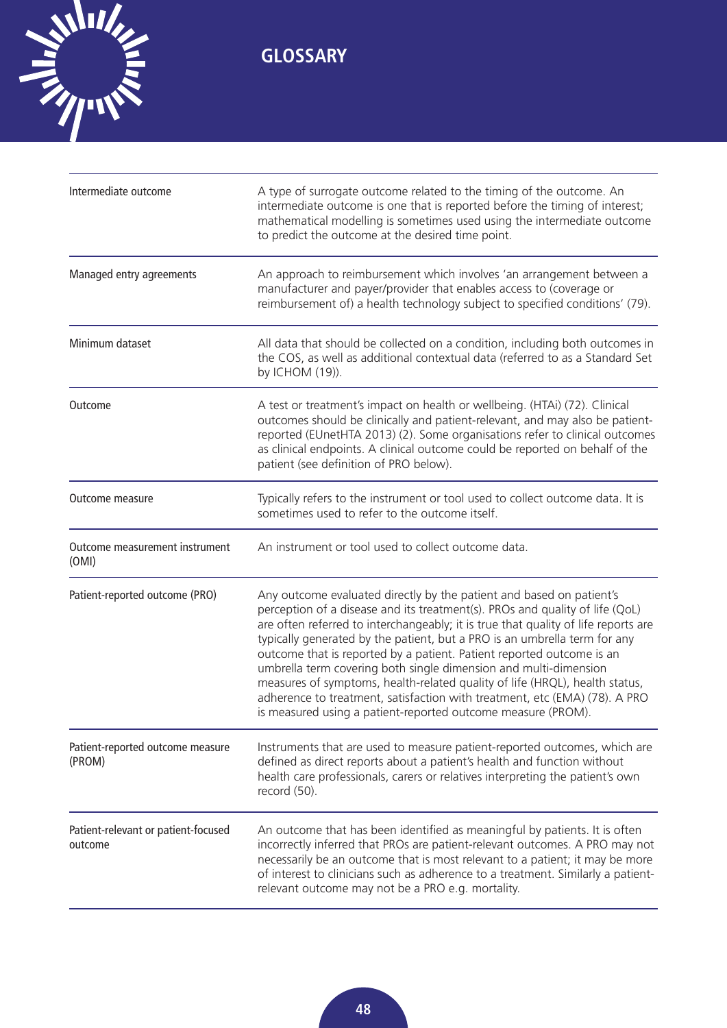# GLOSSARY

| | |
|---|---|
| Intermediate outcome | A type of surrogate outcome related to the timing of the outcome. An intermediate outcome is one that is reported before the timing of interest; mathematical modelling is sometimes used using the intermediate outcome to predict the outcome at the desired time point. |
| Managed entry agreements | An approach to reimbursement which involves 'an arrangement between a manufacturer and payer/provider that enables access to (coverage or reimbursement of) a health technology subject to specified conditions' (79). |
| Minimum dataset | All data that should be collected on a condition, including both outcomes in the COS, as well as additional contextual data (referred to as a Standard Set by ICHOM (19)). |
| Outcome | A test or treatment's impact on health or wellbeing. (HTAi) (72). Clinical outcomes should be clinically and patient-relevant, and may also be patient-reported (EUnetHTA 2013) (2). Some organisations refer to clinical outcomes as clinical endpoints. A clinical outcome could be reported on behalf of the patient (see definition of PRO below). |
| Outcome measure | Typically refers to the instrument or tool used to collect outcome data. It is sometimes used to refer to the outcome itself. |
| Outcome measurement instrument (OMI) | An instrument or tool used to collect outcome data. |
| Patient-reported outcome (PRO) | Any outcome evaluated directly by the patient and based on patient's perception of a disease and its treatment(s). PROs and quality of life (QoL) are often referred to interchangeably; it is true that quality of life reports are typically generated by the patient, but a PRO is an umbrella term for any outcome that is reported by a patient. Patient reported outcome is an umbrella term covering both single dimension and multi-dimension measures of symptoms, health-related quality of life (HRQL), health status, adherence to treatment, satisfaction with treatment, etc (EMA) (78). A PRO is measured using a patient-reported outcome measure (PROM). |
| Patient-reported outcome measure (PROM) | Instruments that are used to measure patient-reported outcomes, which are defined as direct reports about a patient's health and function without health care professionals, carers or relatives interpreting the patient's own record (50). |
| Patient-relevant or patient-focused outcome | An outcome that has been identified as meaningful by patients. It is often incorrectly inferred that PROs are patient-relevant outcomes. A PRO may not necessarily be an outcome that is most relevant to a patient; it may be more of interest to clinicians such as adherence to a treatment. Similarly a patient-relevant outcome may not be a PRO e.g. mortality. |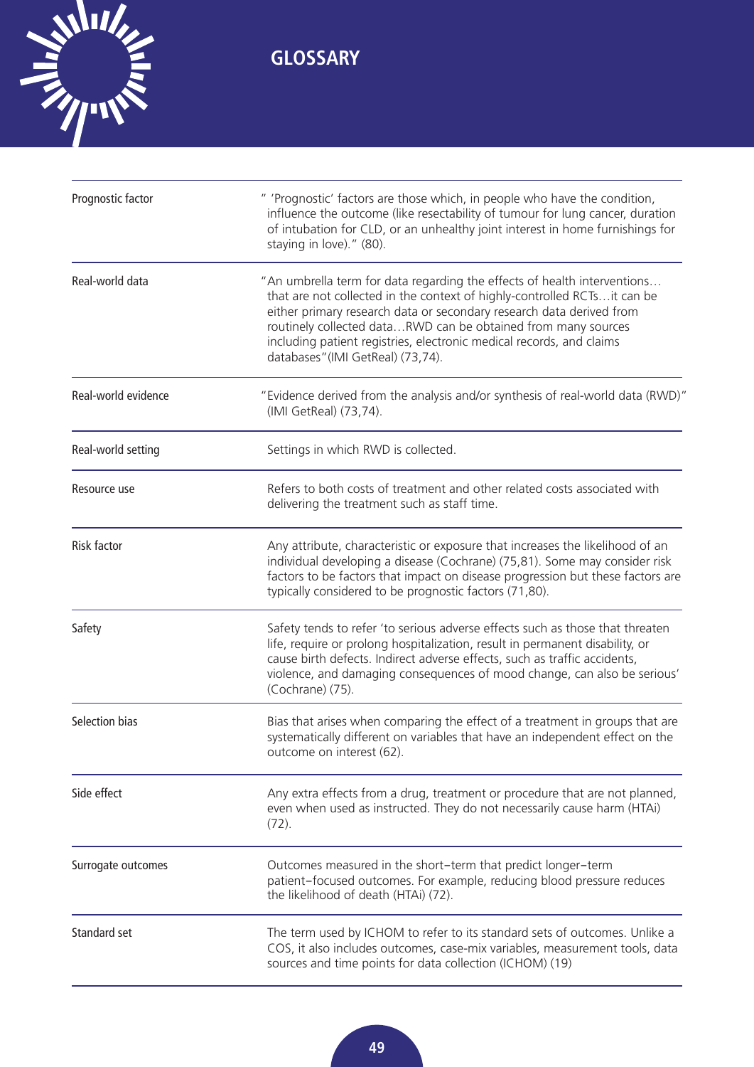## GLOSSARY

| | |
|---|---|
| Prognostic factor | " 'Prognostic' factors are those which, in people who have the condition, influence the outcome (like resectability of tumour for lung cancer, duration of intubation for CLD, or an unhealthy joint interest in home furnishings for staying in love)." (80). |
| Real-world data | "An umbrella term for data regarding the effects of health interventions… that are not collected in the context of highly-controlled RCTs…it can be either primary research data or secondary research data derived from routinely collected data…RWD can be obtained from many sources including patient registries, electronic medical records, and claims databases"(IMI GetReal) (73,74). |
| Real-world evidence | "Evidence derived from the analysis and/or synthesis of real-world data (RWD)" (IMI GetReal) (73,74). |
| Real-world setting | Settings in which RWD is collected. |
| Resource use | Refers to both costs of treatment and other related costs associated with delivering the treatment such as staff time. |
| Risk factor | Any attribute, characteristic or exposure that increases the likelihood of an individual developing a disease (Cochrane) (75,81). Some may consider risk factors to be factors that impact on disease progression but these factors are typically considered to be prognostic factors (71,80). |
| Safety | Safety tends to refer 'to serious adverse effects such as those that threaten life, require or prolong hospitalization, result in permanent disability, or cause birth defects. Indirect adverse effects, such as traffic accidents, violence, and damaging consequences of mood change, can also be serious' (Cochrane) (75). |
| Selection bias | Bias that arises when comparing the effect of a treatment in groups that are systematically different on variables that have an independent effect on the outcome on interest (62). |
| Side effect | Any extra effects from a drug, treatment or procedure that are not planned, even when used as instructed. They do not necessarily cause harm (HTAi) (72). |
| Surrogate outcomes | Outcomes measured in the short–term that predict longer–term patient–focused outcomes. For example, reducing blood pressure reduces the likelihood of death (HTAi) (72). |
| Standard set | The term used by ICHOM to refer to its standard sets of outcomes. Unlike a COS, it also includes outcomes, case-mix variables, measurement tools, data sources and time points for data collection (ICHOM) (19) |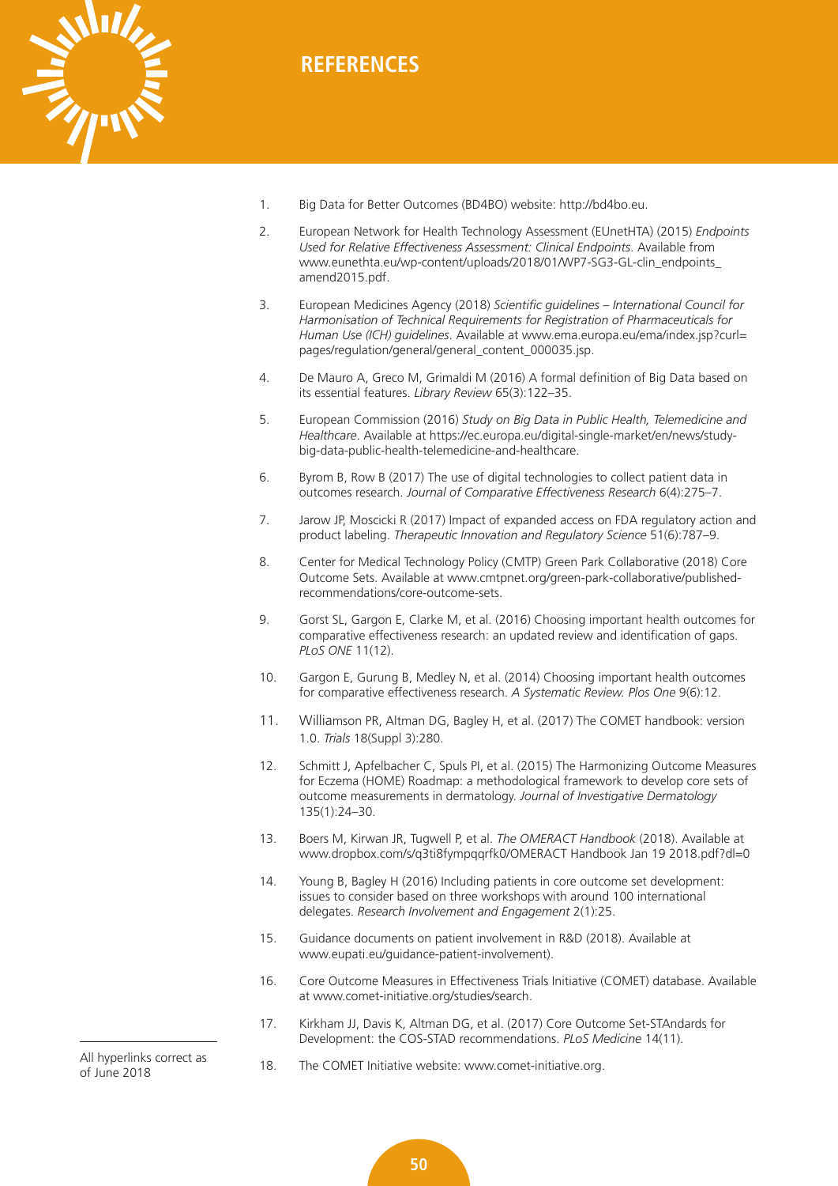# REFERENCES

1. Big Data for Better Outcomes (BD4BO) website: http://bd4bo.eu.
2. European Network for Health Technology Assessment (EUnetHTA) (2015) *Endpoints Used for Relative Effectiveness Assessment: Clinical Endpoints*. Available from www.eunethta.eu/wp-content/uploads/2018/01/WP7-SG3-GL-clin_endpoints_amend2015.pdf.
3. European Medicines Agency (2018) *Scientific guidelines – International Council for Harmonisation of Technical Requirements for Registration of Pharmaceuticals for Human Use (ICH) guidelines*. Available at www.ema.europa.eu/ema/index.jsp?curl=pages/regulation/general/general_content_000035.jsp.
4. De Mauro A, Greco M, Grimaldi M (2016) A formal definition of Big Data based on its essential features. *Library Review* 65(3):122–35.
5. European Commission (2016) *Study on Big Data in Public Health, Telemedicine and Healthcare*. Available at https://ec.europa.eu/digital-single-market/en/news/study-big-data-public-health-telemedicine-and-healthcare.
6. Byrom B, Row B (2017) The use of digital technologies to collect patient data in outcomes research. *Journal of Comparative Effectiveness Research* 6(4):275–7.
7. Jarow JP, Moscicki R (2017) Impact of expanded access on FDA regulatory action and product labeling. *Therapeutic Innovation and Regulatory Science* 51(6):787–9.
8. Center for Medical Technology Policy (CMTP) Green Park Collaborative (2018) Core Outcome Sets. Available at www.cmtpnet.org/green-park-collaborative/published-recommendations/core-outcome-sets.
9. Gorst SL, Gargon E, Clarke M, et al. (2016) Choosing important health outcomes for comparative effectiveness research: an updated review and identification of gaps. *PLoS ONE* 11(12).
10. Gargon E, Gurung B, Medley N, et al. (2014) Choosing important health outcomes for comparative effectiveness research. *A Systematic Review. Plos One* 9(6):12.
11. Williamson PR, Altman DG, Bagley H, et al. (2017) The COMET handbook: version 1.0. *Trials* 18(Suppl 3):280.
12. Schmitt J, Apfelbacher C, Spuls PI, et al. (2015) The Harmonizing Outcome Measures for Eczema (HOME) Roadmap: a methodological framework to develop core sets of outcome measurements in dermatology. *Journal of Investigative Dermatology* 135(1):24–30.
13. Boers M, Kirwan JR, Tugwell P, et al. *The OMERACT Handbook* (2018). Available at www.dropbox.com/s/q3ti8fympqqrfk0/OMERACT Handbook Jan 19 2018.pdf?dl=0
14. Young B, Bagley H (2016) Including patients in core outcome set development: issues to consider based on three workshops with around 100 international delegates. *Research Involvement and Engagement* 2(1):25.
15. Guidance documents on patient involvement in R&D (2018). Available at www.eupati.eu/guidance-patient-involvement).
16. Core Outcome Measures in Effectiveness Trials Initiative (COMET) database. Available at www.comet-initiative.org/studies/search.
17. Kirkham JJ, Davis K, Altman DG, et al. (2017) Core Outcome Set-STAndards for Development: the COS-STAD recommendations. *PLoS Medicine* 14(11).
18. The COMET Initiative website: www.comet-initiative.org.

All hyperlinks correct as of June 2018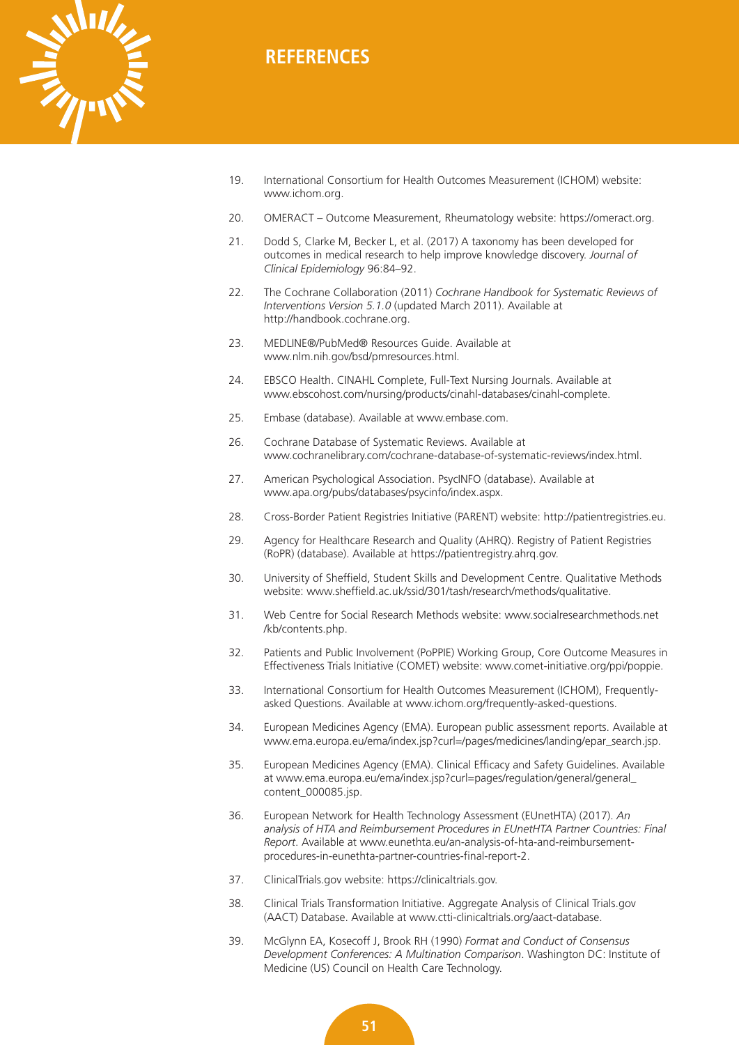# REFERENCES

19. International Consortium for Health Outcomes Measurement (ICHOM) website: www.ichom.org.
20. OMERACT – Outcome Measurement, Rheumatology website: https://omeract.org.
21. Dodd S, Clarke M, Becker L, et al. (2017) A taxonomy has been developed for outcomes in medical research to help improve knowledge discovery. *Journal of Clinical Epidemiology* 96:84–92.
22. The Cochrane Collaboration (2011) *Cochrane Handbook for Systematic Reviews of Interventions Version 5.1.0* (updated March 2011). Available at http://handbook.cochrane.org.
23. MEDLINE®/PubMed® Resources Guide. Available at www.nlm.nih.gov/bsd/pmresources.html.
24. EBSCO Health. CINAHL Complete, Full-Text Nursing Journals. Available at www.ebscohost.com/nursing/products/cinahl-databases/cinahl-complete.
25. Embase (database). Available at www.embase.com.
26. Cochrane Database of Systematic Reviews. Available at www.cochranelibrary.com/cochrane-database-of-systematic-reviews/index.html.
27. American Psychological Association. PsycINFO (database). Available at www.apa.org/pubs/databases/psycinfo/index.aspx.
28. Cross-Border Patient Registries Initiative (PARENT) website: http://patientregistries.eu.
29. Agency for Healthcare Research and Quality (AHRQ). Registry of Patient Registries (RoPR) (database). Available at https://patientregistry.ahrq.gov.
30. University of Sheffield, Student Skills and Development Centre. Qualitative Methods website: www.sheffield.ac.uk/ssid/301/tash/research/methods/qualitative.
31. Web Centre for Social Research Methods website: www.socialresearchmethods.net/kb/contents.php.
32. Patients and Public Involvement (PoPPIE) Working Group, Core Outcome Measures in Effectiveness Trials Initiative (COMET) website: www.comet-initiative.org/ppi/poppie.
33. International Consortium for Health Outcomes Measurement (ICHOM), Frequently-asked Questions. Available at www.ichom.org/frequently-asked-questions.
34. European Medicines Agency (EMA). European public assessment reports. Available at www.ema.europa.eu/ema/index.jsp?curl=/pages/medicines/landing/epar_search.jsp.
35. European Medicines Agency (EMA). Clinical Efficacy and Safety Guidelines. Available at www.ema.europa.eu/ema/index.jsp?curl=pages/regulation/general/general_content_000085.jsp.
36. European Network for Health Technology Assessment (EUnetHTA) (2017). *An analysis of HTA and Reimbursement Procedures in EUnetHTA Partner Countries: Final Report*. Available at www.eunethta.eu/an-analysis-of-hta-and-reimbursement-procedures-in-eunethta-partner-countries-final-report-2.
37. ClinicalTrials.gov website: https://clinicaltrials.gov.
38. Clinical Trials Transformation Initiative. Aggregate Analysis of Clinical Trials.gov (AACT) Database. Available at www.ctti-clinicaltrials.org/aact-database.
39. McGlynn EA, Kosecoff J, Brook RH (1990) *Format and Conduct of Consensus Development Conferences: A Multination Comparison*. Washington DC: Institute of Medicine (US) Council on Health Care Technology.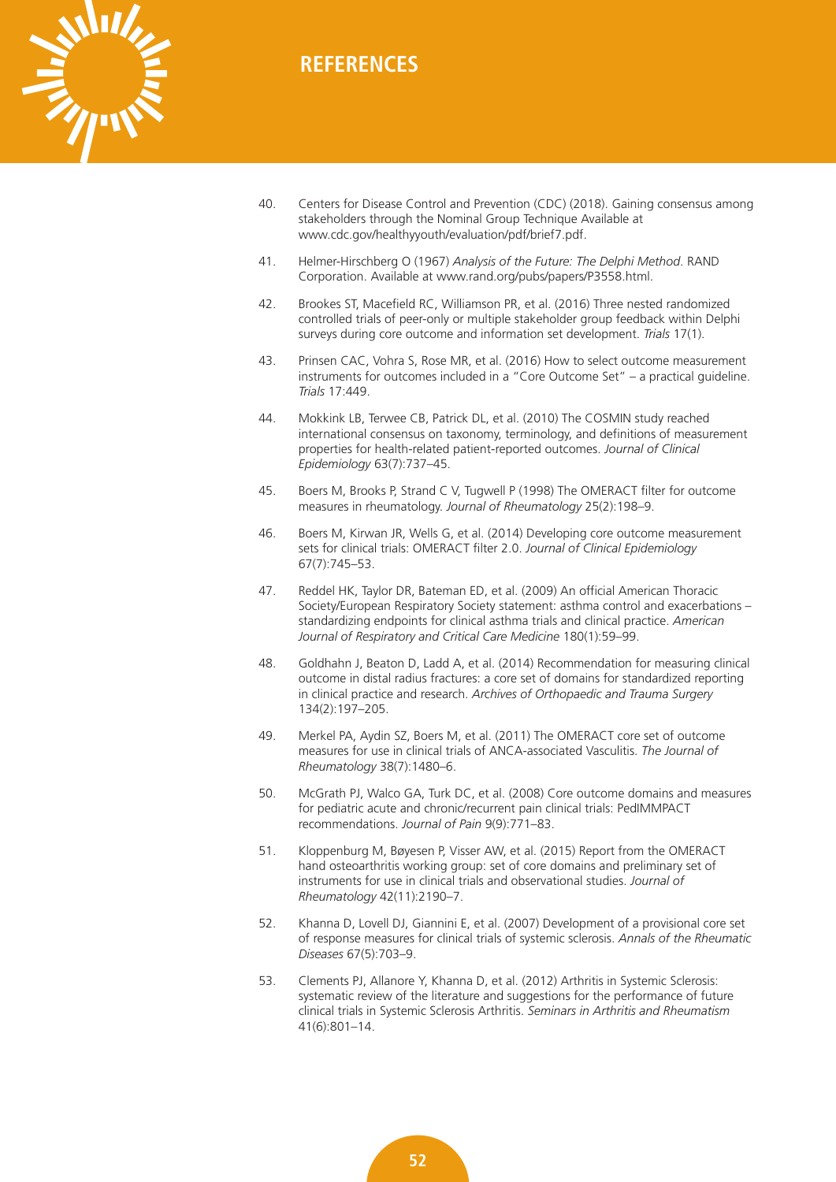## REFERENCES

40. Centers for Disease Control and Prevention (CDC) (2018). Gaining consensus among stakeholders through the Nominal Group Technique Available at www.cdc.gov/healthyyouth/evaluation/pdf/brief7.pdf.

41. Helmer-Hirschberg O (1967) *Analysis of the Future: The Delphi Method*. RAND Corporation. Available at www.rand.org/pubs/papers/P3558.html.

42. Brookes ST, Macefield RC, Williamson PR, et al. (2016) Three nested randomized controlled trials of peer-only or multiple stakeholder group feedback within Delphi surveys during core outcome and information set development. *Trials* 17(1).

43. Prinsen CAC, Vohra S, Rose MR, et al. (2016) How to select outcome measurement instruments for outcomes included in a "Core Outcome Set" – a practical guideline. *Trials* 17:449.

44. Mokkink LB, Terwee CB, Patrick DL, et al. (2010) The COSMIN study reached international consensus on taxonomy, terminology, and definitions of measurement properties for health-related patient-reported outcomes. *Journal of Clinical Epidemiology* 63(7):737–45.

45. Boers M, Brooks P, Strand C V, Tugwell P (1998) The OMERACT filter for outcome measures in rheumatology. *Journal of Rheumatology* 25(2):198–9.

46. Boers M, Kirwan JR, Wells G, et al. (2014) Developing core outcome measurement sets for clinical trials: OMERACT filter 2.0. *Journal of Clinical Epidemiology* 67(7):745–53.

47. Reddel HK, Taylor DR, Bateman ED, et al. (2009) An official American Thoracic Society/European Respiratory Society statement: asthma control and exacerbations – standardizing endpoints for clinical asthma trials and clinical practice. *American Journal of Respiratory and Critical Care Medicine* 180(1):59–99.

48. Goldhahn J, Beaton D, Ladd A, et al. (2014) Recommendation for measuring clinical outcome in distal radius fractures: a core set of domains for standardized reporting in clinical practice and research. *Archives of Orthopaedic and Trauma Surgery* 134(2):197–205.

49. Merkel PA, Aydin SZ, Boers M, et al. (2011) The OMERACT core set of outcome measures for use in clinical trials of ANCA-associated Vasculitis. *The Journal of Rheumatology* 38(7):1480–6.

50. McGrath PJ, Walco GA, Turk DC, et al. (2008) Core outcome domains and measures for pediatric acute and chronic/recurrent pain clinical trials: PedIMMPACT recommendations. *Journal of Pain* 9(9):771–83.

51. Kloppenburg M, Bøyesen P, Visser AW, et al. (2015) Report from the OMERACT hand osteoarthritis working group: set of core domains and preliminary set of instruments for use in clinical trials and observational studies. *Journal of Rheumatology* 42(11):2190–7.

52. Khanna D, Lovell DJ, Giannini E, et al. (2007) Development of a provisional core set of response measures for clinical trials of systemic sclerosis. *Annals of the Rheumatic Diseases* 67(5):703–9.

53. Clements PJ, Allanore Y, Khanna D, et al. (2012) Arthritis in Systemic Sclerosis: systematic review of the literature and suggestions for the performance of future clinical trials in Systemic Sclerosis Arthritis. *Seminars in Arthritis and Rheumatism* 41(6):801–14.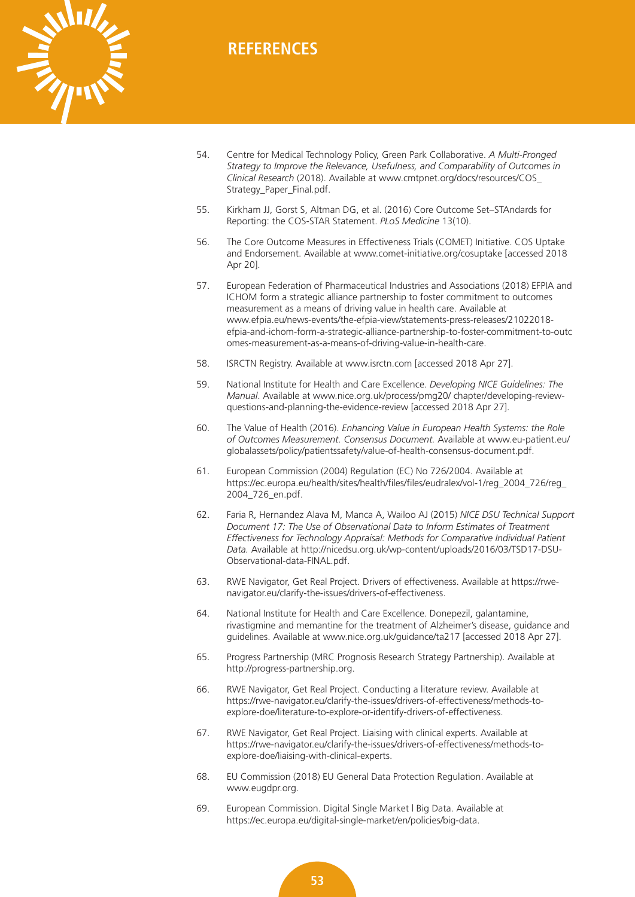# REFERENCES

54. Centre for Medical Technology Policy, Green Park Collaborative. *A Multi-Pronged Strategy to Improve the Relevance, Usefulness, and Comparability of Outcomes in Clinical Research* (2018). Available at www.cmtpnet.org/docs/resources/COS_Strategy_Paper_Final.pdf.

55. Kirkham JJ, Gorst S, Altman DG, et al. (2016) Core Outcome Set–STAndards for Reporting: the COS-STAR Statement. *PLoS Medicine* 13(10).

56. The Core Outcome Measures in Effectiveness Trials (COMET) Initiative. COS Uptake and Endorsement. Available at www.comet-initiative.org/cosuptake [accessed 2018 Apr 20].

57. European Federation of Pharmaceutical Industries and Associations (2018) EFPIA and ICHOM form a strategic alliance partnership to foster commitment to outcomes measurement as a means of driving value in health care. Available at www.efpia.eu/news-events/the-efpia-view/statements-press-releases/21022018-efpia-and-ichom-form-a-strategic-alliance-partnership-to-foster-commitment-to-outcomes-measurement-as-a-means-of-driving-value-in-health-care.

58. ISRCTN Registry. Available at www.isrctn.com [accessed 2018 Apr 27].

59. National Institute for Health and Care Excellence. *Developing NICE Guidelines: The Manual*. Available at www.nice.org.uk/process/pmg20/ chapter/developing-review-questions-and-planning-the-evidence-review [accessed 2018 Apr 27].

60. The Value of Health (2016). *Enhancing Value in European Health Systems: the Role of Outcomes Measurement. Consensus Document.* Available at www.eu-patient.eu/globalassets/policy/patientssafety/value-of-health-consensus-document.pdf.

61. European Commission (2004) Regulation (EC) No 726/2004. Available at https://ec.europa.eu/health/sites/health/files/files/eudralex/vol-1/reg_2004_726/reg_2004_726_en.pdf.

62. Faria R, Hernandez Alava M, Manca A, Wailoo AJ (2015) *NICE DSU Technical Support Document 17: The Use of Observational Data to Inform Estimates of Treatment Effectiveness for Technology Appraisal: Methods for Comparative Individual Patient Data.* Available at http://nicedsu.org.uk/wp-content/uploads/2016/03/TSD17-DSU-Observational-data-FINAL.pdf.

63. RWE Navigator, Get Real Project. Drivers of effectiveness. Available at https://rwe-navigator.eu/clarify-the-issues/drivers-of-effectiveness.

64. National Institute for Health and Care Excellence. Donepezil, galantamine, rivastigmine and memantine for the treatment of Alzheimer's disease, guidance and guidelines. Available at www.nice.org.uk/guidance/ta217 [accessed 2018 Apr 27].

65. Progress Partnership (MRC Prognosis Research Strategy Partnership). Available at http://progress-partnership.org.

66. RWE Navigator, Get Real Project. Conducting a literature review. Available at https://rwe-navigator.eu/clarify-the-issues/drivers-of-effectiveness/methods-to-explore-doe/literature-to-explore-or-identify-drivers-of-effectiveness.

67. RWE Navigator, Get Real Project. Liaising with clinical experts. Available at https://rwe-navigator.eu/clarify-the-issues/drivers-of-effectiveness/methods-to-explore-doe/liaising-with-clinical-experts.

68. EU Commission (2018) EU General Data Protection Regulation. Available at www.eugdpr.org.

69. European Commission. Digital Single Market | Big Data. Available at https://ec.europa.eu/digital-single-market/en/policies/big-data.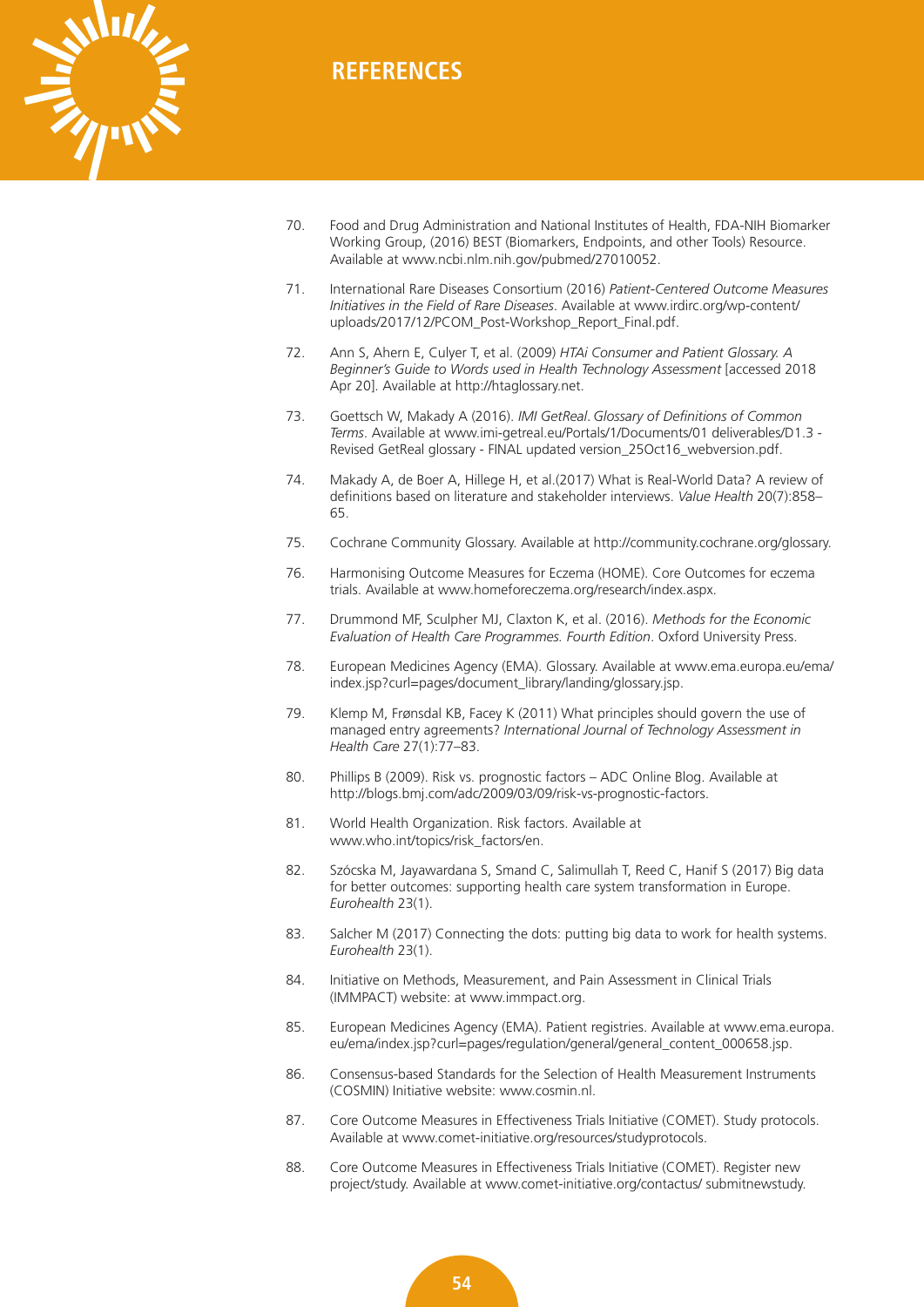## REFERENCES

70. Food and Drug Administration and National Institutes of Health, FDA-NIH Biomarker Working Group, (2016) BEST (Biomarkers, Endpoints, and other Tools) Resource. Available at www.ncbi.nlm.nih.gov/pubmed/27010052.

71. International Rare Diseases Consortium (2016) *Patient-Centered Outcome Measures Initiatives in the Field of Rare Diseases*. Available at www.irdirc.org/wp-content/uploads/2017/12/PCOM_Post-Workshop_Report_Final.pdf.

72. Ann S, Ahern E, Culyer T, et al. (2009) *HTAi Consumer and Patient Glossary. A Beginner's Guide to Words used in Health Technology Assessment* [accessed 2018 Apr 20]. Available at http://htaglossary.net.

73. Goettsch W, Makady A (2016). *IMI GetReal. Glossary of Definitions of Common Terms*. Available at www.imi-getreal.eu/Portals/1/Documents/01 deliverables/D1.3 - Revised GetReal glossary - FINAL updated version_25Oct16_webversion.pdf.

74. Makady A, de Boer A, Hillege H, et al.(2017) What is Real-World Data? A review of definitions based on literature and stakeholder interviews. *Value Health* 20(7):858–65.

75. Cochrane Community Glossary. Available at http://community.cochrane.org/glossary.

76. Harmonising Outcome Measures for Eczema (HOME). Core Outcomes for eczema trials. Available at www.homeforeczema.org/research/index.aspx.

77. Drummond MF, Sculpher MJ, Claxton K, et al. (2016). *Methods for the Economic Evaluation of Health Care Programmes. Fourth Edition*. Oxford University Press.

78. European Medicines Agency (EMA). Glossary. Available at www.ema.europa.eu/ema/index.jsp?curl=pages/document_library/landing/glossary.jsp.

79. Klemp M, Frønsdal KB, Facey K (2011) What principles should govern the use of managed entry agreements? *International Journal of Technology Assessment in Health Care* 27(1):77–83.

80. Phillips B (2009). Risk vs. prognostic factors – ADC Online Blog. Available at http://blogs.bmj.com/adc/2009/03/09/risk-vs-prognostic-factors.

81. World Health Organization. Risk factors. Available at www.who.int/topics/risk_factors/en.

82. Szócska M, Jayawardana S, Smand C, Salimullah T, Reed C, Hanif S (2017) Big data for better outcomes: supporting health care system transformation in Europe. *Eurohealth* 23(1).

83. Salcher M (2017) Connecting the dots: putting big data to work for health systems. *Eurohealth* 23(1).

84. Initiative on Methods, Measurement, and Pain Assessment in Clinical Trials (IMMPACT) website: at www.immpact.org.

85. European Medicines Agency (EMA). Patient registries. Available at www.ema.europa.eu/ema/index.jsp?curl=pages/regulation/general/general_content_000658.jsp.

86. Consensus-based Standards for the Selection of Health Measurement Instruments (COSMIN) Initiative website: www.cosmin.nl.

87. Core Outcome Measures in Effectiveness Trials Initiative (COMET). Study protocols. Available at www.comet-initiative.org/resources/studyprotocols.

88. Core Outcome Measures in Effectiveness Trials Initiative (COMET). Register new project/study. Available at www.comet-initiative.org/contactus/ submitnewstudy.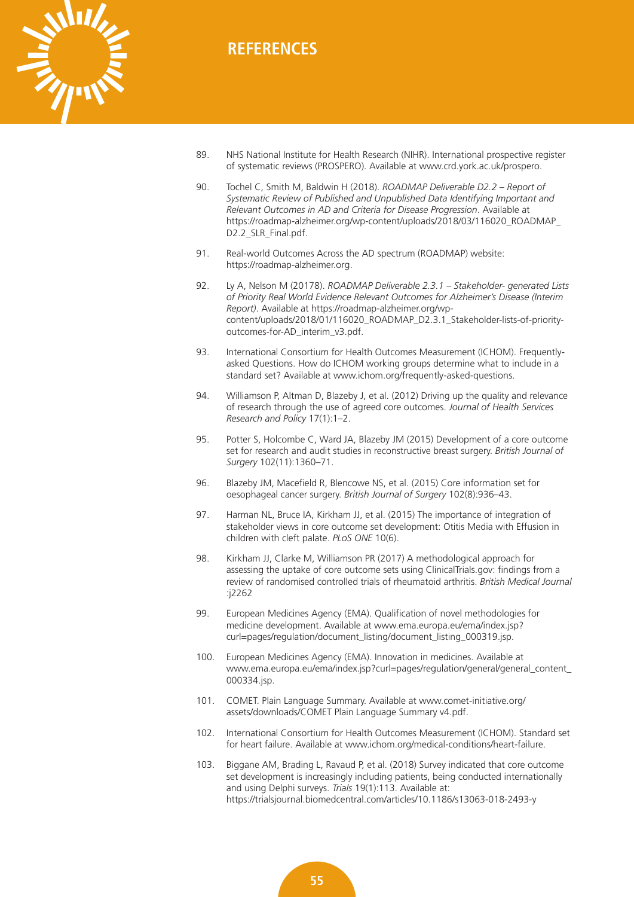# REFERENCES

89. NHS National Institute for Health Research (NIHR). International prospective register of systematic reviews (PROSPERO). Available at www.crd.york.ac.uk/prospero.

90. Tochel C, Smith M, Baldwin H (2018). *ROADMAP Deliverable D2.2 – Report of Systematic Review of Published and Unpublished Data Identifying Important and Relevant Outcomes in AD and Criteria for Disease Progression*. Available at https://roadmap-alzheimer.org/wp-content/uploads/2018/03/116020_ROADMAP_D2.2_SLR_Final.pdf.

91. Real-world Outcomes Across the AD spectrum (ROADMAP) website: https://roadmap-alzheimer.org.

92. Ly A, Nelson M (20178). *ROADMAP Deliverable 2.3.1 – Stakeholder- generated Lists of Priority Real World Evidence Relevant Outcomes for Alzheimer's Disease (Interim Report)*. Available at https://roadmap-alzheimer.org/wp-content/uploads/2018/01/116020_ROADMAP_D2.3.1_Stakeholder-lists-of-priority-outcomes-for-AD_interim_v3.pdf.

93. International Consortium for Health Outcomes Measurement (ICHOM). Frequently-asked Questions. How do ICHOM working groups determine what to include in a standard set? Available at www.ichom.org/frequently-asked-questions.

94. Williamson P, Altman D, Blazeby J, et al. (2012) Driving up the quality and relevance of research through the use of agreed core outcomes. *Journal of Health Services Research and Policy* 17(1):1–2.

95. Potter S, Holcombe C, Ward JA, Blazeby JM (2015) Development of a core outcome set for research and audit studies in reconstructive breast surgery. *British Journal of Surgery* 102(11):1360–71.

96. Blazeby JM, Macefield R, Blencowe NS, et al. (2015) Core information set for oesophageal cancer surgery. *British Journal of Surgery* 102(8):936–43.

97. Harman NL, Bruce IA, Kirkham JJ, et al. (2015) The importance of integration of stakeholder views in core outcome set development: Otitis Media with Effusion in children with cleft palate. *PLoS ONE* 10(6).

98. Kirkham JJ, Clarke M, Williamson PR (2017) A methodological approach for assessing the uptake of core outcome sets using ClinicalTrials.gov: findings from a review of randomised controlled trials of rheumatoid arthritis. *British Medical Journal* :j2262

99. European Medicines Agency (EMA). Qualification of novel methodologies for medicine development. Available at www.ema.europa.eu/ema/index.jsp?curl=pages/regulation/document_listing/document_listing_000319.jsp.

100. European Medicines Agency (EMA). Innovation in medicines. Available at www.ema.europa.eu/ema/index.jsp?curl=pages/regulation/general/general_content_000334.jsp.

101. COMET. Plain Language Summary. Available at www.comet-initiative.org/assets/downloads/COMET Plain Language Summary v4.pdf.

102. International Consortium for Health Outcomes Measurement (ICHOM). Standard set for heart failure. Available at www.ichom.org/medical-conditions/heart-failure.

103. Biggane AM, Brading L, Ravaud P, et al. (2018) Survey indicated that core outcome set development is increasingly including patients, being conducted internationally and using Delphi surveys. *Trials* 19(1):113. Available at: https://trialsjournal.biomedcentral.com/articles/10.1186/s13063-018-2493-y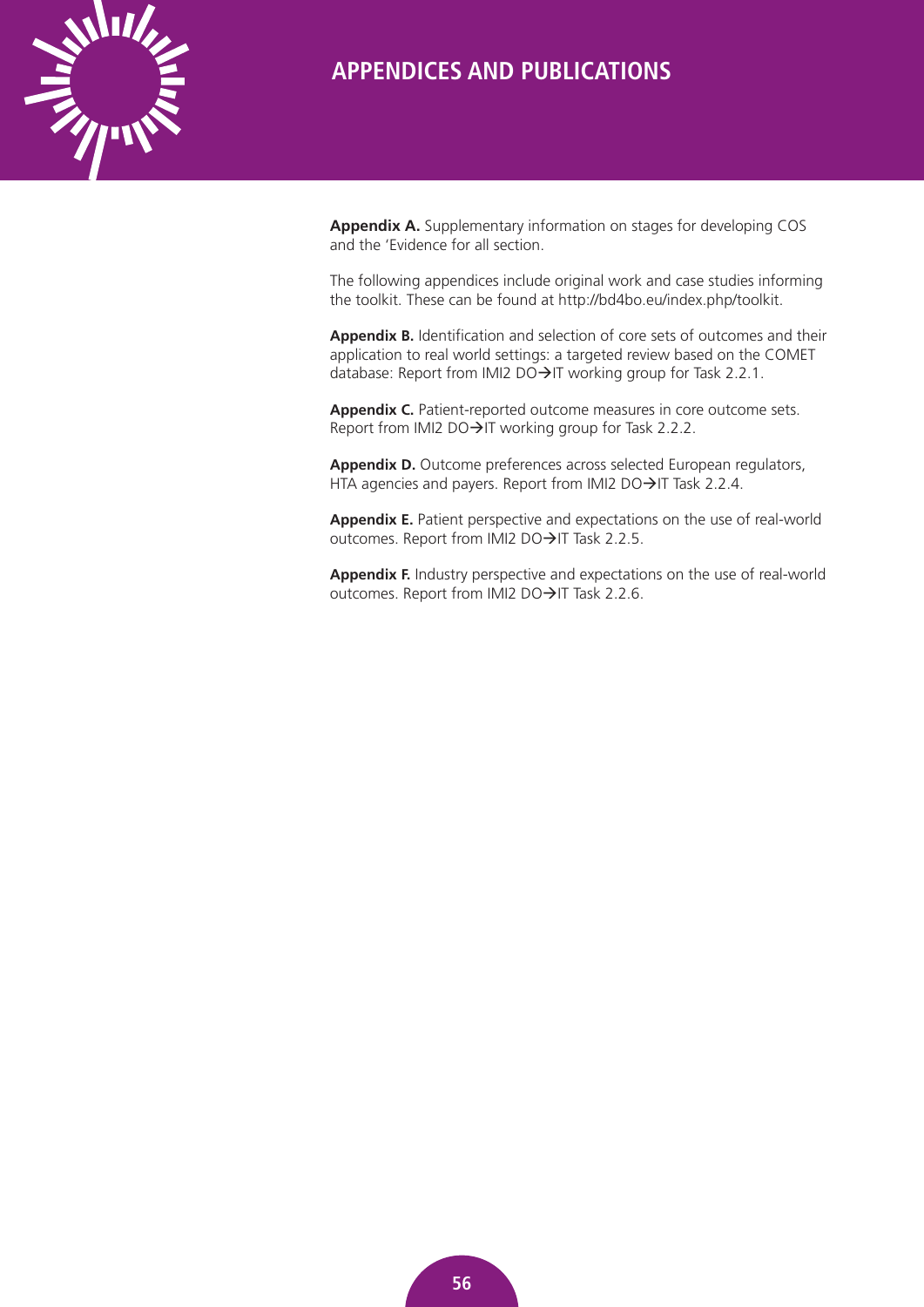# APPENDICES AND PUBLICATIONS

**Appendix A.** Supplementary information on stages for developing COS and the 'Evidence for all section.

The following appendices include original work and case studies informing the toolkit. These can be found at http://bd4bo.eu/index.php/toolkit.

**Appendix B.** Identification and selection of core sets of outcomes and their application to real world settings: a targeted review based on the COMET database: Report from IMI2 DO→IT working group for Task 2.2.1.

**Appendix C.** Patient-reported outcome measures in core outcome sets. Report from IMI2 DO→IT working group for Task 2.2.2.

**Appendix D.** Outcome preferences across selected European regulators, HTA agencies and payers. Report from IMI2 DO→IT Task 2.2.4.

**Appendix E.** Patient perspective and expectations on the use of real-world outcomes. Report from IMI2 DO→IT Task 2.2.5.

**Appendix F.** Industry perspective and expectations on the use of real-world outcomes. Report from IMI2 DO→IT Task 2.2.6.